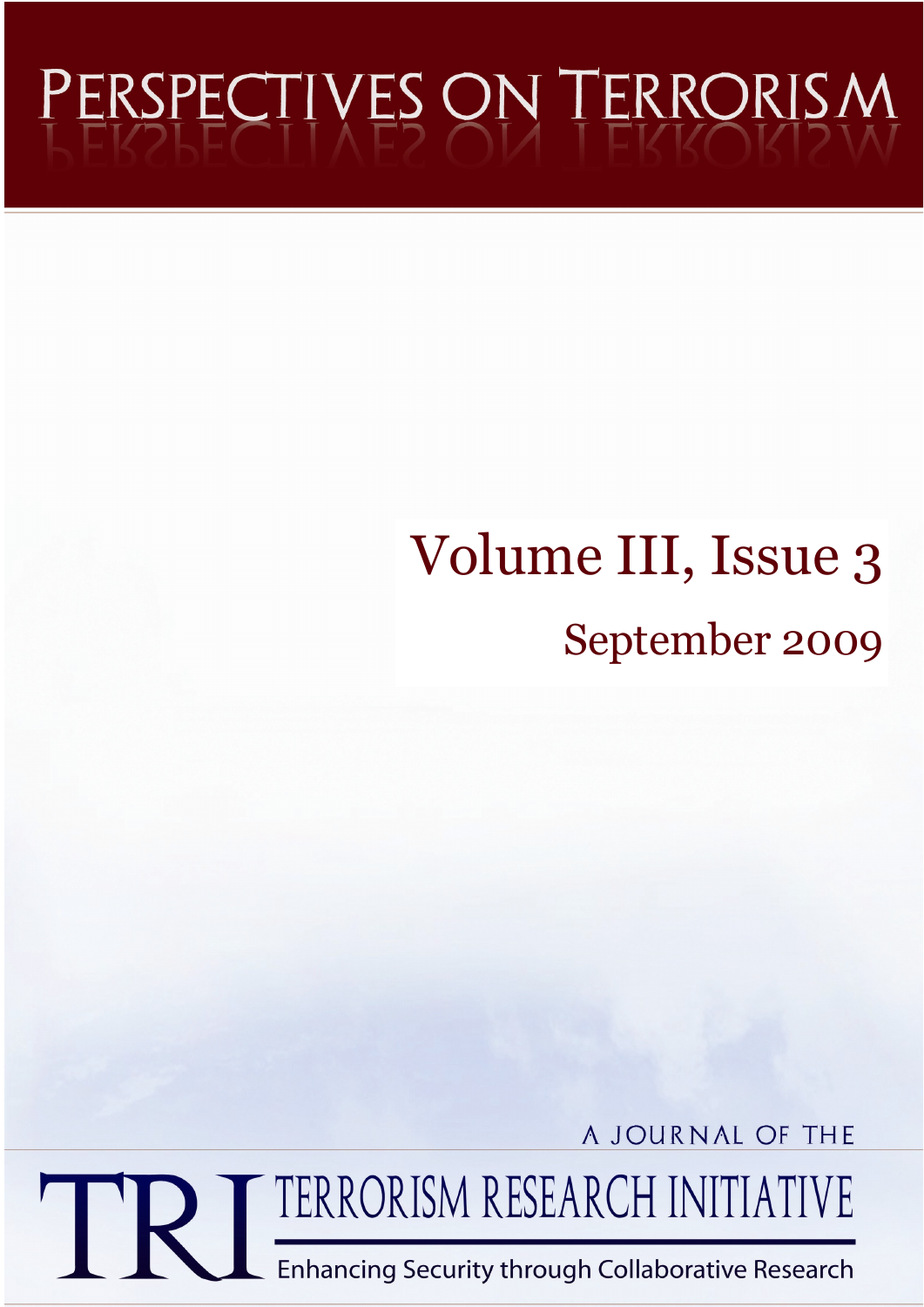# PERSPECTIVES ON TERRORISM

## Volume III, Issue 3

### September 2009

A JOURNAL OF THE

TRI TERRORISM RESEARCH INITIATIVE

Enhancing Security through Collaborative Research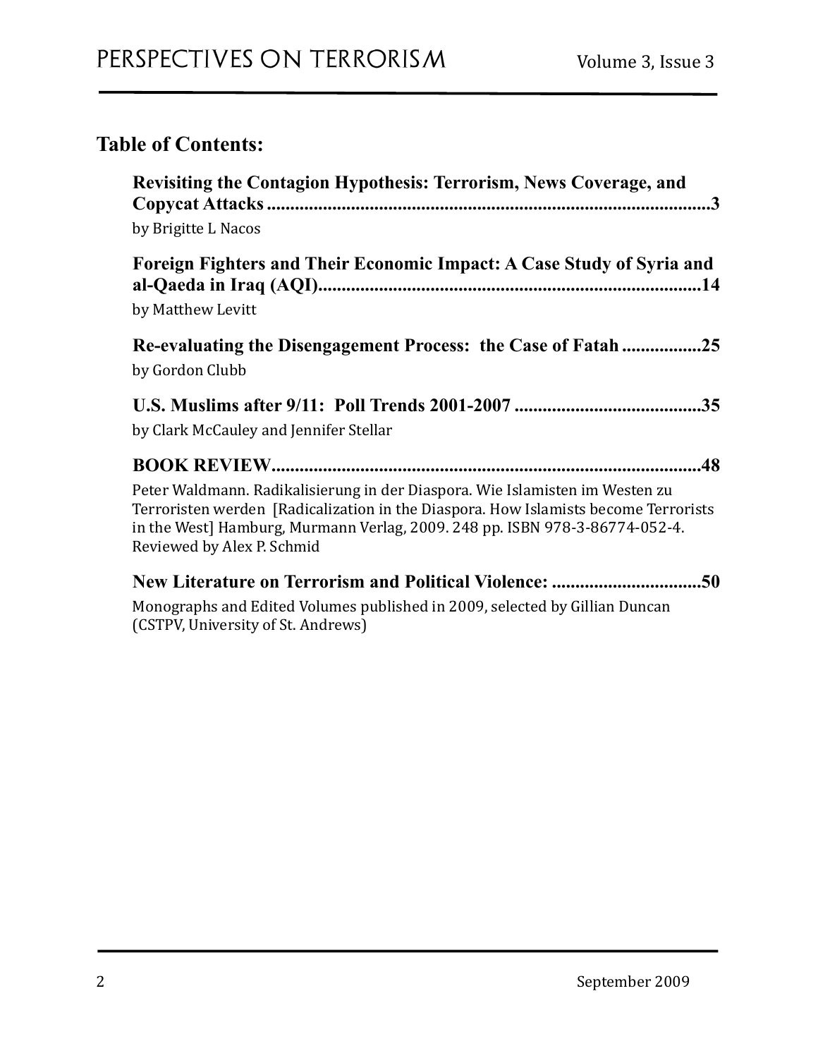## Table of Contents:

**Revisiting the Contagion Hypothesis: Terrorism, News Coverage, and Copycat Attacks ............................................................................................3**

by Brigitte L Nacos

**Foreign Fighters and Their Economic Impact: A Case Study of Syria and al-Qaeda in Iraq (AQI)...............................................................................14**

by Matthew Levitt

**Re-evaluating the Disengagement Process: the Case of Fatah ................25**

by Gordon Clubb

**U.S. Muslims after 9/11: Poll Trends 2001-2007 ........................................35**

by Clark McCauley and Jennifer Stellar

**BOOK REVIEW..........................................................................................48**

Peter Waldmann. Radikalisierung in der Diaspora. Wie Islamisten im Westen zu Terroristen werden [Radicalization in the Diaspora. How Islamists become Terrorists in the West] Hamburg, Murmann Verlag, 2009. 248 pp. ISBN 978-3-86774-052-4. Reviewed by Alex P. Schmid

**New Literature on Terrorism and Political Violence: ................................50**

Monographs and Edited Volumes published in 2009, selected by Gillian Duncan (CSTPV, University of St. Andrews)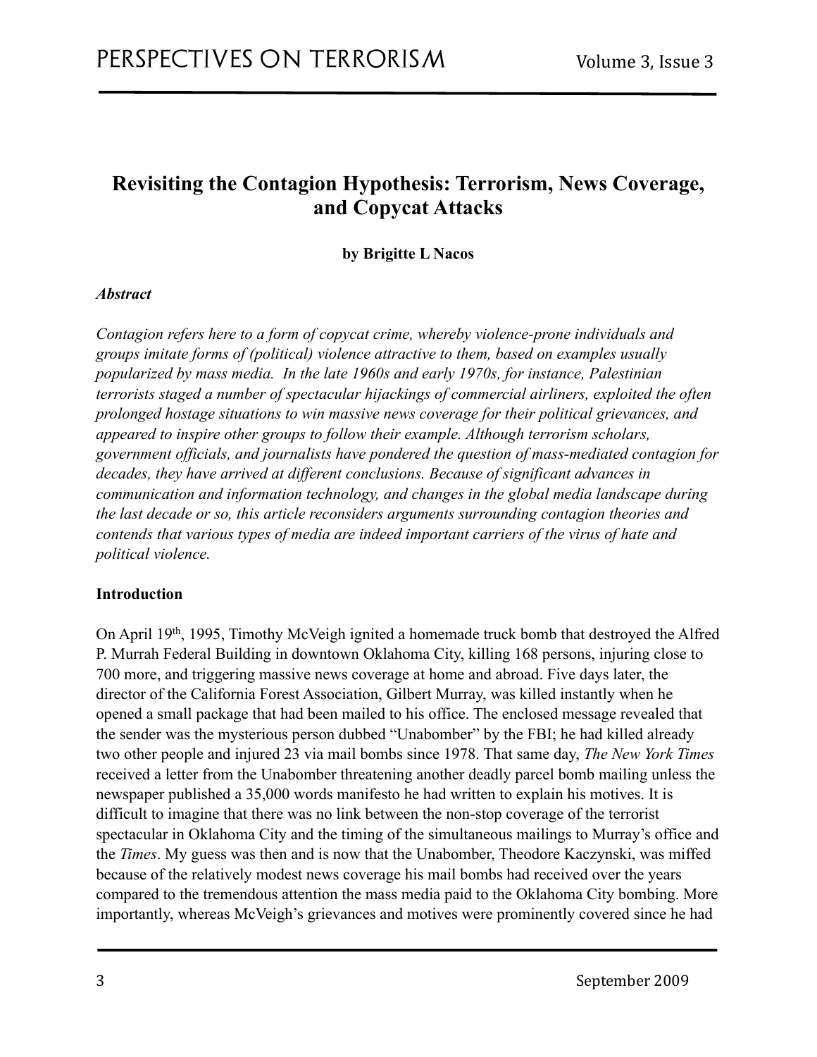# Revisiting the Contagion Hypothesis: Terrorism, News Coverage, and Copycat Attacks

**by Brigitte L Nacos**

***Abstract***

*Contagion refers here to a form of copycat crime, whereby violence-prone individuals and groups imitate forms of (political) violence attractive to them, based on examples usually popularized by mass media. In the late 1960s and early 1970s, for instance, Palestinian terrorists staged a number of spectacular hijackings of commercial airliners, exploited the often prolonged hostage situations to win massive news coverage for their political grievances, and appeared to inspire other groups to follow their example. Although terrorism scholars, government officials, and journalists have pondered the question of mass-mediated contagion for decades, they have arrived at different conclusions. Because of significant advances in communication and information technology, and changes in the global media landscape during the last decade or so, this article reconsiders arguments surrounding contagion theories and contends that various types of media are indeed important carriers of the virus of hate and political violence.*

**Introduction**

On April 19th, 1995, Timothy McVeigh ignited a homemade truck bomb that destroyed the Alfred P. Murrah Federal Building in downtown Oklahoma City, killing 168 persons, injuring close to 700 more, and triggering massive news coverage at home and abroad. Five days later, the director of the California Forest Association, Gilbert Murray, was killed instantly when he opened a small package that had been mailed to his office. The enclosed message revealed that the sender was the mysterious person dubbed "Unabomber" by the FBI; he had killed already two other people and injured 23 via mail bombs since 1978. That same day, *The New York Times* received a letter from the Unabomber threatening another deadly parcel bomb mailing unless the newspaper published a 35,000 words manifesto he had written to explain his motives. It is difficult to imagine that there was no link between the non-stop coverage of the terrorist spectacular in Oklahoma City and the timing of the simultaneous mailings to Murray's office and the *Times*. My guess was then and is now that the Unabomber, Theodore Kaczynski, was miffed because of the relatively modest news coverage his mail bombs had received over the years compared to the tremendous attention the mass media paid to the Oklahoma City bombing. More importantly, whereas McVeigh's grievances and motives were prominently covered since he had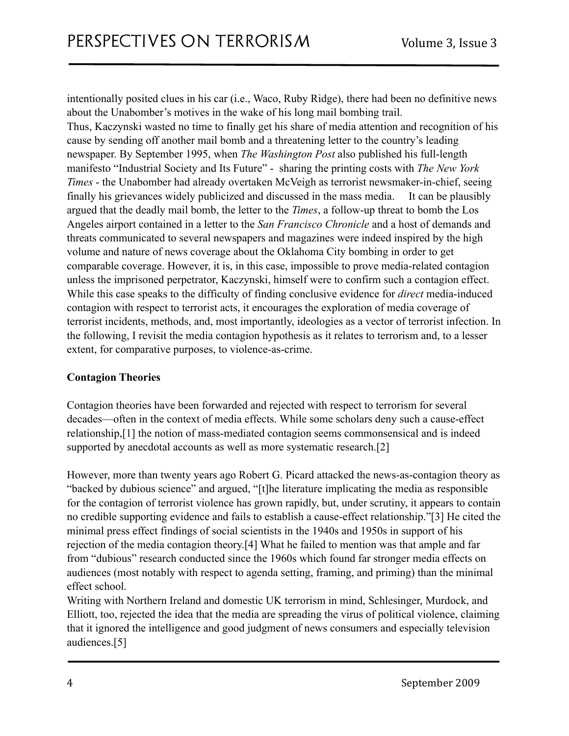intentionally posited clues in his car (i.e., Waco, Ruby Ridge), there had been no definitive news about the Unabomber's motives in the wake of his long mail bombing trail.
Thus, Kaczynski wasted no time to finally get his share of media attention and recognition of his cause by sending off another mail bomb and a threatening letter to the country's leading newspaper. By September 1995, when *The Washington Post* also published his full-length manifesto "Industrial Society and Its Future" - sharing the printing costs with *The New York Times* - the Unabomber had already overtaken McVeigh as terrorist newsmaker-in-chief, seeing finally his grievances widely publicized and discussed in the mass media. It can be plausibly argued that the deadly mail bomb, the letter to the *Times*, a follow-up threat to bomb the Los Angeles airport contained in a letter to the *San Francisco Chronicle* and a host of demands and threats communicated to several newspapers and magazines were indeed inspired by the high volume and nature of news coverage about the Oklahoma City bombing in order to get comparable coverage. However, it is, in this case, impossible to prove media-related contagion unless the imprisoned perpetrator, Kaczynski, himself were to confirm such a contagion effect. While this case speaks to the difficulty of finding conclusive evidence for *direct* media-induced contagion with respect to terrorist acts, it encourages the exploration of media coverage of terrorist incidents, methods, and, most importantly, ideologies as a vector of terrorist infection. In the following, I revisit the media contagion hypothesis as it relates to terrorism and, to a lesser extent, for comparative purposes, to violence-as-crime.

**Contagion Theories**

Contagion theories have been forwarded and rejected with respect to terrorism for several decades—often in the context of media effects. While some scholars deny such a cause-effect relationship,[1] the notion of mass-mediated contagion seems commonsensical and is indeed supported by anecdotal accounts as well as more systematic research.[2]

However, more than twenty years ago Robert G. Picard attacked the news-as-contagion theory as "backed by dubious science" and argued, "[t]he literature implicating the media as responsible for the contagion of terrorist violence has grown rapidly, but, under scrutiny, it appears to contain no credible supporting evidence and fails to establish a cause-effect relationship."[3] He cited the minimal press effect findings of social scientists in the 1940s and 1950s in support of his rejection of the media contagion theory.[4] What he failed to mention was that ample and far from "dubious" research conducted since the 1960s which found far stronger media effects on audiences (most notably with respect to agenda setting, framing, and priming) than the minimal effect school.
Writing with Northern Ireland and domestic UK terrorism in mind, Schlesinger, Murdock, and Elliott, too, rejected the idea that the media are spreading the virus of political violence, claiming that it ignored the intelligence and good judgment of news consumers and especially television audiences.[5]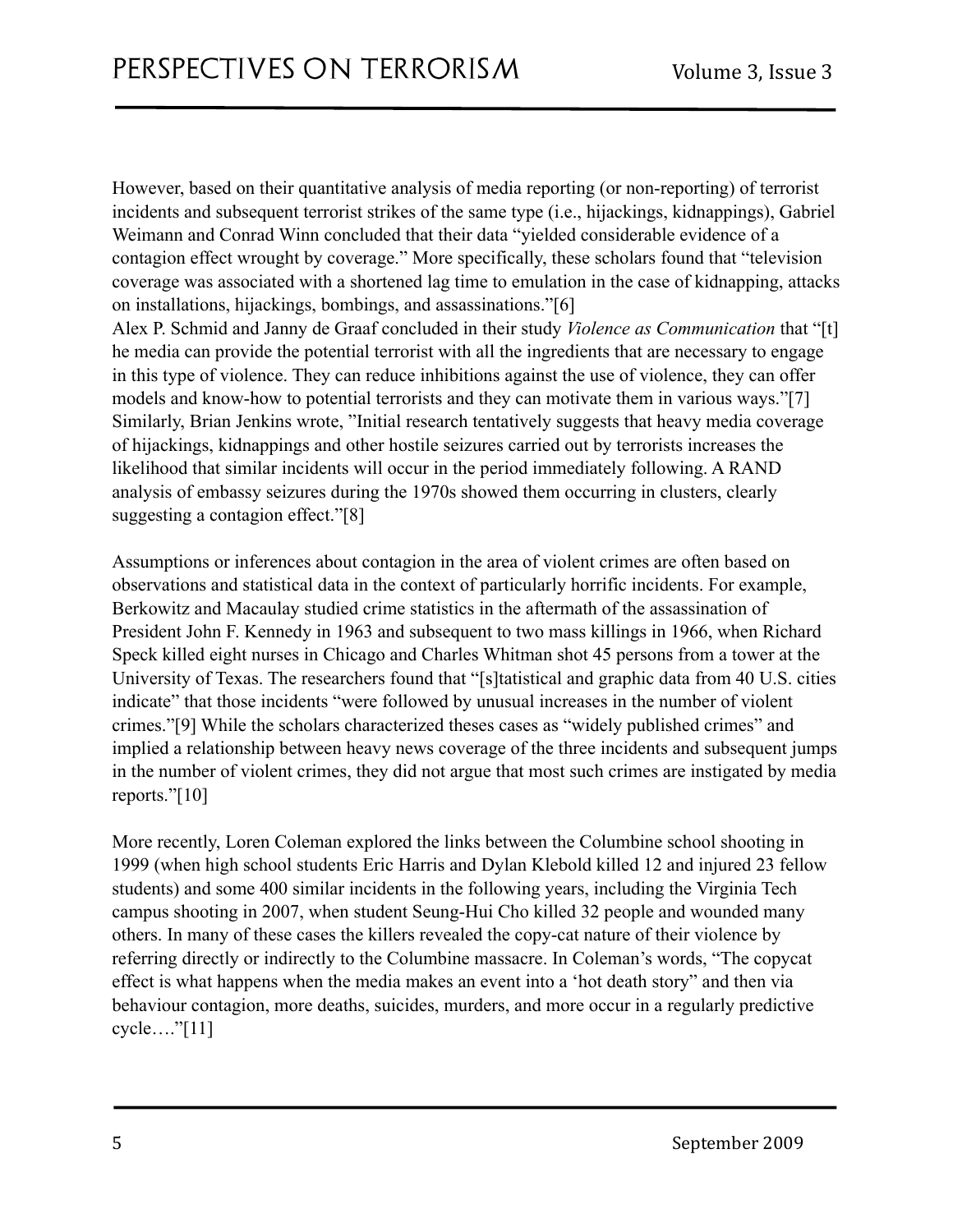However, based on their quantitative analysis of media reporting (or non-reporting) of terrorist incidents and subsequent terrorist strikes of the same type (i.e., hijackings, kidnappings), Gabriel Weimann and Conrad Winn concluded that their data "yielded considerable evidence of a contagion effect wrought by coverage." More specifically, these scholars found that "television coverage was associated with a shortened lag time to emulation in the case of kidnapping, attacks on installations, hijackings, bombings, and assassinations."[6]
Alex P. Schmid and Janny de Graaf concluded in their study *Violence as Communication* that "[t]he media can provide the potential terrorist with all the ingredients that are necessary to engage in this type of violence. They can reduce inhibitions against the use of violence, they can offer models and know-how to potential terrorists and they can motivate them in various ways."[7]
Similarly, Brian Jenkins wrote, "Initial research tentatively suggests that heavy media coverage of hijackings, kidnappings and other hostile seizures carried out by terrorists increases the likelihood that similar incidents will occur in the period immediately following. A RAND analysis of embassy seizures during the 1970s showed them occurring in clusters, clearly suggesting a contagion effect."[8]

Assumptions or inferences about contagion in the area of violent crimes are often based on observations and statistical data in the context of particularly horrific incidents. For example, Berkowitz and Macaulay studied crime statistics in the aftermath of the assassination of President John F. Kennedy in 1963 and subsequent to two mass killings in 1966, when Richard Speck killed eight nurses in Chicago and Charles Whitman shot 45 persons from a tower at the University of Texas. The researchers found that "[s]tatistical and graphic data from 40 U.S. cities indicate" that those incidents "were followed by unusual increases in the number of violent crimes."[9] While the scholars characterized theses cases as "widely published crimes" and implied a relationship between heavy news coverage of the three incidents and subsequent jumps in the number of violent crimes, they did not argue that most such crimes are instigated by media reports."[10]

More recently, Loren Coleman explored the links between the Columbine school shooting in 1999 (when high school students Eric Harris and Dylan Klebold killed 12 and injured 23 fellow students) and some 400 similar incidents in the following years, including the Virginia Tech campus shooting in 2007, when student Seung-Hui Cho killed 32 people and wounded many others. In many of these cases the killers revealed the copy-cat nature of their violence by referring directly or indirectly to the Columbine massacre. In Coleman's words, "The copycat effect is what happens when the media makes an event into a 'hot death story" and then via behaviour contagion, more deaths, suicides, murders, and more occur in a regularly predictive cycle…."[11]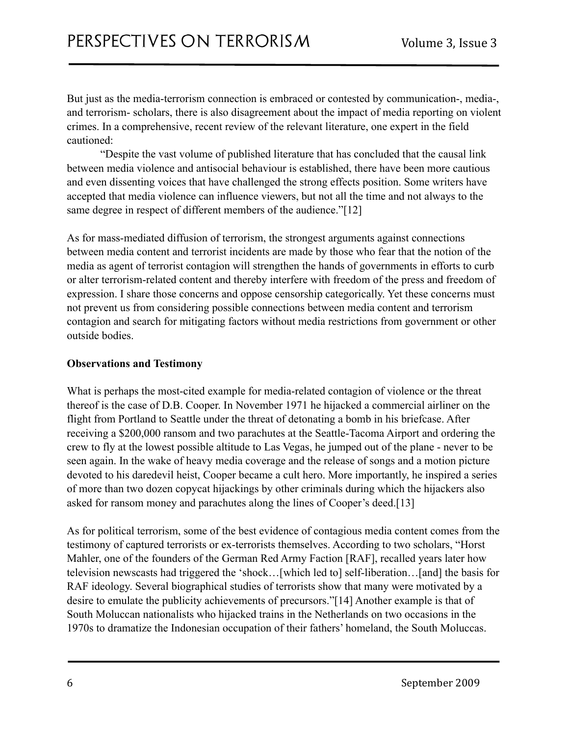But just as the media-terrorism connection is embraced or contested by communication-, media-, and terrorism- scholars, there is also disagreement about the impact of media reporting on violent crimes. In a comprehensive, recent review of the relevant literature, one expert in the field cautioned:

> "Despite the vast volume of published literature that has concluded that the causal link between media violence and antisocial behaviour is established, there have been more cautious and even dissenting voices that have challenged the strong effects position. Some writers have accepted that media violence can influence viewers, but not all the time and not always to the same degree in respect of different members of the audience."[12]

As for mass-mediated diffusion of terrorism, the strongest arguments against connections between media content and terrorist incidents are made by those who fear that the notion of the media as agent of terrorist contagion will strengthen the hands of governments in efforts to curb or alter terrorism-related content and thereby interfere with freedom of the press and freedom of expression. I share those concerns and oppose censorship categorically. Yet these concerns must not prevent us from considering possible connections between media content and terrorism contagion and search for mitigating factors without media restrictions from government or other outside bodies.

**Observations and Testimony**

What is perhaps the most-cited example for media-related contagion of violence or the threat thereof is the case of D.B. Cooper. In November 1971 he hijacked a commercial airliner on the flight from Portland to Seattle under the threat of detonating a bomb in his briefcase. After receiving a $200,000 ransom and two parachutes at the Seattle-Tacoma Airport and ordering the crew to fly at the lowest possible altitude to Las Vegas, he jumped out of the plane - never to be seen again. In the wake of heavy media coverage and the release of songs and a motion picture devoted to his daredevil heist, Cooper became a cult hero. More importantly, he inspired a series of more than two dozen copycat hijackings by other criminals during which the hijackers also asked for ransom money and parachutes along the lines of Cooper's deed.[13]

As for political terrorism, some of the best evidence of contagious media content comes from the testimony of captured terrorists or ex-terrorists themselves. According to two scholars, "Horst Mahler, one of the founders of the German Red Army Faction [RAF], recalled years later how television newscasts had triggered the 'shock…[which led to] self-liberation…[and] the basis for RAF ideology. Several biographical studies of terrorists show that many were motivated by a desire to emulate the publicity achievements of precursors."[14] Another example is that of South Moluccan nationalists who hijacked trains in the Netherlands on two occasions in the 1970s to dramatize the Indonesian occupation of their fathers' homeland, the South Moluccas.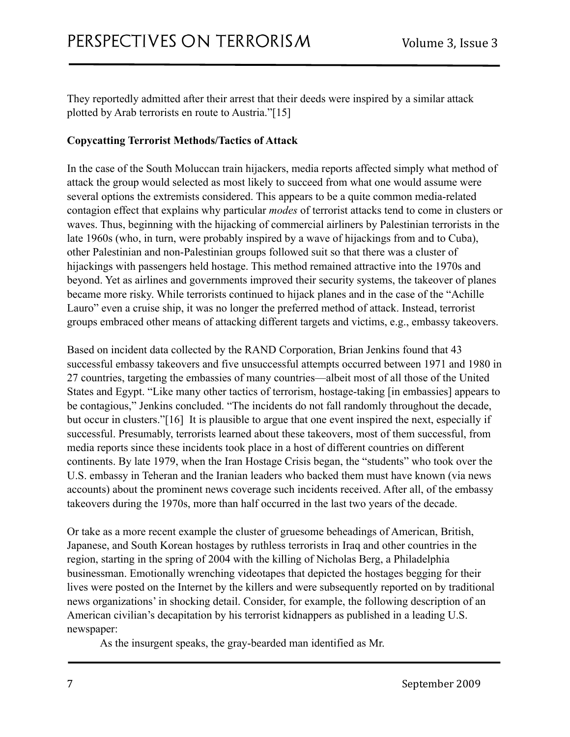They reportedly admitted after their arrest that their deeds were inspired by a similar attack plotted by Arab terrorists en route to Austria."[15]

**Copycatting Terrorist Methods/Tactics of Attack**

In the case of the South Moluccan train hijackers, media reports affected simply what method of attack the group would selected as most likely to succeed from what one would assume were several options the extremists considered. This appears to be a quite common media-related contagion effect that explains why particular *modes* of terrorist attacks tend to come in clusters or waves. Thus, beginning with the hijacking of commercial airliners by Palestinian terrorists in the late 1960s (who, in turn, were probably inspired by a wave of hijackings from and to Cuba), other Palestinian and non-Palestinian groups followed suit so that there was a cluster of hijackings with passengers held hostage. This method remained attractive into the 1970s and beyond. Yet as airlines and governments improved their security systems, the takeover of planes became more risky. While terrorists continued to hijack planes and in the case of the "Achille Lauro" even a cruise ship, it was no longer the preferred method of attack. Instead, terrorist groups embraced other means of attacking different targets and victims, e.g., embassy takeovers.

Based on incident data collected by the RAND Corporation, Brian Jenkins found that 43 successful embassy takeovers and five unsuccessful attempts occurred between 1971 and 1980 in 27 countries, targeting the embassies of many countries—albeit most of all those of the United States and Egypt. "Like many other tactics of terrorism, hostage-taking [in embassies] appears to be contagious," Jenkins concluded. "The incidents do not fall randomly throughout the decade, but occur in clusters."[16] It is plausible to argue that one event inspired the next, especially if successful. Presumably, terrorists learned about these takeovers, most of them successful, from media reports since these incidents took place in a host of different countries on different continents. By late 1979, when the Iran Hostage Crisis began, the "students" who took over the U.S. embassy in Teheran and the Iranian leaders who backed them must have known (via news accounts) about the prominent news coverage such incidents received. After all, of the embassy takeovers during the 1970s, more than half occurred in the last two years of the decade.

Or take as a more recent example the cluster of gruesome beheadings of American, British, Japanese, and South Korean hostages by ruthless terrorists in Iraq and other countries in the region, starting in the spring of 2004 with the killing of Nicholas Berg, a Philadelphia businessman. Emotionally wrenching videotapes that depicted the hostages begging for their lives were posted on the Internet by the killers and were subsequently reported on by traditional news organizations' in shocking detail. Consider, for example, the following description of an American civilian's decapitation by his terrorist kidnappers as published in a leading U.S. newspaper:

> As the insurgent speaks, the gray-bearded man identified as Mr.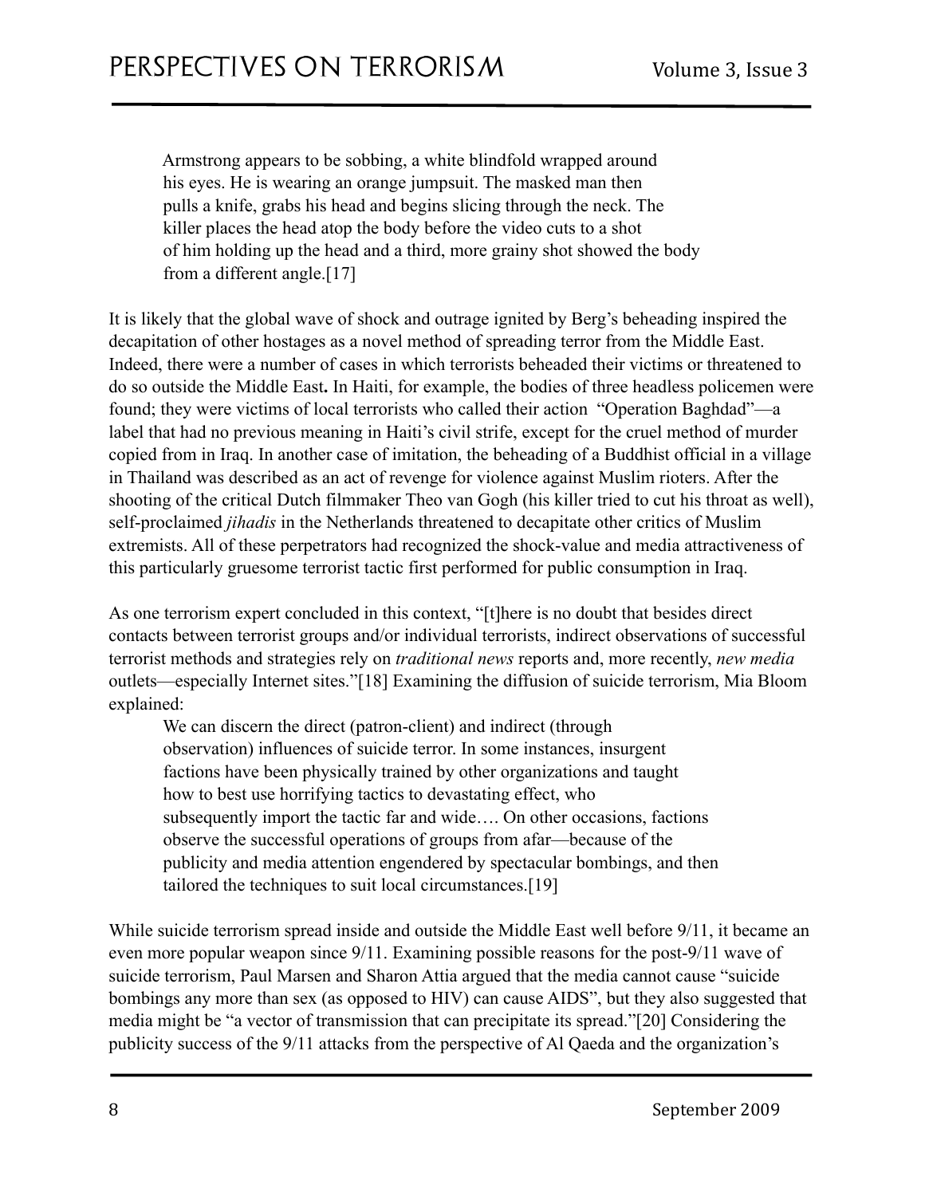> Armstrong appears to be sobbing, a white blindfold wrapped around his eyes. He is wearing an orange jumpsuit. The masked man then pulls a knife, grabs his head and begins slicing through the neck. The killer places the head atop the body before the video cuts to a shot of him holding up the head and a third, more grainy shot showed the body from a different angle.[17]

It is likely that the global wave of shock and outrage ignited by Berg's beheading inspired the decapitation of other hostages as a novel method of spreading terror from the Middle East. Indeed, there were a number of cases in which terrorists beheaded their victims or threatened to do so outside the Middle East**.** In Haiti, for example, the bodies of three headless policemen were found; they were victims of local terrorists who called their action "Operation Baghdad"—a label that had no previous meaning in Haiti's civil strife, except for the cruel method of murder copied from in Iraq. In another case of imitation, the beheading of a Buddhist official in a village in Thailand was described as an act of revenge for violence against Muslim rioters. After the shooting of the critical Dutch filmmaker Theo van Gogh (his killer tried to cut his throat as well), self-proclaimed *jihadis* in the Netherlands threatened to decapitate other critics of Muslim extremists. All of these perpetrators had recognized the shock-value and media attractiveness of this particularly gruesome terrorist tactic first performed for public consumption in Iraq.

As one terrorism expert concluded in this context, "[t]here is no doubt that besides direct contacts between terrorist groups and/or individual terrorists, indirect observations of successful terrorist methods and strategies rely on *traditional news* reports and, more recently, *new media* outlets—especially Internet sites."[18] Examining the diffusion of suicide terrorism, Mia Bloom explained:

> We can discern the direct (patron-client) and indirect (through observation) influences of suicide terror. In some instances, insurgent factions have been physically trained by other organizations and taught how to best use horrifying tactics to devastating effect, who subsequently import the tactic far and wide…. On other occasions, factions observe the successful operations of groups from afar—because of the publicity and media attention engendered by spectacular bombings, and then tailored the techniques to suit local circumstances.[19]

While suicide terrorism spread inside and outside the Middle East well before 9/11, it became an even more popular weapon since 9/11. Examining possible reasons for the post-9/11 wave of suicide terrorism, Paul Marsen and Sharon Attia argued that the media cannot cause "suicide bombings any more than sex (as opposed to HIV) can cause AIDS", but they also suggested that media might be "a vector of transmission that can precipitate its spread."[20] Considering the publicity success of the 9/11 attacks from the perspective of Al Qaeda and the organization's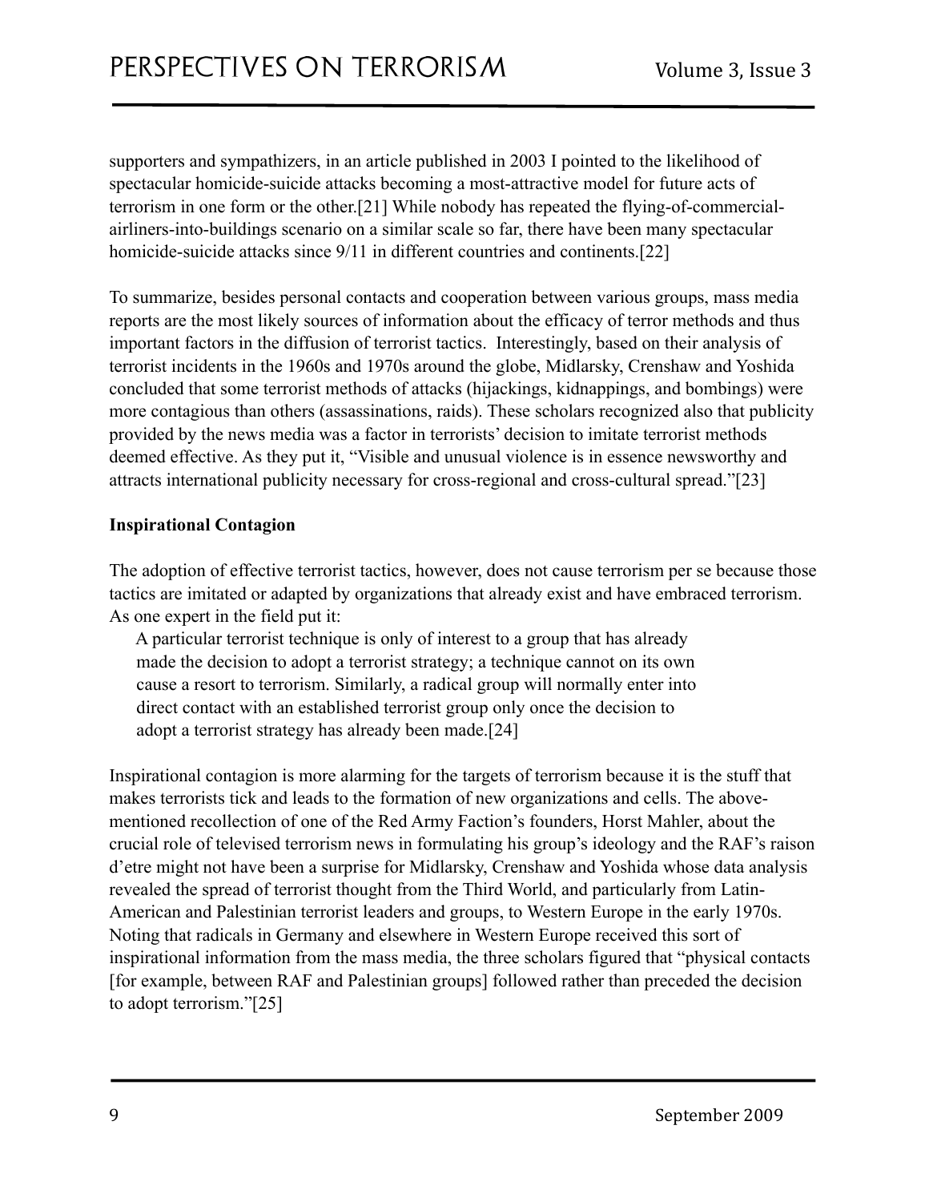supporters and sympathizers, in an article published in 2003 I pointed to the likelihood of spectacular homicide-suicide attacks becoming a most-attractive model for future acts of terrorism in one form or the other.[21] While nobody has repeated the flying-of-commercial-airliners-into-buildings scenario on a similar scale so far, there have been many spectacular homicide-suicide attacks since 9/11 in different countries and continents.[22]

To summarize, besides personal contacts and cooperation between various groups, mass media reports are the most likely sources of information about the efficacy of terror methods and thus important factors in the diffusion of terrorist tactics. Interestingly, based on their analysis of terrorist incidents in the 1960s and 1970s around the globe, Midlarsky, Crenshaw and Yoshida concluded that some terrorist methods of attacks (hijackings, kidnappings, and bombings) were more contagious than others (assassinations, raids). These scholars recognized also that publicity provided by the news media was a factor in terrorists' decision to imitate terrorist methods deemed effective. As they put it, "Visible and unusual violence is in essence newsworthy and attracts international publicity necessary for cross-regional and cross-cultural spread."[23]

**Inspirational Contagion**

The adoption of effective terrorist tactics, however, does not cause terrorism per se because those tactics are imitated or adapted by organizations that already exist and have embraced terrorism. As one expert in the field put it:

> A particular terrorist technique is only of interest to a group that has already made the decision to adopt a terrorist strategy; a technique cannot on its own cause a resort to terrorism. Similarly, a radical group will normally enter into direct contact with an established terrorist group only once the decision to adopt a terrorist strategy has already been made.[24]

Inspirational contagion is more alarming for the targets of terrorism because it is the stuff that makes terrorists tick and leads to the formation of new organizations and cells. The above-mentioned recollection of one of the Red Army Faction's founders, Horst Mahler, about the crucial role of televised terrorism news in formulating his group's ideology and the RAF's raison d'etre might not have been a surprise for Midlarsky, Crenshaw and Yoshida whose data analysis revealed the spread of terrorist thought from the Third World, and particularly from Latin-American and Palestinian terrorist leaders and groups, to Western Europe in the early 1970s. Noting that radicals in Germany and elsewhere in Western Europe received this sort of inspirational information from the mass media, the three scholars figured that "physical contacts [for example, between RAF and Palestinian groups] followed rather than preceded the decision to adopt terrorism."[25]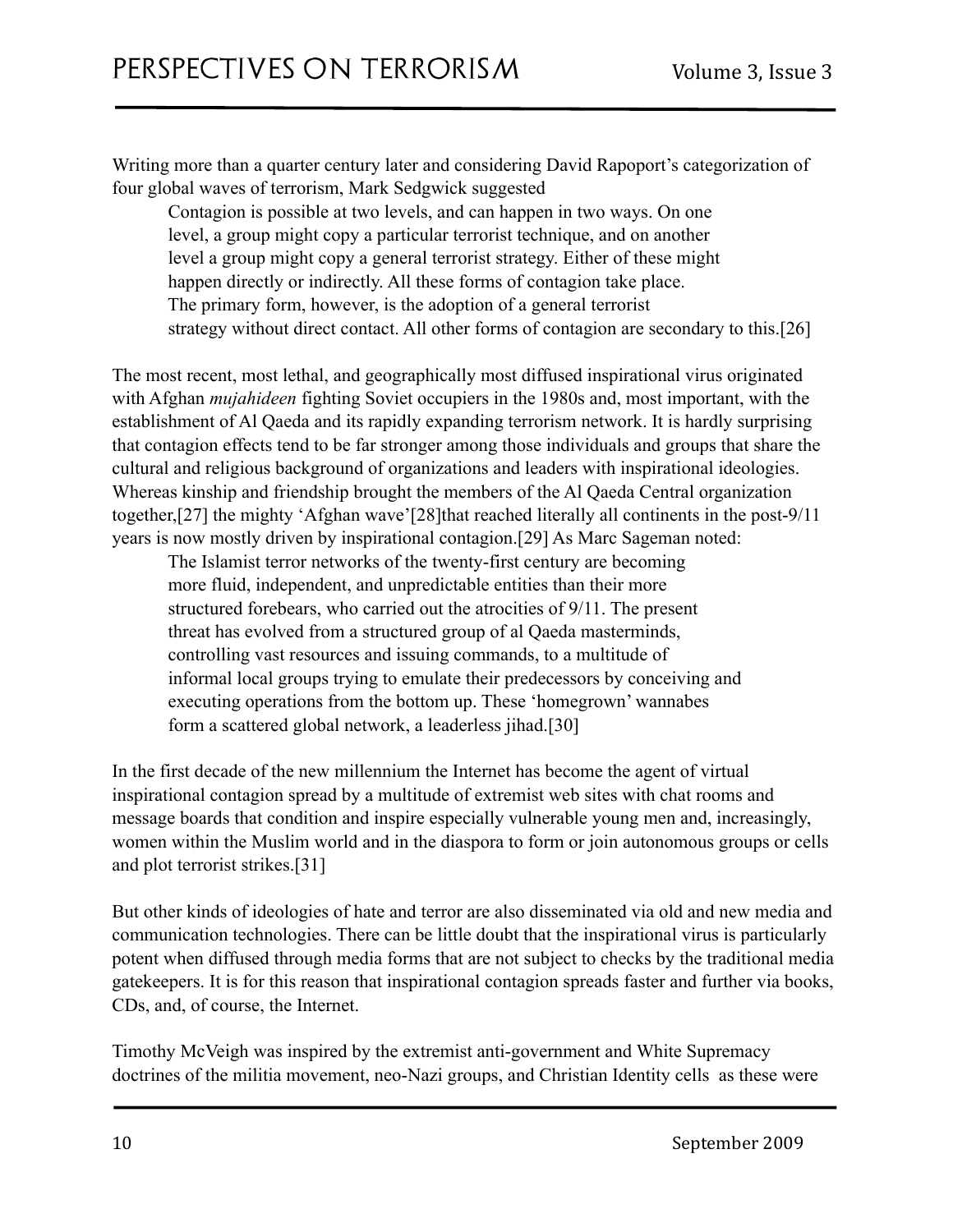Writing more than a quarter century later and considering David Rapoport's categorization of four global waves of terrorism, Mark Sedgwick suggested

> Contagion is possible at two levels, and can happen in two ways. On one level, a group might copy a particular terrorist technique, and on another level a group might copy a general terrorist strategy. Either of these might happen directly or indirectly. All these forms of contagion take place. The primary form, however, is the adoption of a general terrorist strategy without direct contact. All other forms of contagion are secondary to this.[26]

The most recent, most lethal, and geographically most diffused inspirational virus originated with Afghan *mujahideen* fighting Soviet occupiers in the 1980s and, most important, with the establishment of Al Qaeda and its rapidly expanding terrorism network. It is hardly surprising that contagion effects tend to be far stronger among those individuals and groups that share the cultural and religious background of organizations and leaders with inspirational ideologies. Whereas kinship and friendship brought the members of the Al Qaeda Central organization together,[27] the mighty 'Afghan wave'[28]that reached literally all continents in the post-9/11 years is now mostly driven by inspirational contagion.[29] As Marc Sageman noted:

> The Islamist terror networks of the twenty-first century are becoming more fluid, independent, and unpredictable entities than their more structured forebears, who carried out the atrocities of 9/11. The present threat has evolved from a structured group of al Qaeda masterminds, controlling vast resources and issuing commands, to a multitude of informal local groups trying to emulate their predecessors by conceiving and executing operations from the bottom up. These 'homegrown' wannabes form a scattered global network, a leaderless jihad.[30]

In the first decade of the new millennium the Internet has become the agent of virtual inspirational contagion spread by a multitude of extremist web sites with chat rooms and message boards that condition and inspire especially vulnerable young men and, increasingly, women within the Muslim world and in the diaspora to form or join autonomous groups or cells and plot terrorist strikes.[31]

But other kinds of ideologies of hate and terror are also disseminated via old and new media and communication technologies. There can be little doubt that the inspirational virus is particularly potent when diffused through media forms that are not subject to checks by the traditional media gatekeepers. It is for this reason that inspirational contagion spreads faster and further via books, CDs, and, of course, the Internet.

Timothy McVeigh was inspired by the extremist anti-government and White Supremacy doctrines of the militia movement, neo-Nazi groups, and Christian Identity cells as these were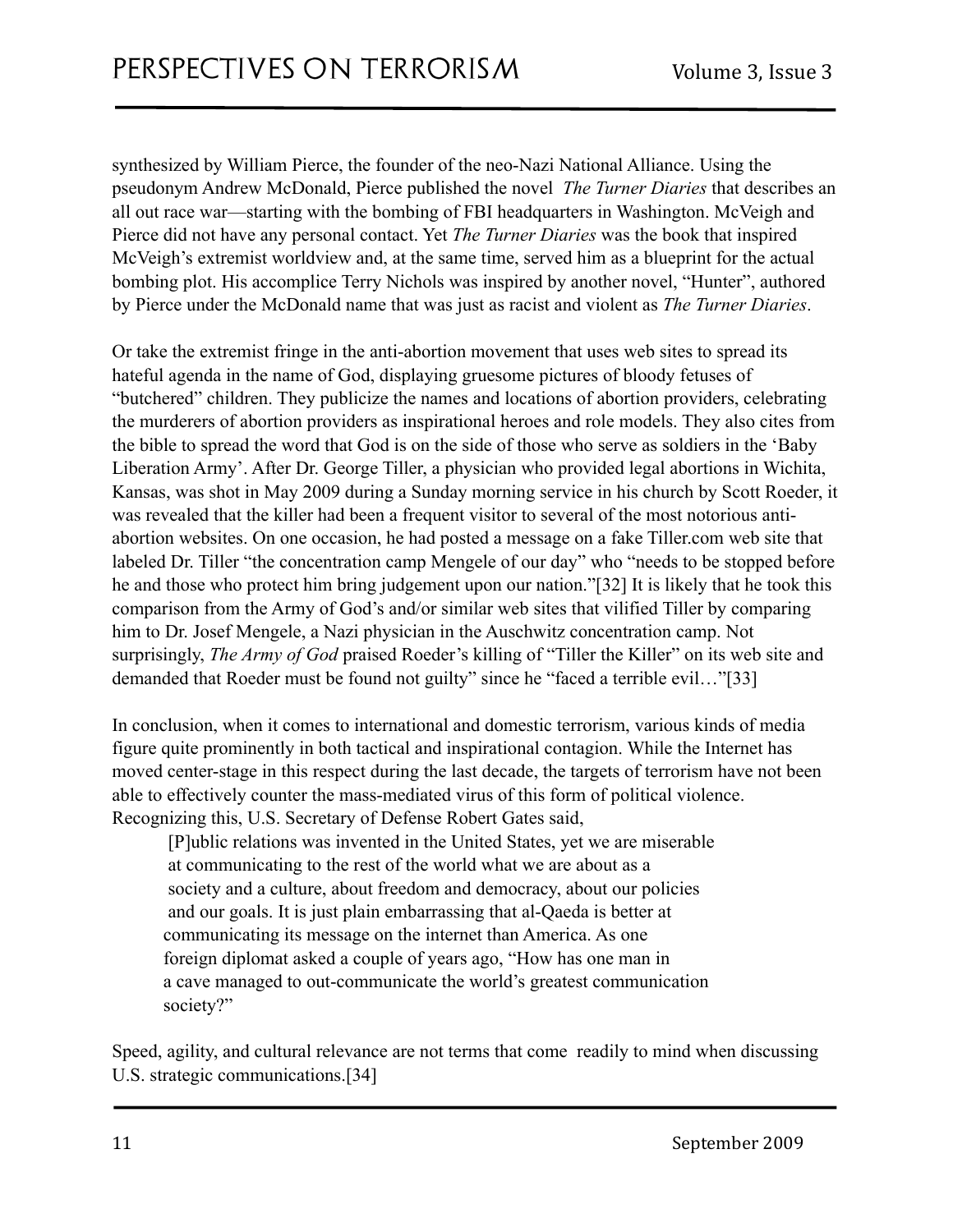synthesized by William Pierce, the founder of the neo-Nazi National Alliance. Using the pseudonym Andrew McDonald, Pierce published the novel *The Turner Diaries* that describes an all out race war—starting with the bombing of FBI headquarters in Washington. McVeigh and Pierce did not have any personal contact. Yet *The Turner Diaries* was the book that inspired McVeigh's extremist worldview and, at the same time, served him as a blueprint for the actual bombing plot. His accomplice Terry Nichols was inspired by another novel, "Hunter", authored by Pierce under the McDonald name that was just as racist and violent as *The Turner Diaries*.

Or take the extremist fringe in the anti-abortion movement that uses web sites to spread its hateful agenda in the name of God, displaying gruesome pictures of bloody fetuses of "butchered" children. They publicize the names and locations of abortion providers, celebrating the murderers of abortion providers as inspirational heroes and role models. They also cites from the bible to spread the word that God is on the side of those who serve as soldiers in the 'Baby Liberation Army'. After Dr. George Tiller, a physician who provided legal abortions in Wichita, Kansas, was shot in May 2009 during a Sunday morning service in his church by Scott Roeder, it was revealed that the killer had been a frequent visitor to several of the most notorious anti-abortion websites. On one occasion, he had posted a message on a fake Tiller.com web site that labeled Dr. Tiller "the concentration camp Mengele of our day" who "needs to be stopped before he and those who protect him bring judgement upon our nation."[32] It is likely that he took this comparison from the Army of God's and/or similar web sites that vilified Tiller by comparing him to Dr. Josef Mengele, a Nazi physician in the Auschwitz concentration camp. Not surprisingly, *The Army of God* praised Roeder's killing of "Tiller the Killer" on its web site and demanded that Roeder must be found not guilty" since he "faced a terrible evil…"[33]

In conclusion, when it comes to international and domestic terrorism, various kinds of media figure quite prominently in both tactical and inspirational contagion. While the Internet has moved center-stage in this respect during the last decade, the targets of terrorism have not been able to effectively counter the mass-mediated virus of this form of political violence. Recognizing this, U.S. Secretary of Defense Robert Gates said,

> [P]ublic relations was invented in the United States, yet we are miserable at communicating to the rest of the world what we are about as a society and a culture, about freedom and democracy, about our policies and our goals. It is just plain embarrassing that al-Qaeda is better at communicating its message on the internet than America. As one foreign diplomat asked a couple of years ago, "How has one man in a cave managed to out-communicate the world's greatest communication society?"

Speed, agility, and cultural relevance are not terms that come readily to mind when discussing U.S. strategic communications.[34]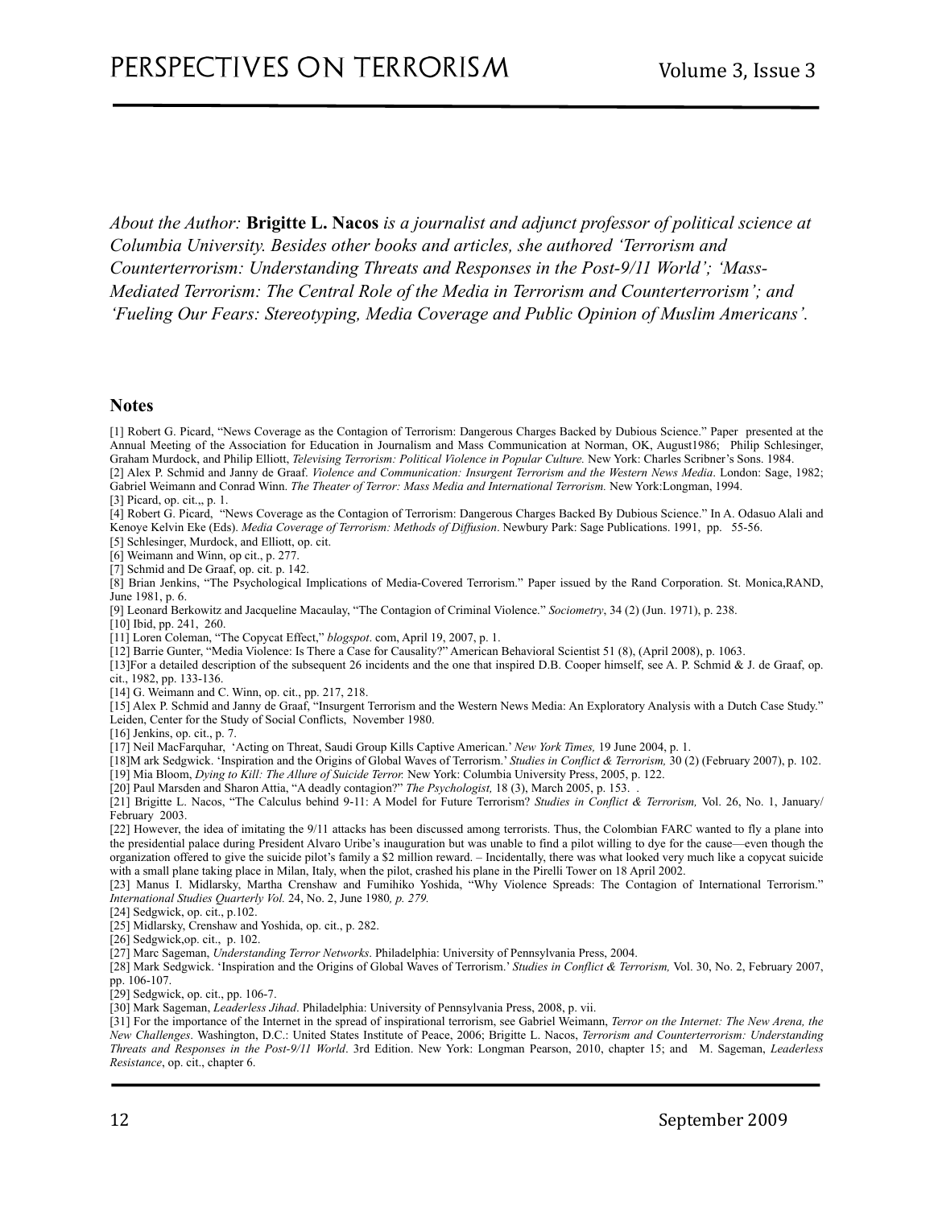*About the Author:* **Brigitte L. Nacos** *is a journalist and adjunct professor of political science at Columbia University. Besides other books and articles, she authored 'Terrorism and Counterterrorism: Understanding Threats and Responses in the Post-9/11 World'; 'Mass-Mediated Terrorism: The Central Role of the Media in Terrorism and Counterterrorism'; and 'Fueling Our Fears: Stereotyping, Media Coverage and Public Opinion of Muslim Americans'.*

## Notes

[1] Robert G. Picard, "News Coverage as the Contagion of Terrorism: Dangerous Charges Backed by Dubious Science." Paper presented at the Annual Meeting of the Association for Education in Journalism and Mass Communication at Norman, OK, August1986; Philip Schlesinger, Graham Murdock, and Philip Elliott, *Televising Terrorism: Political Violence in Popular Culture.* New York: Charles Scribner's Sons. 1984.

[2] Alex P. Schmid and Janny de Graaf. *Violence and Communication: Insurgent Terrorism and the Western News Media*. London: Sage, 1982; Gabriel Weimann and Conrad Winn. *The Theater of Terror: Mass Media and International Terrorism.* New York:Longman, 1994.

[3] Picard, op. cit.,, p. 1.

[4] Robert G. Picard, "News Coverage as the Contagion of Terrorism: Dangerous Charges Backed By Dubious Science." In A. Odasuo Alali and Kenoye Kelvin Eke (Eds). *Media Coverage of Terrorism: Methods of Diffusion*. Newbury Park: Sage Publications. 1991, pp. 55-56.

[5] Schlesinger, Murdock, and Elliott, op. cit.

[6] Weimann and Winn, op cit., p. 277.

[7] Schmid and De Graaf, op. cit. p. 142.

[8] Brian Jenkins, "The Psychological Implications of Media-Covered Terrorism." Paper issued by the Rand Corporation. St. Monica,RAND, June 1981, p. 6.

[9] Leonard Berkowitz and Jacqueline Macaulay, "The Contagion of Criminal Violence." *Sociometry*, 34 (2) (Jun. 1971), p. 238.

[10] Ibid, pp. 241, 260.

[11] Loren Coleman, "The Copycat Effect," *blogspot*. com, April 19, 2007, p. 1.

[12] Barrie Gunter, "Media Violence: Is There a Case for Causality?" American Behavioral Scientist 51 (8), (April 2008), p. 1063.

[13]For a detailed description of the subsequent 26 incidents and the one that inspired D.B. Cooper himself, see A. P. Schmid & J. de Graaf, op. cit., 1982, pp. 133-136.

[14] G. Weimann and C. Winn, op. cit., pp. 217, 218.

[15] Alex P. Schmid and Janny de Graaf, "Insurgent Terrorism and the Western News Media: An Exploratory Analysis with a Dutch Case Study." Leiden, Center for the Study of Social Conflicts, November 1980.

[16] Jenkins, op. cit., p. 7.

[17] Neil MacFarquhar, 'Acting on Threat, Saudi Group Kills Captive American.' *New York Times,* 19 June 2004, p. 1.

[18]M ark Sedgwick. 'Inspiration and the Origins of Global Waves of Terrorism.' *Studies in Conflict & Terrorism,* 30 (2) (February 2007), p. 102.

[19] Mia Bloom, *Dying to Kill: The Allure of Suicide Terror.* New York: Columbia University Press, 2005, p. 122.

[20] Paul Marsden and Sharon Attia, "A deadly contagion?" *The Psychologist,* 18 (3), March 2005, p. 153. .

[21] Brigitte L. Nacos, "The Calculus behind 9-11: A Model for Future Terrorism? *Studies in Conflict & Terrorism,* Vol. 26, No. 1, January/ February 2003.

[22] However, the idea of imitating the 9/11 attacks has been discussed among terrorists. Thus, the Colombian FARC wanted to fly a plane into the presidential palace during President Alvaro Uribe's inauguration but was unable to find a pilot willing to dye for the cause—even though the organization offered to give the suicide pilot's family a $2 million reward. – Incidentally, there was what looked very much like a copycat suicide with a small plane taking place in Milan, Italy, when the pilot, crashed his plane in the Pirelli Tower on 18 April 2002.

[23] Manus I. Midlarsky, Martha Crenshaw and Fumihiko Yoshida, "Why Violence Spreads: The Contagion of International Terrorism." *International Studies Quarterly Vol.* 24, No. 2, June 1980*, p. 279.*

[24] Sedgwick, op. cit., p.102.

[25] Midlarsky, Crenshaw and Yoshida, op. cit., p. 282.

[26] Sedgwick,op. cit., p. 102.

[27] Marc Sageman, *Understanding Terror Networks*. Philadelphia: University of Pennsylvania Press, 2004.

[28] Mark Sedgwick. 'Inspiration and the Origins of Global Waves of Terrorism.' *Studies in Conflict & Terrorism,* Vol. 30, No. 2, February 2007, pp. 106-107.

[29] Sedgwick, op. cit., pp. 106-7.

[30] Mark Sageman, *Leaderless Jihad*. Philadelphia: University of Pennsylvania Press, 2008, p. vii.

[31] For the importance of the Internet in the spread of inspirational terrorism, see Gabriel Weimann, *Terror on the Internet: The New Arena, the New Challenges*. Washington, D.C.: United States Institute of Peace, 2006; Brigitte L. Nacos, *Terrorism and Counterterrorism: Understanding Threats and Responses in the Post-9/11 World*. 3rd Edition. New York: Longman Pearson, 2010, chapter 15; and M. Sageman, *Leaderless Resistance*, op. cit., chapter 6.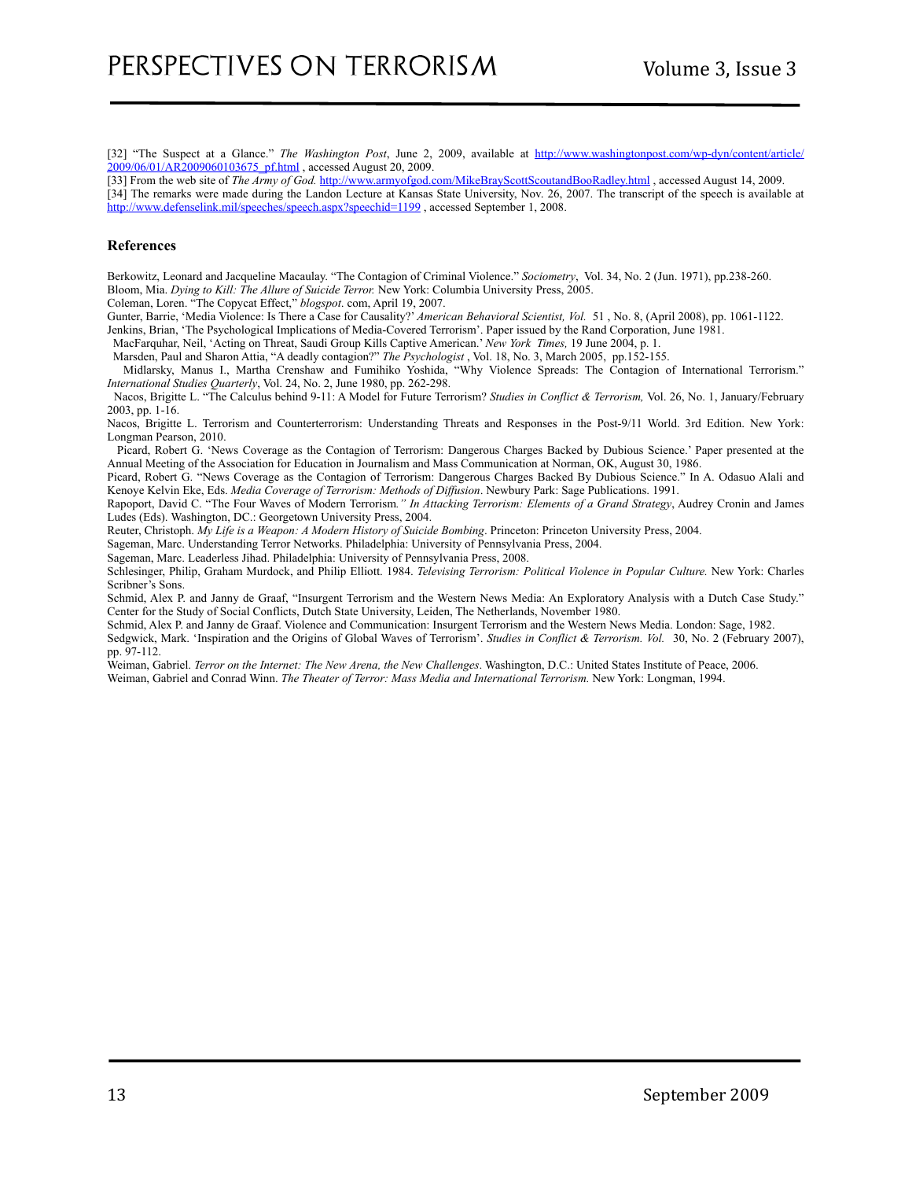[32] "The Suspect at a Glance." *The Washington Post*, June 2, 2009, available at http://www.washingtonpost.com/wp-dyn/content/article/2009/06/01/AR2009060103675_pf.html , accessed August 20, 2009.
[33] From the web site of *The Army of God.* http://www.armyofgod.com/MikeBrayScottScoutandBooRadley.html , accessed August 14, 2009.
[34] The remarks were made during the Landon Lecture at Kansas State University, Nov. 26, 2007. The transcript of the speech is available at http://www.defenselink.mil/speeches/speech.aspx?speechid=1199 , accessed September 1, 2008.

**References**

Berkowitz, Leonard and Jacqueline Macaulay. "The Contagion of Criminal Violence." *Sociometry*, Vol. 34, No. 2 (Jun. 1971), pp.238-260.
Bloom, Mia. *Dying to Kill: The Allure of Suicide Terror.* New York: Columbia University Press, 2005.
Coleman, Loren. "The Copycat Effect," *blogspot*. com, April 19, 2007.
Gunter, Barrie, 'Media Violence: Is There a Case for Causality?' *American Behavioral Scientist, Vol.* 51 , No. 8, (April 2008), pp. 1061-1122.
Jenkins, Brian, 'The Psychological Implications of Media-Covered Terrorism'. Paper issued by the Rand Corporation, June 1981.
MacFarquhar, Neil, 'Acting on Threat, Saudi Group Kills Captive American.' *New York Times,* 19 June 2004, p. 1.
Marsden, Paul and Sharon Attia, "A deadly contagion?" *The Psychologist* , Vol. 18, No. 3, March 2005, pp.152-155.
Midlarsky, Manus I., Martha Crenshaw and Fumihiko Yoshida, "Why Violence Spreads: The Contagion of International Terrorism." *International Studies Quarterly*, Vol. 24, No. 2, June 1980, pp. 262-298.
Nacos, Brigitte L. "The Calculus behind 9-11: A Model for Future Terrorism? *Studies in Conflict & Terrorism,* Vol. 26, No. 1, January/February 2003, pp. 1-16.
Nacos, Brigitte L. Terrorism and Counterterrorism: Understanding Threats and Responses in the Post-9/11 World. 3rd Edition. New York: Longman Pearson, 2010.
Picard, Robert G. 'News Coverage as the Contagion of Terrorism: Dangerous Charges Backed by Dubious Science.' Paper presented at the Annual Meeting of the Association for Education in Journalism and Mass Communication at Norman, OK, August 30, 1986.
Picard, Robert G. "News Coverage as the Contagion of Terrorism: Dangerous Charges Backed By Dubious Science." In A. Odasuo Alali and Kenoye Kelvin Eke, Eds. *Media Coverage of Terrorism: Methods of Diffusion*. Newbury Park: Sage Publications. 1991.
Rapoport, David C. "The Four Waves of Modern Terrorism*." In Attacking Terrorism: Elements of a Grand Strategy*, Audrey Cronin and James Ludes (Eds). Washington, DC.: Georgetown University Press, 2004.
Reuter, Christoph. *My Life is a Weapon: A Modern History of Suicide Bombing*. Princeton: Princeton University Press, 2004.
Sageman, Marc. Understanding Terror Networks. Philadelphia: University of Pennsylvania Press, 2004.
Sageman, Marc. Leaderless Jihad. Philadelphia: University of Pennsylvania Press, 2008.
Schlesinger, Philip, Graham Murdock, and Philip Elliott. 1984. *Televising Terrorism: Political Violence in Popular Culture.* New York: Charles Scribner's Sons.
Schmid, Alex P. and Janny de Graaf, "Insurgent Terrorism and the Western News Media: An Exploratory Analysis with a Dutch Case Study." Center for the Study of Social Conflicts, Dutch State University, Leiden, The Netherlands, November 1980.
Schmid, Alex P. and Janny de Graaf. Violence and Communication: Insurgent Terrorism and the Western News Media. London: Sage, 1982.
Sedgwick, Mark. 'Inspiration and the Origins of Global Waves of Terrorism'. *Studies in Conflict & Terrorism. Vol.* 30, No. 2 (February 2007), pp. 97-112.
Weiman, Gabriel. *Terror on the Internet: The New Arena, the New Challenges*. Washington, D.C.: United States Institute of Peace, 2006.
Weiman, Gabriel and Conrad Winn. *The Theater of Terror: Mass Media and International Terrorism.* New York: Longman, 1994.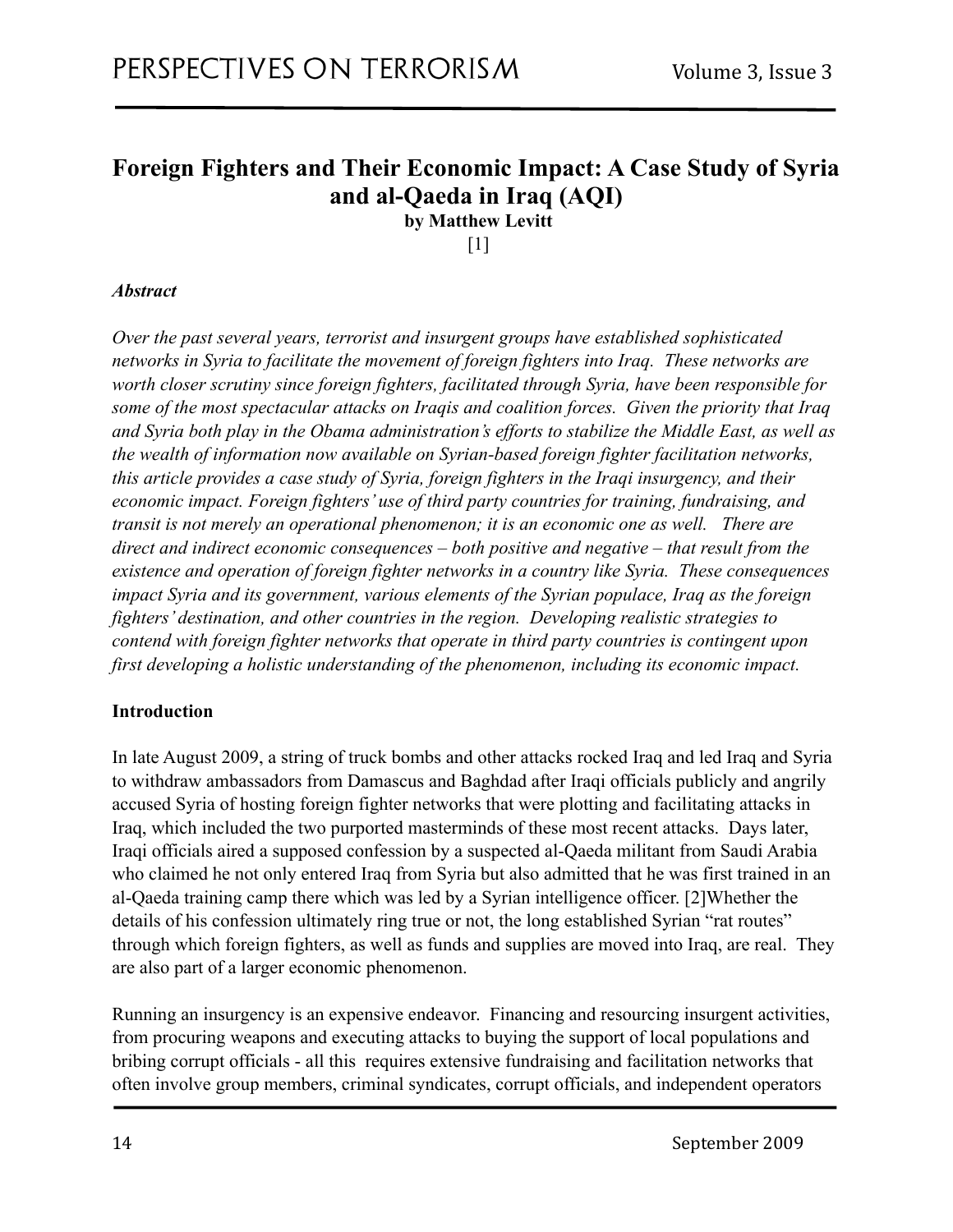# Foreign Fighters and Their Economic Impact: A Case Study of Syria and al-Qaeda in Iraq (AQI)

**by Matthew Levitt**

[1]

***Abstract***

*Over the past several years, terrorist and insurgent groups have established sophisticated networks in Syria to facilitate the movement of foreign fighters into Iraq. These networks are worth closer scrutiny since foreign fighters, facilitated through Syria, have been responsible for some of the most spectacular attacks on Iraqis and coalition forces. Given the priority that Iraq and Syria both play in the Obama administration's efforts to stabilize the Middle East, as well as the wealth of information now available on Syrian-based foreign fighter facilitation networks, this article provides a case study of Syria, foreign fighters in the Iraqi insurgency, and their economic impact. Foreign fighters' use of third party countries for training, fundraising, and transit is not merely an operational phenomenon; it is an economic one as well. There are direct and indirect economic consequences – both positive and negative – that result from the existence and operation of foreign fighter networks in a country like Syria. These consequences impact Syria and its government, various elements of the Syrian populace, Iraq as the foreign fighters' destination, and other countries in the region. Developing realistic strategies to contend with foreign fighter networks that operate in third party countries is contingent upon first developing a holistic understanding of the phenomenon, including its economic impact.*

**Introduction**

In late August 2009, a string of truck bombs and other attacks rocked Iraq and led Iraq and Syria to withdraw ambassadors from Damascus and Baghdad after Iraqi officials publicly and angrily accused Syria of hosting foreign fighter networks that were plotting and facilitating attacks in Iraq, which included the two purported masterminds of these most recent attacks. Days later, Iraqi officials aired a supposed confession by a suspected al-Qaeda militant from Saudi Arabia who claimed he not only entered Iraq from Syria but also admitted that he was first trained in an al-Qaeda training camp there which was led by a Syrian intelligence officer. [2]Whether the details of his confession ultimately ring true or not, the long established Syrian "rat routes" through which foreign fighters, as well as funds and supplies are moved into Iraq, are real. They are also part of a larger economic phenomenon.

Running an insurgency is an expensive endeavor. Financing and resourcing insurgent activities, from procuring weapons and executing attacks to buying the support of local populations and bribing corrupt officials - all this requires extensive fundraising and facilitation networks that often involve group members, criminal syndicates, corrupt officials, and independent operators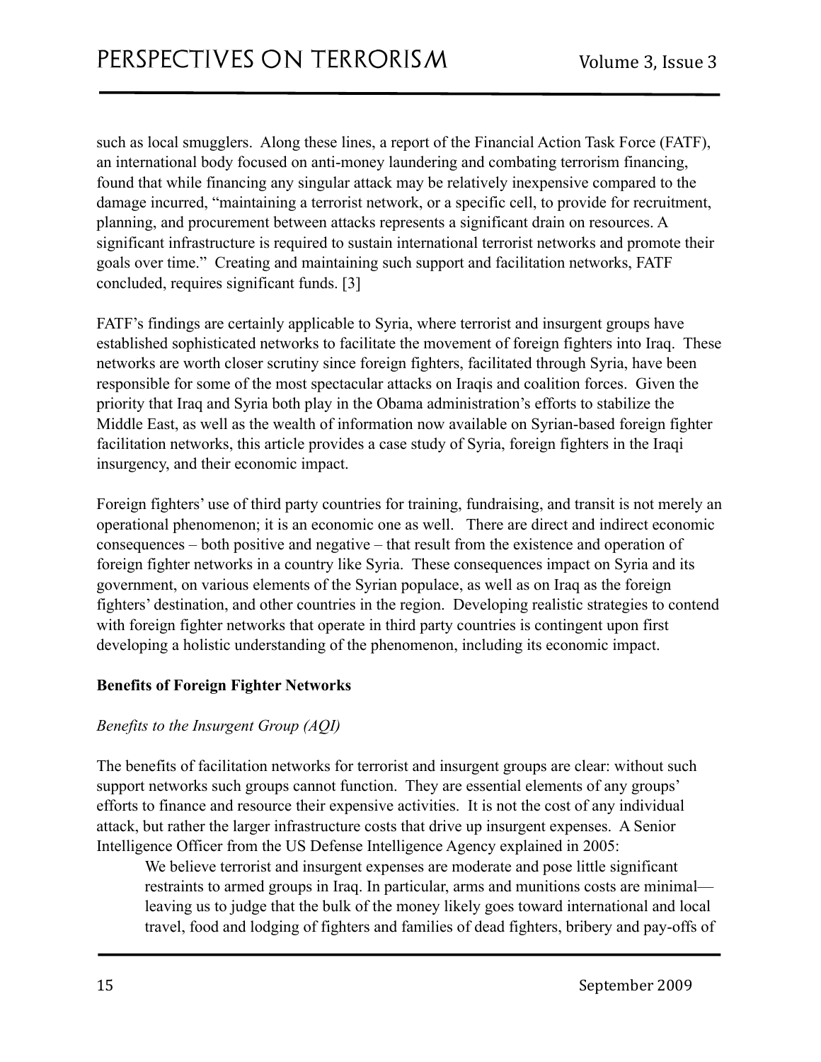such as local smugglers. Along these lines, a report of the Financial Action Task Force (FATF), an international body focused on anti-money laundering and combating terrorism financing, found that while financing any singular attack may be relatively inexpensive compared to the damage incurred, "maintaining a terrorist network, or a specific cell, to provide for recruitment, planning, and procurement between attacks represents a significant drain on resources. A significant infrastructure is required to sustain international terrorist networks and promote their goals over time." Creating and maintaining such support and facilitation networks, FATF concluded, requires significant funds. [3]

FATF's findings are certainly applicable to Syria, where terrorist and insurgent groups have established sophisticated networks to facilitate the movement of foreign fighters into Iraq. These networks are worth closer scrutiny since foreign fighters, facilitated through Syria, have been responsible for some of the most spectacular attacks on Iraqis and coalition forces. Given the priority that Iraq and Syria both play in the Obama administration's efforts to stabilize the Middle East, as well as the wealth of information now available on Syrian-based foreign fighter facilitation networks, this article provides a case study of Syria, foreign fighters in the Iraqi insurgency, and their economic impact.

Foreign fighters' use of third party countries for training, fundraising, and transit is not merely an operational phenomenon; it is an economic one as well. There are direct and indirect economic consequences – both positive and negative – that result from the existence and operation of foreign fighter networks in a country like Syria. These consequences impact on Syria and its government, on various elements of the Syrian populace, as well as on Iraq as the foreign fighters' destination, and other countries in the region. Developing realistic strategies to contend with foreign fighter networks that operate in third party countries is contingent upon first developing a holistic understanding of the phenomenon, including its economic impact.

**Benefits of Foreign Fighter Networks**

*Benefits to the Insurgent Group (AQI)*

The benefits of facilitation networks for terrorist and insurgent groups are clear: without such support networks such groups cannot function. They are essential elements of any groups' efforts to finance and resource their expensive activities. It is not the cost of any individual attack, but rather the larger infrastructure costs that drive up insurgent expenses. A Senior Intelligence Officer from the US Defense Intelligence Agency explained in 2005:

> We believe terrorist and insurgent expenses are moderate and pose little significant restraints to armed groups in Iraq. In particular, arms and munitions costs are minimal—leaving us to judge that the bulk of the money likely goes toward international and local travel, food and lodging of fighters and families of dead fighters, bribery and pay-offs of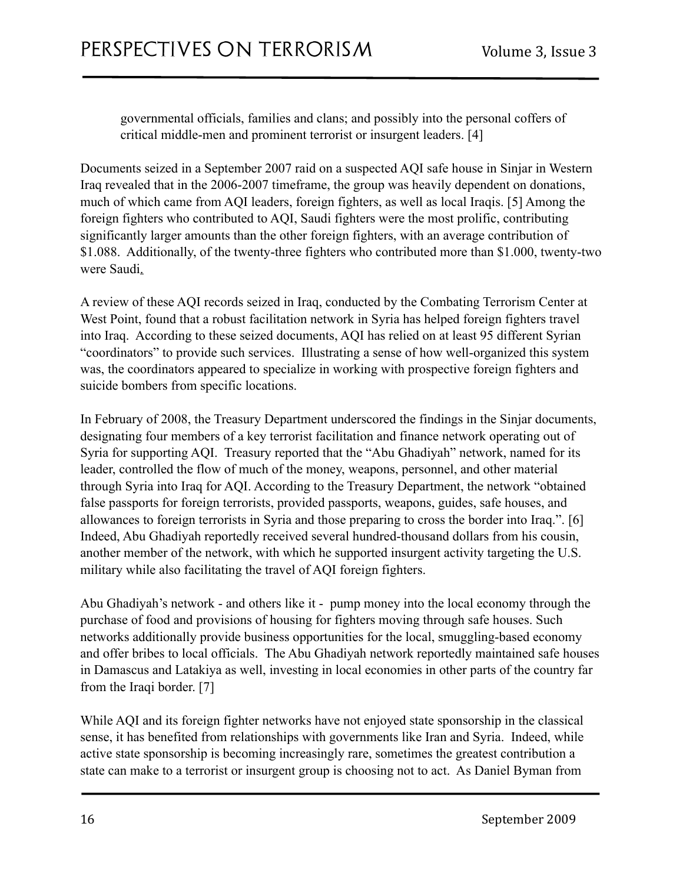governmental officials, families and clans; and possibly into the personal coffers of critical middle-men and prominent terrorist or insurgent leaders. [4]

Documents seized in a September 2007 raid on a suspected AQI safe house in Sinjar in Western Iraq revealed that in the 2006-2007 timeframe, the group was heavily dependent on donations, much of which came from AQI leaders, foreign fighters, as well as local Iraqis. [5] Among the foreign fighters who contributed to AQI, Saudi fighters were the most prolific, contributing significantly larger amounts than the other foreign fighters, with an average contribution of $1.088. Additionally, of the twenty-three fighters who contributed more than $1.000, twenty-two were Saudi.

A review of these AQI records seized in Iraq, conducted by the Combating Terrorism Center at West Point, found that a robust facilitation network in Syria has helped foreign fighters travel into Iraq. According to these seized documents, AQI has relied on at least 95 different Syrian "coordinators" to provide such services. Illustrating a sense of how well-organized this system was, the coordinators appeared to specialize in working with prospective foreign fighters and suicide bombers from specific locations.

In February of 2008, the Treasury Department underscored the findings in the Sinjar documents, designating four members of a key terrorist facilitation and finance network operating out of Syria for supporting AQI. Treasury reported that the "Abu Ghadiyah" network, named for its leader, controlled the flow of much of the money, weapons, personnel, and other material through Syria into Iraq for AQI. According to the Treasury Department, the network "obtained false passports for foreign terrorists, provided passports, weapons, guides, safe houses, and allowances to foreign terrorists in Syria and those preparing to cross the border into Iraq.". [6] Indeed, Abu Ghadiyah reportedly received several hundred-thousand dollars from his cousin, another member of the network, with which he supported insurgent activity targeting the U.S. military while also facilitating the travel of AQI foreign fighters.

Abu Ghadiyah's network - and others like it - pump money into the local economy through the purchase of food and provisions of housing for fighters moving through safe houses. Such networks additionally provide business opportunities for the local, smuggling-based economy and offer bribes to local officials. The Abu Ghadiyah network reportedly maintained safe houses in Damascus and Latakiya as well, investing in local economies in other parts of the country far from the Iraqi border. [7]

While AQI and its foreign fighter networks have not enjoyed state sponsorship in the classical sense, it has benefited from relationships with governments like Iran and Syria. Indeed, while active state sponsorship is becoming increasingly rare, sometimes the greatest contribution a state can make to a terrorist or insurgent group is choosing not to act. As Daniel Byman from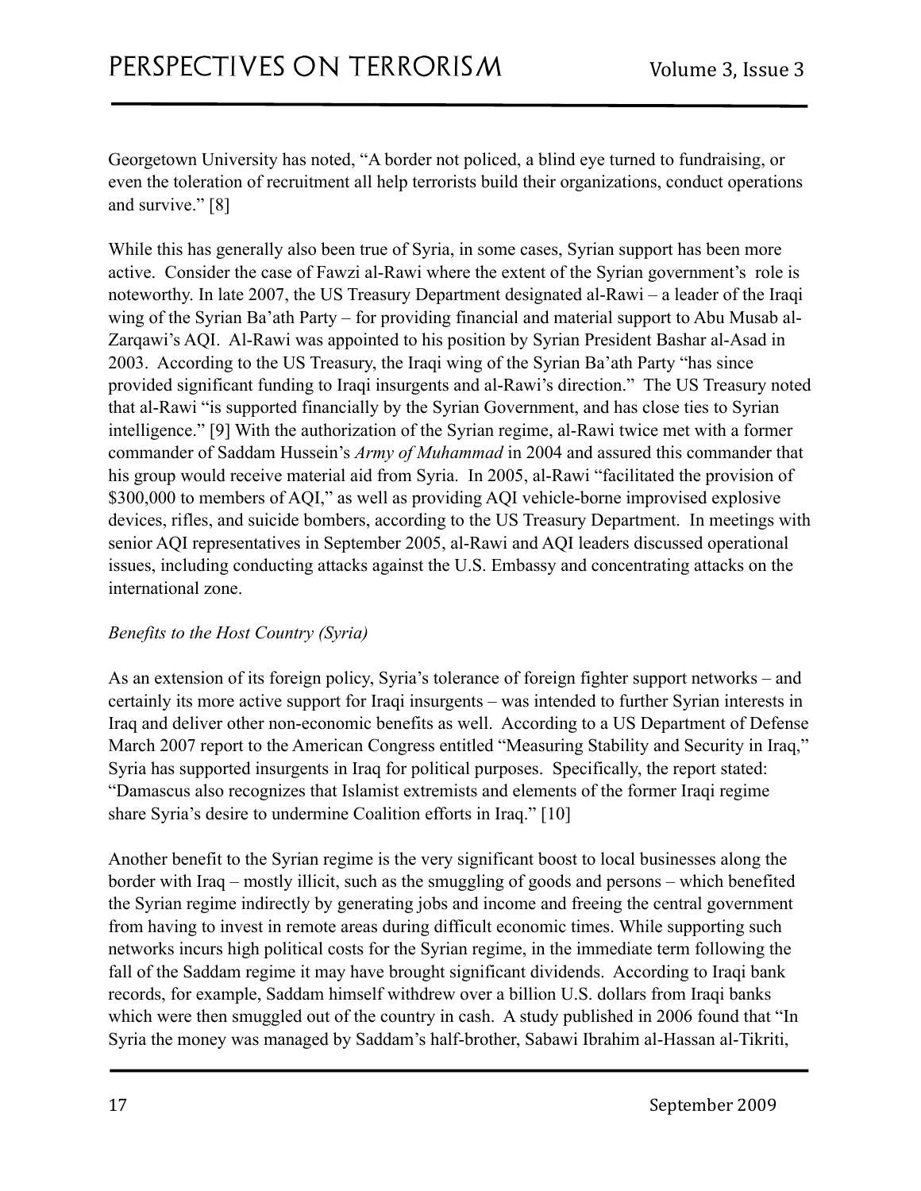Georgetown University has noted, "A border not policed, a blind eye turned to fundraising, or even the toleration of recruitment all help terrorists build their organizations, conduct operations and survive." [8]

While this has generally also been true of Syria, in some cases, Syrian support has been more active. Consider the case of Fawzi al-Rawi where the extent of the Syrian government's role is noteworthy. In late 2007, the US Treasury Department designated al-Rawi – a leader of the Iraqi wing of the Syrian Ba'ath Party – for providing financial and material support to Abu Musab al-Zarqawi's AQI. Al-Rawi was appointed to his position by Syrian President Bashar al-Asad in 2003. According to the US Treasury, the Iraqi wing of the Syrian Ba'ath Party "has since provided significant funding to Iraqi insurgents and al-Rawi's direction." The US Treasury noted that al-Rawi "is supported financially by the Syrian Government, and has close ties to Syrian intelligence." [9] With the authorization of the Syrian regime, al-Rawi twice met with a former commander of Saddam Hussein's *Army of Muhammad* in 2004 and assured this commander that his group would receive material aid from Syria. In 2005, al-Rawi "facilitated the provision of $300,000 to members of AQI," as well as providing AQI vehicle-borne improvised explosive devices, rifles, and suicide bombers, according to the US Treasury Department. In meetings with senior AQI representatives in September 2005, al-Rawi and AQI leaders discussed operational issues, including conducting attacks against the U.S. Embassy and concentrating attacks on the international zone.

*Benefits to the Host Country (Syria)*

As an extension of its foreign policy, Syria's tolerance of foreign fighter support networks – and certainly its more active support for Iraqi insurgents – was intended to further Syrian interests in Iraq and deliver other non-economic benefits as well. According to a US Department of Defense March 2007 report to the American Congress entitled "Measuring Stability and Security in Iraq," Syria has supported insurgents in Iraq for political purposes. Specifically, the report stated: "Damascus also recognizes that Islamist extremists and elements of the former Iraqi regime share Syria's desire to undermine Coalition efforts in Iraq." [10]

Another benefit to the Syrian regime is the very significant boost to local businesses along the border with Iraq – mostly illicit, such as the smuggling of goods and persons – which benefited the Syrian regime indirectly by generating jobs and income and freeing the central government from having to invest in remote areas during difficult economic times. While supporting such networks incurs high political costs for the Syrian regime, in the immediate term following the fall of the Saddam regime it may have brought significant dividends. According to Iraqi bank records, for example, Saddam himself withdrew over a billion U.S. dollars from Iraqi banks which were then smuggled out of the country in cash. A study published in 2006 found that "In Syria the money was managed by Saddam's half-brother, Sabawi Ibrahim al-Hassan al-Tikriti,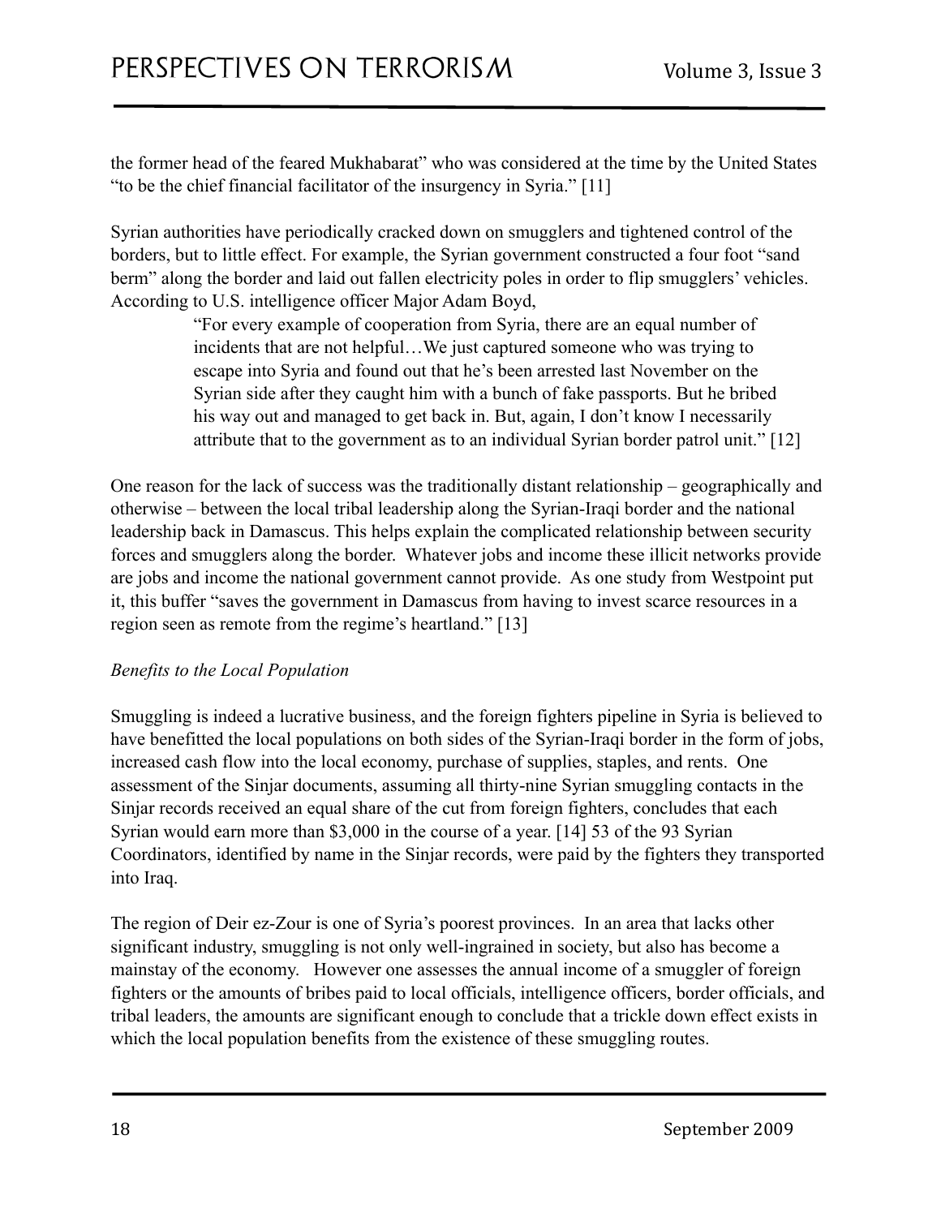the former head of the feared Mukhabarat" who was considered at the time by the United States "to be the chief financial facilitator of the insurgency in Syria." [11]

Syrian authorities have periodically cracked down on smugglers and tightened control of the borders, but to little effect. For example, the Syrian government constructed a four foot "sand berm" along the border and laid out fallen electricity poles in order to flip smugglers' vehicles. According to U.S. intelligence officer Major Adam Boyd,

> "For every example of cooperation from Syria, there are an equal number of incidents that are not helpful…We just captured someone who was trying to escape into Syria and found out that he's been arrested last November on the Syrian side after they caught him with a bunch of fake passports. But he bribed his way out and managed to get back in. But, again, I don't know I necessarily attribute that to the government as to an individual Syrian border patrol unit." [12]

One reason for the lack of success was the traditionally distant relationship – geographically and otherwise – between the local tribal leadership along the Syrian-Iraqi border and the national leadership back in Damascus. This helps explain the complicated relationship between security forces and smugglers along the border. Whatever jobs and income these illicit networks provide are jobs and income the national government cannot provide. As one study from Westpoint put it, this buffer "saves the government in Damascus from having to invest scarce resources in a region seen as remote from the regime's heartland." [13]

*Benefits to the Local Population*

Smuggling is indeed a lucrative business, and the foreign fighters pipeline in Syria is believed to have benefitted the local populations on both sides of the Syrian-Iraqi border in the form of jobs, increased cash flow into the local economy, purchase of supplies, staples, and rents. One assessment of the Sinjar documents, assuming all thirty-nine Syrian smuggling contacts in the Sinjar records received an equal share of the cut from foreign fighters, concludes that each Syrian would earn more than $3,000 in the course of a year. [14] 53 of the 93 Syrian Coordinators, identified by name in the Sinjar records, were paid by the fighters they transported into Iraq.

The region of Deir ez-Zour is one of Syria's poorest provinces. In an area that lacks other significant industry, smuggling is not only well-ingrained in society, but also has become a mainstay of the economy. However one assesses the annual income of a smuggler of foreign fighters or the amounts of bribes paid to local officials, intelligence officers, border officials, and tribal leaders, the amounts are significant enough to conclude that a trickle down effect exists in which the local population benefits from the existence of these smuggling routes.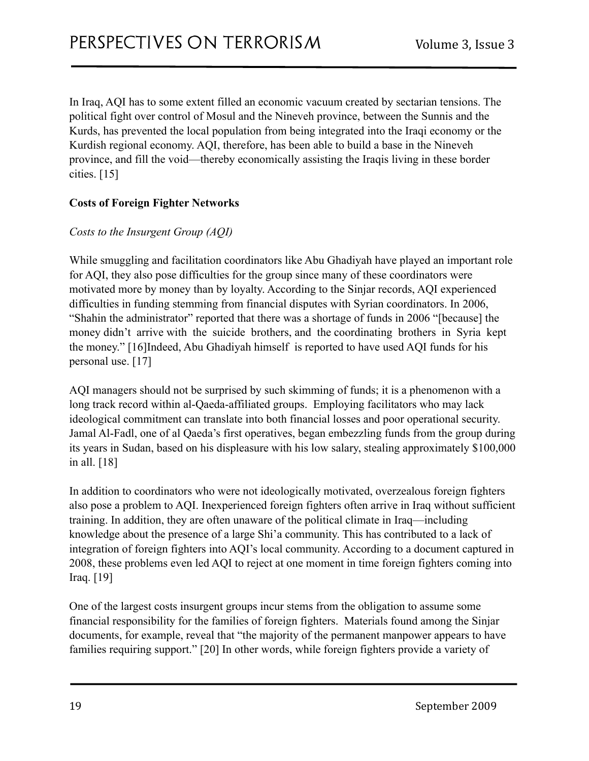In Iraq, AQI has to some extent filled an economic vacuum created by sectarian tensions. The political fight over control of Mosul and the Nineveh province, between the Sunnis and the Kurds, has prevented the local population from being integrated into the Iraqi economy or the Kurdish regional economy. AQI, therefore, has been able to build a base in the Nineveh province, and fill the void—thereby economically assisting the Iraqis living in these border cities. [15]

**Costs of Foreign Fighter Networks**

*Costs to the Insurgent Group (AQI)*

While smuggling and facilitation coordinators like Abu Ghadiyah have played an important role for AQI, they also pose difficulties for the group since many of these coordinators were motivated more by money than by loyalty. According to the Sinjar records, AQI experienced difficulties in funding stemming from financial disputes with Syrian coordinators. In 2006, "Shahin the administrator" reported that there was a shortage of funds in 2006 "[because] the money didn't arrive with the suicide brothers, and the coordinating brothers in Syria kept the money." [16]Indeed, Abu Ghadiyah himself is reported to have used AQI funds for his personal use. [17]

AQI managers should not be surprised by such skimming of funds; it is a phenomenon with a long track record within al-Qaeda-affiliated groups. Employing facilitators who may lack ideological commitment can translate into both financial losses and poor operational security. Jamal Al-Fadl, one of al Qaeda's first operatives, began embezzling funds from the group during its years in Sudan, based on his displeasure with his low salary, stealing approximately $100,000 in all. [18]

In addition to coordinators who were not ideologically motivated, overzealous foreign fighters also pose a problem to AQI. Inexperienced foreign fighters often arrive in Iraq without sufficient training. In addition, they are often unaware of the political climate in Iraq—including knowledge about the presence of a large Shi'a community. This has contributed to a lack of integration of foreign fighters into AQI's local community. According to a document captured in 2008, these problems even led AQI to reject at one moment in time foreign fighters coming into Iraq. [19]

One of the largest costs insurgent groups incur stems from the obligation to assume some financial responsibility for the families of foreign fighters. Materials found among the Sinjar documents, for example, reveal that "the majority of the permanent manpower appears to have families requiring support." [20] In other words, while foreign fighters provide a variety of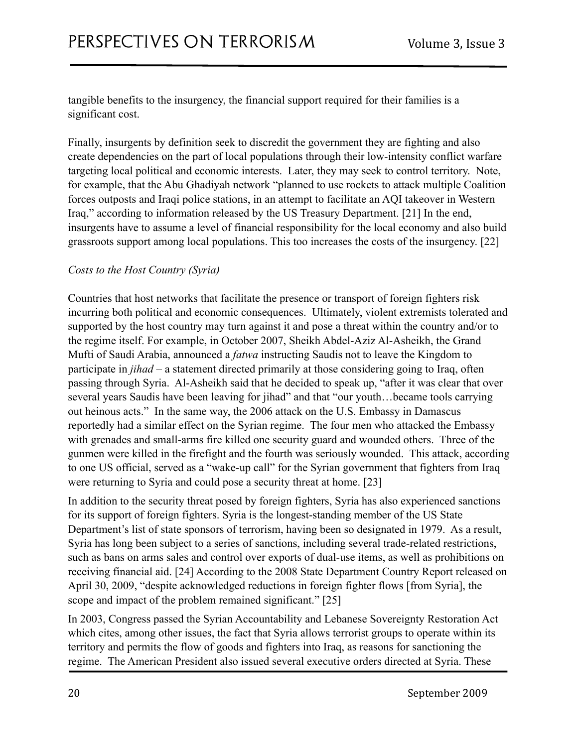tangible benefits to the insurgency, the financial support required for their families is a significant cost.

Finally, insurgents by definition seek to discredit the government they are fighting and also create dependencies on the part of local populations through their low-intensity conflict warfare targeting local political and economic interests. Later, they may seek to control territory. Note, for example, that the Abu Ghadiyah network "planned to use rockets to attack multiple Coalition forces outposts and Iraqi police stations, in an attempt to facilitate an AQI takeover in Western Iraq," according to information released by the US Treasury Department. [21] In the end, insurgents have to assume a level of financial responsibility for the local economy and also build grassroots support among local populations. This too increases the costs of the insurgency. [22]

*Costs to the Host Country (Syria)*

Countries that host networks that facilitate the presence or transport of foreign fighters risk incurring both political and economic consequences. Ultimately, violent extremists tolerated and supported by the host country may turn against it and pose a threat within the country and/or to the regime itself. For example, in October 2007, Sheikh Abdel-Aziz Al-Asheikh, the Grand Mufti of Saudi Arabia, announced a *fatwa* instructing Saudis not to leave the Kingdom to participate in *jihad* – a statement directed primarily at those considering going to Iraq, often passing through Syria. Al-Asheikh said that he decided to speak up, "after it was clear that over several years Saudis have been leaving for jihad" and that "our youth…became tools carrying out heinous acts." In the same way, the 2006 attack on the U.S. Embassy in Damascus reportedly had a similar effect on the Syrian regime. The four men who attacked the Embassy with grenades and small-arms fire killed one security guard and wounded others. Three of the gunmen were killed in the firefight and the fourth was seriously wounded. This attack, according to one US official, served as a "wake-up call" for the Syrian government that fighters from Iraq were returning to Syria and could pose a security threat at home. [23]

In addition to the security threat posed by foreign fighters, Syria has also experienced sanctions for its support of foreign fighters. Syria is the longest-standing member of the US State Department's list of state sponsors of terrorism, having been so designated in 1979. As a result, Syria has long been subject to a series of sanctions, including several trade-related restrictions, such as bans on arms sales and control over exports of dual-use items, as well as prohibitions on receiving financial aid. [24] According to the 2008 State Department Country Report released on April 30, 2009, "despite acknowledged reductions in foreign fighter flows [from Syria], the scope and impact of the problem remained significant." [25]

In 2003, Congress passed the Syrian Accountability and Lebanese Sovereignty Restoration Act which cites, among other issues, the fact that Syria allows terrorist groups to operate within its territory and permits the flow of goods and fighters into Iraq, as reasons for sanctioning the regime. The American President also issued several executive orders directed at Syria. These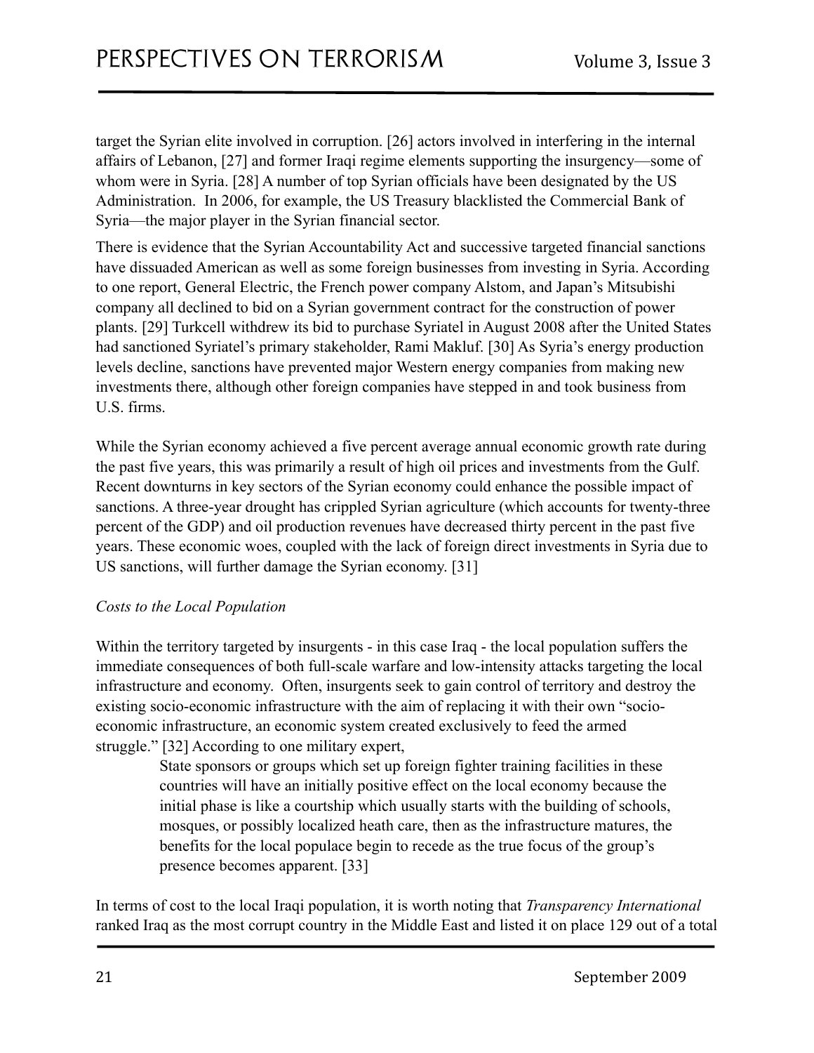target the Syrian elite involved in corruption. [26] actors involved in interfering in the internal affairs of Lebanon, [27] and former Iraqi regime elements supporting the insurgency—some of whom were in Syria. [28] A number of top Syrian officials have been designated by the US Administration. In 2006, for example, the US Treasury blacklisted the Commercial Bank of Syria—the major player in the Syrian financial sector.

There is evidence that the Syrian Accountability Act and successive targeted financial sanctions have dissuaded American as well as some foreign businesses from investing in Syria. According to one report, General Electric, the French power company Alstom, and Japan's Mitsubishi company all declined to bid on a Syrian government contract for the construction of power plants. [29] Turkcell withdrew its bid to purchase Syriatel in August 2008 after the United States had sanctioned Syriatel's primary stakeholder, Rami Makluf. [30] As Syria's energy production levels decline, sanctions have prevented major Western energy companies from making new investments there, although other foreign companies have stepped in and took business from U.S. firms.

While the Syrian economy achieved a five percent average annual economic growth rate during the past five years, this was primarily a result of high oil prices and investments from the Gulf. Recent downturns in key sectors of the Syrian economy could enhance the possible impact of sanctions. A three-year drought has crippled Syrian agriculture (which accounts for twenty-three percent of the GDP) and oil production revenues have decreased thirty percent in the past five years. These economic woes, coupled with the lack of foreign direct investments in Syria due to US sanctions, will further damage the Syrian economy. [31]

*Costs to the Local Population*

Within the territory targeted by insurgents - in this case Iraq - the local population suffers the immediate consequences of both full-scale warfare and low-intensity attacks targeting the local infrastructure and economy. Often, insurgents seek to gain control of territory and destroy the existing socio-economic infrastructure with the aim of replacing it with their own "socio-economic infrastructure, an economic system created exclusively to feed the armed struggle." [32] According to one military expert,

> State sponsors or groups which set up foreign fighter training facilities in these countries will have an initially positive effect on the local economy because the initial phase is like a courtship which usually starts with the building of schools, mosques, or possibly localized heath care, then as the infrastructure matures, the benefits for the local populace begin to recede as the true focus of the group's presence becomes apparent. [33]

In terms of cost to the local Iraqi population, it is worth noting that *Transparency International* ranked Iraq as the most corrupt country in the Middle East and listed it on place 129 out of a total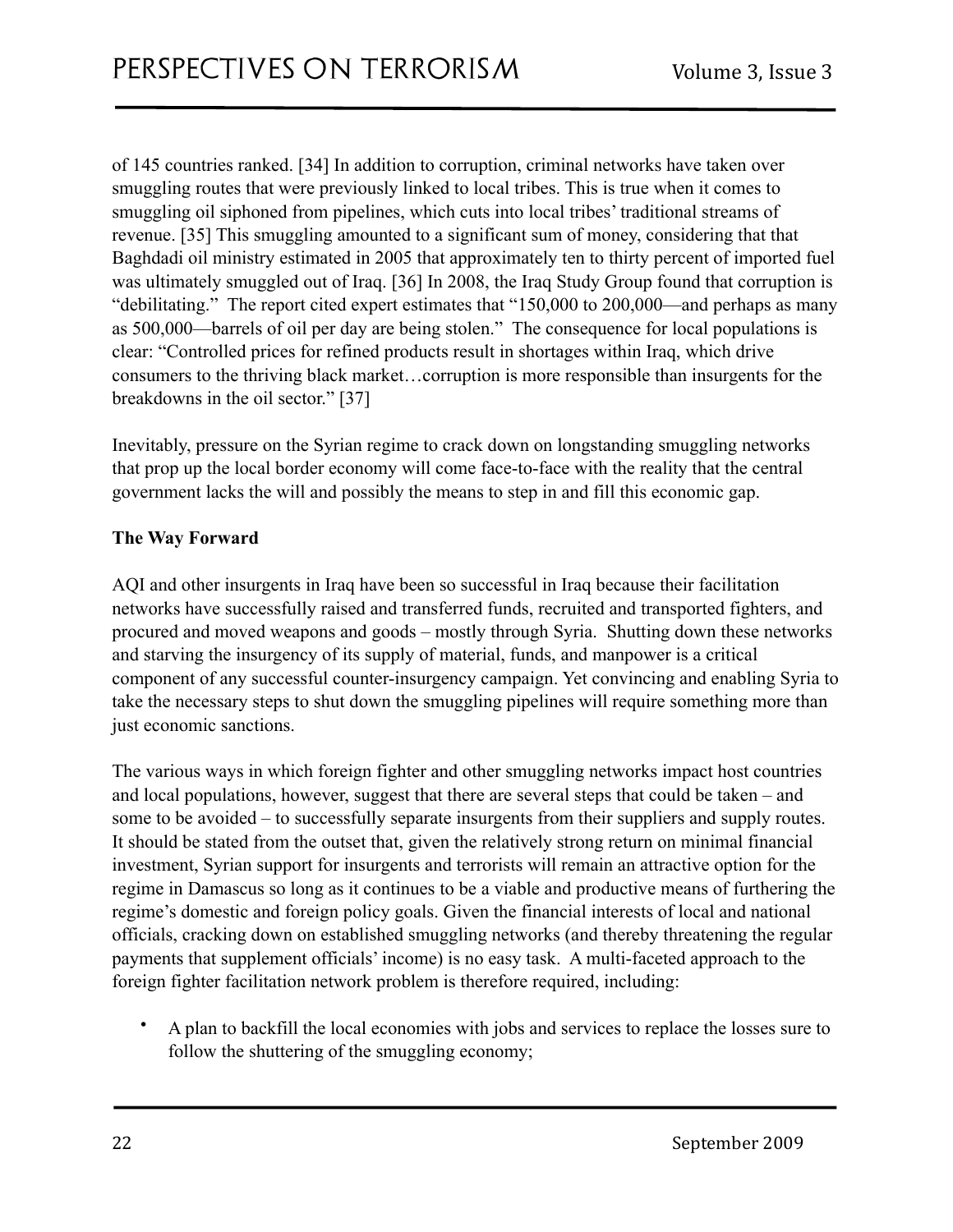of 145 countries ranked. [34] In addition to corruption, criminal networks have taken over smuggling routes that were previously linked to local tribes. This is true when it comes to smuggling oil siphoned from pipelines, which cuts into local tribes' traditional streams of revenue. [35] This smuggling amounted to a significant sum of money, considering that that Baghdadi oil ministry estimated in 2005 that approximately ten to thirty percent of imported fuel was ultimately smuggled out of Iraq. [36] In 2008, the Iraq Study Group found that corruption is "debilitating." The report cited expert estimates that "150,000 to 200,000—and perhaps as many as 500,000—barrels of oil per day are being stolen." The consequence for local populations is clear: "Controlled prices for refined products result in shortages within Iraq, which drive consumers to the thriving black market…corruption is more responsible than insurgents for the breakdowns in the oil sector." [37]

Inevitably, pressure on the Syrian regime to crack down on longstanding smuggling networks that prop up the local border economy will come face-to-face with the reality that the central government lacks the will and possibly the means to step in and fill this economic gap.

**The Way Forward**

AQI and other insurgents in Iraq have been so successful in Iraq because their facilitation networks have successfully raised and transferred funds, recruited and transported fighters, and procured and moved weapons and goods – mostly through Syria. Shutting down these networks and starving the insurgency of its supply of material, funds, and manpower is a critical component of any successful counter-insurgency campaign. Yet convincing and enabling Syria to take the necessary steps to shut down the smuggling pipelines will require something more than just economic sanctions.

The various ways in which foreign fighter and other smuggling networks impact host countries and local populations, however, suggest that there are several steps that could be taken – and some to be avoided – to successfully separate insurgents from their suppliers and supply routes. It should be stated from the outset that, given the relatively strong return on minimal financial investment, Syrian support for insurgents and terrorists will remain an attractive option for the regime in Damascus so long as it continues to be a viable and productive means of furthering the regime's domestic and foreign policy goals. Given the financial interests of local and national officials, cracking down on established smuggling networks (and thereby threatening the regular payments that supplement officials' income) is no easy task. A multi-faceted approach to the foreign fighter facilitation network problem is therefore required, including:

- A plan to backfill the local economies with jobs and services to replace the losses sure to follow the shuttering of the smuggling economy;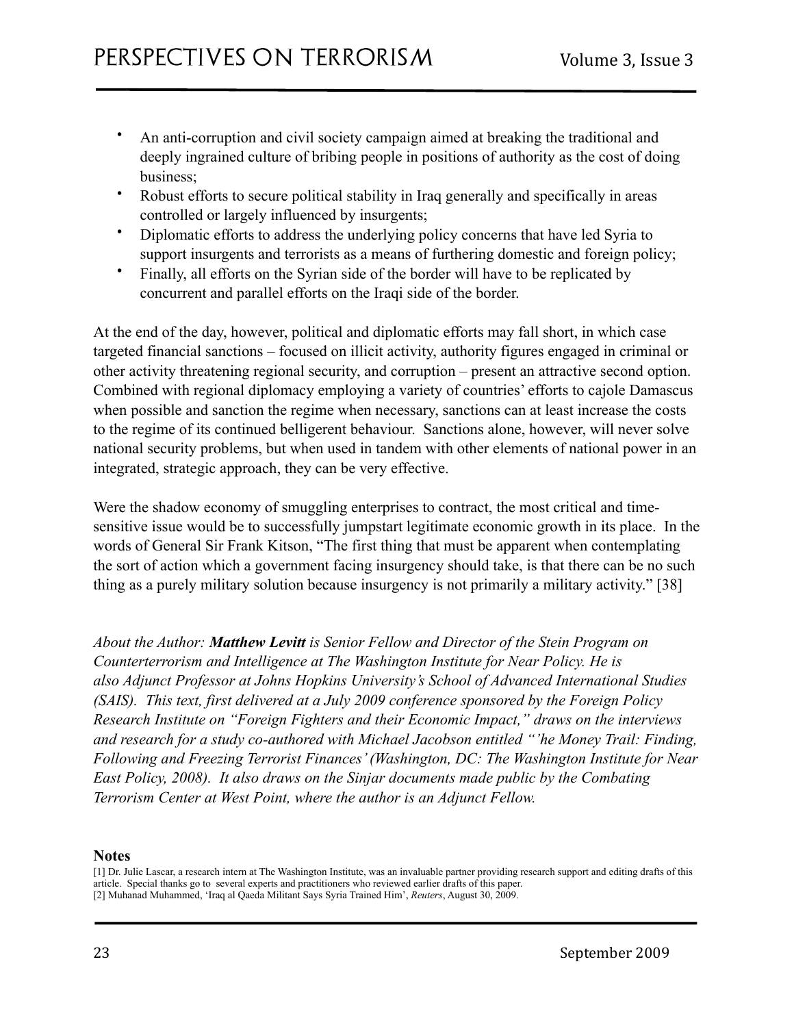- An anti-corruption and civil society campaign aimed at breaking the traditional and deeply ingrained culture of bribing people in positions of authority as the cost of doing business;
- Robust efforts to secure political stability in Iraq generally and specifically in areas controlled or largely influenced by insurgents;
- Diplomatic efforts to address the underlying policy concerns that have led Syria to support insurgents and terrorists as a means of furthering domestic and foreign policy;
- Finally, all efforts on the Syrian side of the border will have to be replicated by concurrent and parallel efforts on the Iraqi side of the border.

At the end of the day, however, political and diplomatic efforts may fall short, in which case targeted financial sanctions – focused on illicit activity, authority figures engaged in criminal or other activity threatening regional security, and corruption – present an attractive second option. Combined with regional diplomacy employing a variety of countries' efforts to cajole Damascus when possible and sanction the regime when necessary, sanctions can at least increase the costs to the regime of its continued belligerent behaviour. Sanctions alone, however, will never solve national security problems, but when used in tandem with other elements of national power in an integrated, strategic approach, they can be very effective.

Were the shadow economy of smuggling enterprises to contract, the most critical and time-sensitive issue would be to successfully jumpstart legitimate economic growth in its place. In the words of General Sir Frank Kitson, "The first thing that must be apparent when contemplating the sort of action which a government facing insurgency should take, is that there can be no such thing as a purely military solution because insurgency is not primarily a military activity." [38]

*About the Author: **Matthew Levitt** is Senior Fellow and Director of the Stein Program on Counterterrorism and Intelligence at The Washington Institute for Near Policy. He is also Adjunct Professor at Johns Hopkins University's School of Advanced International Studies (SAIS). This text, first delivered at a July 2009 conference sponsored by the Foreign Policy Research Institute on "Foreign Fighters and their Economic Impact," draws on the interviews and research for a study co-authored with Michael Jacobson entitled "'he Money Trail: Finding, Following and Freezing Terrorist Finances' (Washington, DC: The Washington Institute for Near East Policy, 2008). It also draws on the Sinjar documents made public by the Combating Terrorism Center at West Point, where the author is an Adjunct Fellow.*

**Notes**

[1] Dr. Julie Lascar, a research intern at The Washington Institute, was an invaluable partner providing research support and editing drafts of this article. Special thanks go to several experts and practitioners who reviewed earlier drafts of this paper.

[2] Muhanad Muhammed, 'Iraq al Qaeda Militant Says Syria Trained Him', *Reuters*, August 30, 2009.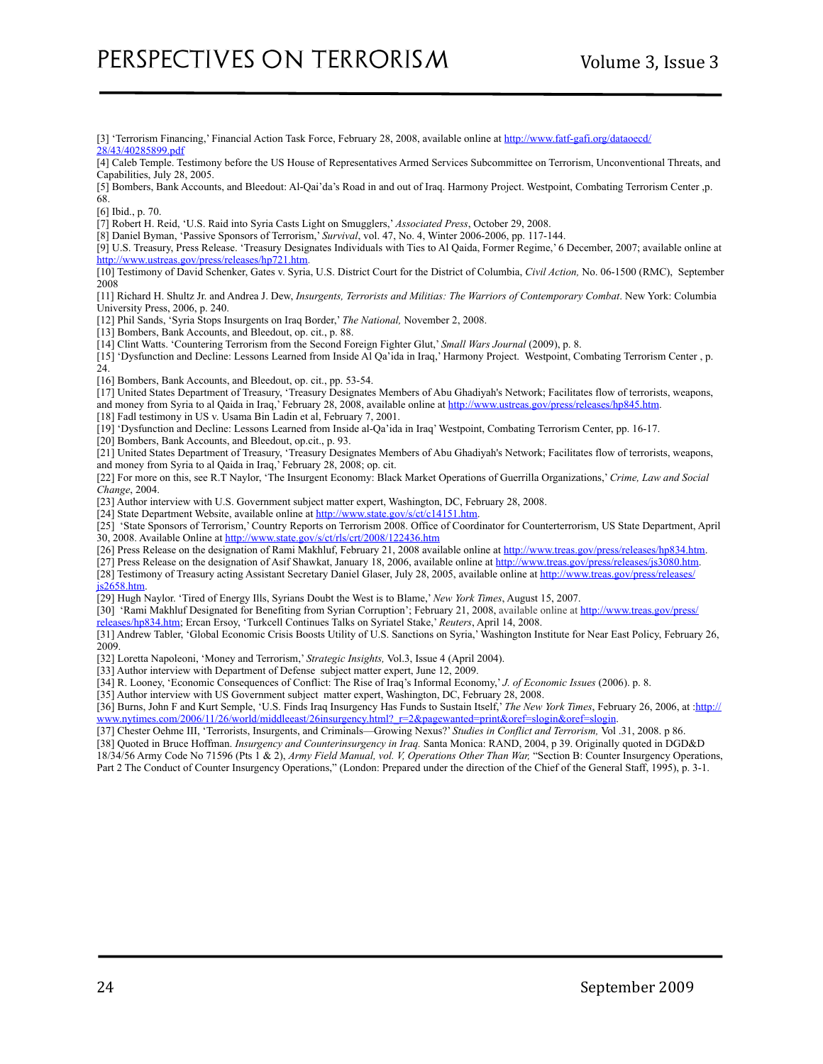[3] 'Terrorism Financing,' Financial Action Task Force, February 28, 2008, available online at http://www.fatf-gafi.org/dataoecd/28/43/40285899.pdf

[4] Caleb Temple. Testimony before the US House of Representatives Armed Services Subcommittee on Terrorism, Unconventional Threats, and Capabilities, July 28, 2005.

[5] Bombers, Bank Accounts, and Bleedout: Al-Qai'da's Road in and out of Iraq. Harmony Project. Westpoint, Combating Terrorism Center ,p. 68.

[6] Ibid., p. 70.

[7] Robert H. Reid, 'U.S. Raid into Syria Casts Light on Smugglers,' *Associated Press*, October 29, 2008.

[8] Daniel Byman, 'Passive Sponsors of Terrorism,' *Survival*, vol. 47, No. 4, Winter 2006-2006, pp. 117-144.

[9] U.S. Treasury, Press Release. 'Treasury Designates Individuals with Ties to Al Qaida, Former Regime,' 6 December, 2007; available online at http://www.ustreas.gov/press/releases/hp721.htm.

[10] Testimony of David Schenker, Gates v. Syria, U.S. District Court for the District of Columbia, *Civil Action,* No. 06-1500 (RMC), September 2008

[11] Richard H. Shultz Jr. and Andrea J. Dew, *Insurgents, Terrorists and Militias: The Warriors of Contemporary Combat*. New York: Columbia University Press, 2006, p. 240.

[12] Phil Sands, 'Syria Stops Insurgents on Iraq Border,' *The National,* November 2, 2008.

[13] Bombers, Bank Accounts, and Bleedout, op. cit., p. 88.

[14] Clint Watts. 'Countering Terrorism from the Second Foreign Fighter Glut,' *Small Wars Journal* (2009), p. 8.

[15] 'Dysfunction and Decline: Lessons Learned from Inside Al Qa'ida in Iraq,' Harmony Project. Westpoint, Combating Terrorism Center , p. 24.

[16] Bombers, Bank Accounts, and Bleedout, op. cit., pp. 53-54.

[17] United States Department of Treasury, 'Treasury Designates Members of Abu Ghadiyah's Network; Facilitates flow of terrorists, weapons, and money from Syria to al Qaida in Iraq,' February 28, 2008, available online at http://www.ustreas.gov/press/releases/hp845.htm.

[18] Fadl testimony in US v. Usama Bin Ladin et al, February 7, 2001.

[19] 'Dysfunction and Decline: Lessons Learned from Inside al-Qa'ida in Iraq' Westpoint, Combating Terrorism Center, pp. 16-17.

[20] Bombers, Bank Accounts, and Bleedout, op.cit., p. 93.

[21] United States Department of Treasury, 'Treasury Designates Members of Abu Ghadiyah's Network; Facilitates flow of terrorists, weapons, and money from Syria to al Qaida in Iraq,' February 28, 2008; op. cit.

[22] For more on this, see R.T Naylor, 'The Insurgent Economy: Black Market Operations of Guerrilla Organizations,' *Crime, Law and Social Change*, 2004.

[23] Author interview with U.S. Government subject matter expert, Washington, DC, February 28, 2008.

[24] State Department Website, available online at http://www.state.gov/s/ct/c14151.htm.

[25] 'State Sponsors of Terrorism,' Country Reports on Terrorism 2008. Office of Coordinator for Counterterrorism, US State Department, April 30, 2008. Available Online at http://www.state.gov/s/ct/rls/crt/2008/122436.htm

[26] Press Release on the designation of Rami Makhluf, February 21, 2008 available online at http://www.treas.gov/press/releases/hp834.htm.

[27] Press Release on the designation of Asif Shawkat, January 18, 2006, available online at http://www.treas.gov/press/releases/js3080.htm.

[28] Testimony of Treasury acting Assistant Secretary Daniel Glaser, July 28, 2005, available online at http://www.treas.gov/press/releases/js2658.htm.

[29] Hugh Naylor. 'Tired of Energy Ills, Syrians Doubt the West is to Blame,' *New York Times*, August 15, 2007.

[30] 'Rami Makhluf Designated for Benefiting from Syrian Corruption'; February 21, 2008, available online at http://www.treas.gov/press/releases/hp834.htm; Ercan Ersoy, 'Turkcell Continues Talks on Syriatel Stake,' *Reuters*, April 14, 2008.

[31] Andrew Tabler, 'Global Economic Crisis Boosts Utility of U.S. Sanctions on Syria,' Washington Institute for Near East Policy, February 26, 2009.

[32] Loretta Napoleoni, 'Money and Terrorism,' *Strategic Insights,* Vol.3, Issue 4 (April 2004).

[33] Author interview with Department of Defense subject matter expert, June 12, 2009.

[34] R. Looney, 'Economic Consequences of Conflict: The Rise of Iraq's Informal Economy,' *J. of Economic Issues* (2006). p. 8.

[35] Author interview with US Government subject matter expert, Washington, DC, February 28, 2008.

[36] Burns, John F and Kurt Semple, 'U.S. Finds Iraq Insurgency Has Funds to Sustain Itself,' *The New York Times*, February 26, 2006, at :http://www.nytimes.com/2006/11/26/world/middleeast/26insurgency.html?_r=2&pagewanted=print&oref=slogin&oref=slogin.

[37] Chester Oehme III, 'Terrorists, Insurgents, and Criminals—Growing Nexus?' *Studies in Conflict and Terrorism,* Vol .31, 2008. p 86.

[38] Quoted in Bruce Hoffman. *Insurgency and Counterinsurgency in Iraq.* Santa Monica: RAND, 2004, p 39. Originally quoted in DGD&D 18/34/56 Army Code No 71596 (Pts 1 & 2), *Army Field Manual, vol. V, Operations Other Than War,* "Section B: Counter Insurgency Operations, Part 2 The Conduct of Counter Insurgency Operations," (London: Prepared under the direction of the Chief of the General Staff, 1995), p. 3-1.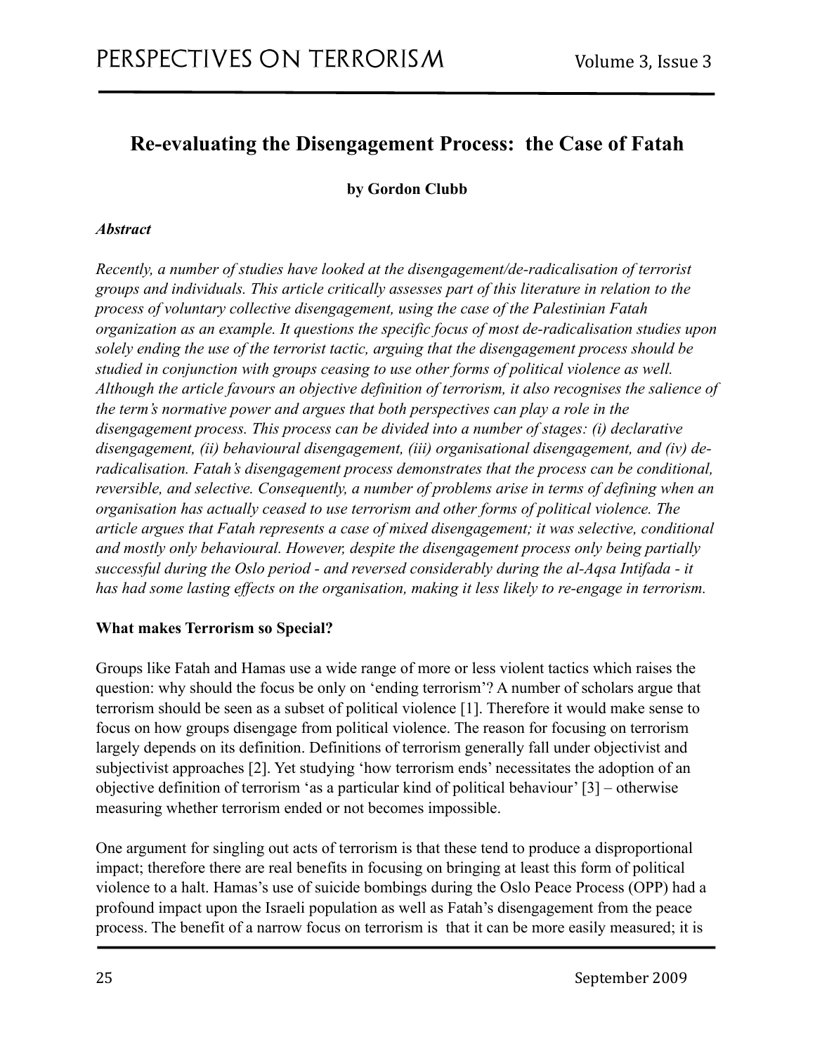# Re-evaluating the Disengagement Process: the Case of Fatah

**by Gordon Clubb**

***Abstract***

*Recently, a number of studies have looked at the disengagement/de-radicalisation of terrorist groups and individuals. This article critically assesses part of this literature in relation to the process of voluntary collective disengagement, using the case of the Palestinian Fatah organization as an example. It questions the specific focus of most de-radicalisation studies upon solely ending the use of the terrorist tactic, arguing that the disengagement process should be studied in conjunction with groups ceasing to use other forms of political violence as well. Although the article favours an objective definition of terrorism, it also recognises the salience of the term's normative power and argues that both perspectives can play a role in the disengagement process. This process can be divided into a number of stages: (i) declarative disengagement, (ii) behavioural disengagement, (iii) organisational disengagement, and (iv) de-radicalisation. Fatah's disengagement process demonstrates that the process can be conditional, reversible, and selective. Consequently, a number of problems arise in terms of defining when an organisation has actually ceased to use terrorism and other forms of political violence. The article argues that Fatah represents a case of mixed disengagement; it was selective, conditional and mostly only behavioural. However, despite the disengagement process only being partially successful during the Oslo period - and reversed considerably during the al-Aqsa Intifada - it has had some lasting effects on the organisation, making it less likely to re-engage in terrorism.*

**What makes Terrorism so Special?**

Groups like Fatah and Hamas use a wide range of more or less violent tactics which raises the question: why should the focus be only on 'ending terrorism'? A number of scholars argue that terrorism should be seen as a subset of political violence [1]. Therefore it would make sense to focus on how groups disengage from political violence. The reason for focusing on terrorism largely depends on its definition. Definitions of terrorism generally fall under objectivist and subjectivist approaches [2]. Yet studying 'how terrorism ends' necessitates the adoption of an objective definition of terrorism 'as a particular kind of political behaviour' [3] – otherwise measuring whether terrorism ended or not becomes impossible.

One argument for singling out acts of terrorism is that these tend to produce a disproportional impact; therefore there are real benefits in focusing on bringing at least this form of political violence to a halt. Hamas's use of suicide bombings during the Oslo Peace Process (OPP) had a profound impact upon the Israeli population as well as Fatah's disengagement from the peace process. The benefit of a narrow focus on terrorism is that it can be more easily measured; it is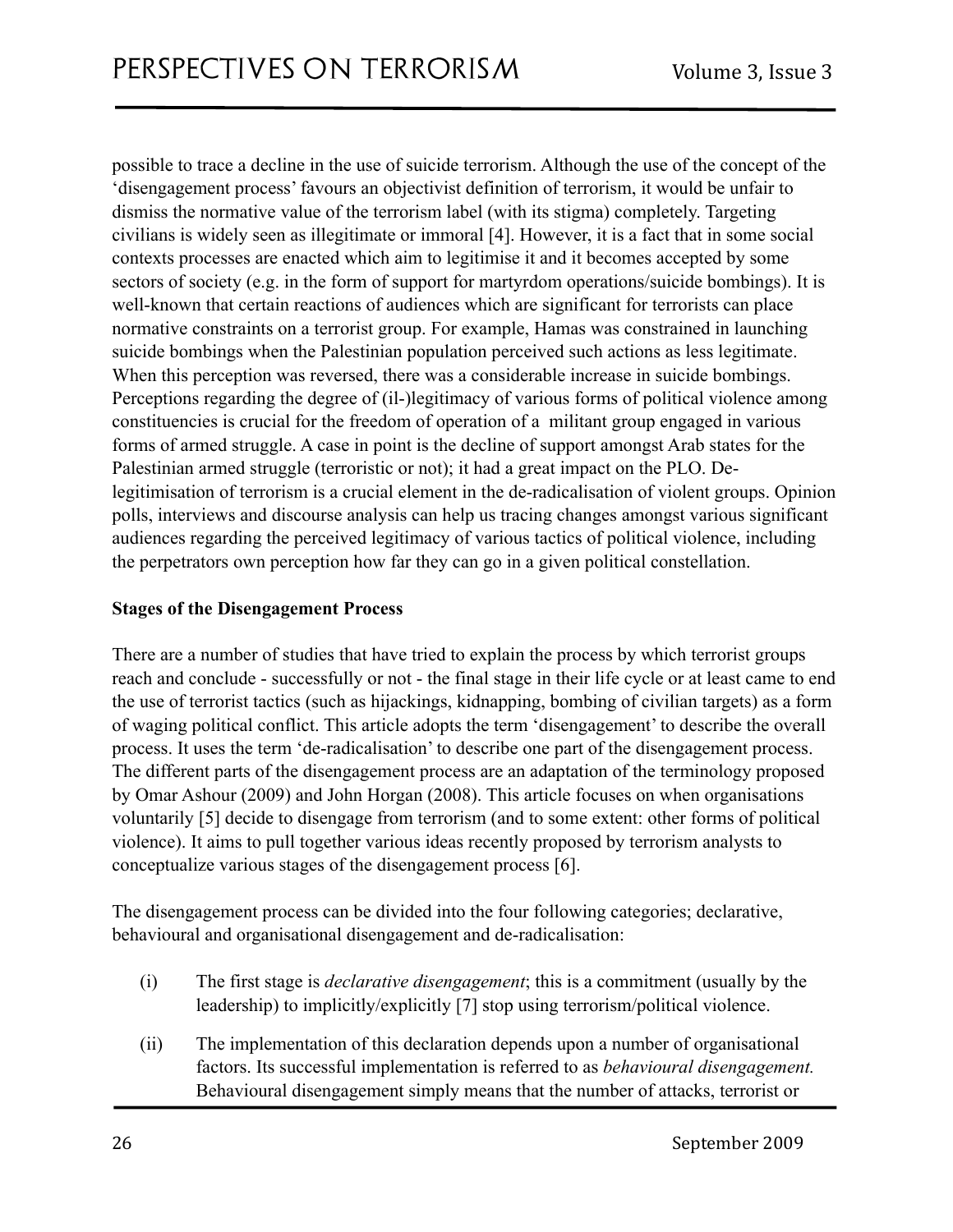possible to trace a decline in the use of suicide terrorism. Although the use of the concept of the 'disengagement process' favours an objectivist definition of terrorism, it would be unfair to dismiss the normative value of the terrorism label (with its stigma) completely. Targeting civilians is widely seen as illegitimate or immoral [4]. However, it is a fact that in some social contexts processes are enacted which aim to legitimise it and it becomes accepted by some sectors of society (e.g. in the form of support for martyrdom operations/suicide bombings). It is well-known that certain reactions of audiences which are significant for terrorists can place normative constraints on a terrorist group. For example, Hamas was constrained in launching suicide bombings when the Palestinian population perceived such actions as less legitimate. When this perception was reversed, there was a considerable increase in suicide bombings. Perceptions regarding the degree of (il-)legitimacy of various forms of political violence among constituencies is crucial for the freedom of operation of a militant group engaged in various forms of armed struggle. A case in point is the decline of support amongst Arab states for the Palestinian armed struggle (terroristic or not); it had a great impact on the PLO. De-legitimisation of terrorism is a crucial element in the de-radicalisation of violent groups. Opinion polls, interviews and discourse analysis can help us tracing changes amongst various significant audiences regarding the perceived legitimacy of various tactics of political violence, including the perpetrators own perception how far they can go in a given political constellation.

**Stages of the Disengagement Process**

There are a number of studies that have tried to explain the process by which terrorist groups reach and conclude - successfully or not - the final stage in their life cycle or at least came to end the use of terrorist tactics (such as hijackings, kidnapping, bombing of civilian targets) as a form of waging political conflict. This article adopts the term 'disengagement' to describe the overall process. It uses the term 'de-radicalisation' to describe one part of the disengagement process. The different parts of the disengagement process are an adaptation of the terminology proposed by Omar Ashour (2009) and John Horgan (2008). This article focuses on when organisations voluntarily [5] decide to disengage from terrorism (and to some extent: other forms of political violence). It aims to pull together various ideas recently proposed by terrorism analysts to conceptualize various stages of the disengagement process [6].

The disengagement process can be divided into the four following categories; declarative, behavioural and organisational disengagement and de-radicalisation:

(i) The first stage is *declarative disengagement*; this is a commitment (usually by the leadership) to implicitly/explicitly [7] stop using terrorism/political violence.

(ii) The implementation of this declaration depends upon a number of organisational factors. Its successful implementation is referred to as *behavioural disengagement.* Behavioural disengagement simply means that the number of attacks, terrorist or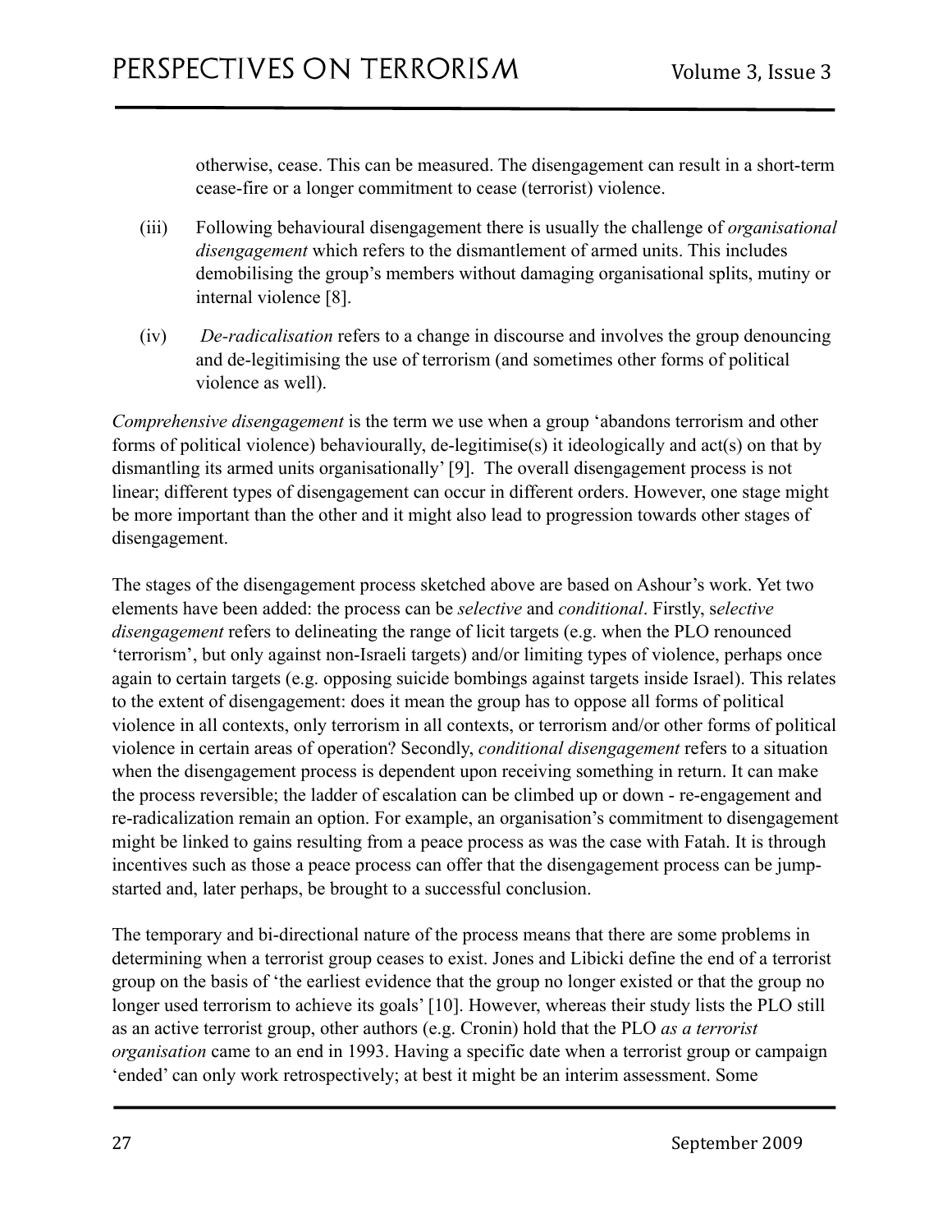otherwise, cease. This can be measured. The disengagement can result in a short-term cease-fire or a longer commitment to cease (terrorist) violence.

(iii) Following behavioural disengagement there is usually the challenge of *organisational disengagement* which refers to the dismantlement of armed units. This includes demobilising the group's members without damaging organisational splits, mutiny or internal violence [8].

(iv) *De-radicalisation* refers to a change in discourse and involves the group denouncing and de-legitimising the use of terrorism (and sometimes other forms of political violence as well).

*Comprehensive disengagement* is the term we use when a group 'abandons terrorism and other forms of political violence) behaviourally, de-legitimise(s) it ideologically and act(s) on that by dismantling its armed units organisationally' [9]. The overall disengagement process is not linear; different types of disengagement can occur in different orders. However, one stage might be more important than the other and it might also lead to progression towards other stages of disengagement.

The stages of the disengagement process sketched above are based on Ashour's work. Yet two elements have been added: the process can be *selective* and *conditional*. Firstly, s*elective disengagement* refers to delineating the range of licit targets (e.g. when the PLO renounced 'terrorism', but only against non-Israeli targets) and/or limiting types of violence, perhaps once again to certain targets (e.g. opposing suicide bombings against targets inside Israel). This relates to the extent of disengagement: does it mean the group has to oppose all forms of political violence in all contexts, only terrorism in all contexts, or terrorism and/or other forms of political violence in certain areas of operation? Secondly, *conditional disengagement* refers to a situation when the disengagement process is dependent upon receiving something in return. It can make the process reversible; the ladder of escalation can be climbed up or down - re-engagement and re-radicalization remain an option. For example, an organisation's commitment to disengagement might be linked to gains resulting from a peace process as was the case with Fatah. It is through incentives such as those a peace process can offer that the disengagement process can be jump-started and, later perhaps, be brought to a successful conclusion.

The temporary and bi-directional nature of the process means that there are some problems in determining when a terrorist group ceases to exist. Jones and Libicki define the end of a terrorist group on the basis of 'the earliest evidence that the group no longer existed or that the group no longer used terrorism to achieve its goals' [10]. However, whereas their study lists the PLO still as an active terrorist group, other authors (e.g. Cronin) hold that the PLO *as a terrorist organisation* came to an end in 1993. Having a specific date when a terrorist group or campaign 'ended' can only work retrospectively; at best it might be an interim assessment. Some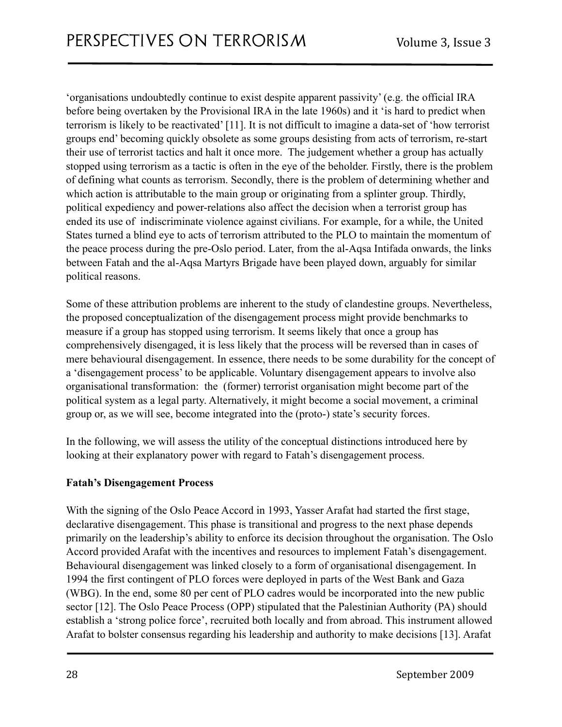'organisations undoubtedly continue to exist despite apparent passivity' (e.g. the official IRA before being overtaken by the Provisional IRA in the late 1960s) and it 'is hard to predict when terrorism is likely to be reactivated' [11]. It is not difficult to imagine a data-set of 'how terrorist groups end' becoming quickly obsolete as some groups desisting from acts of terrorism, re-start their use of terrorist tactics and halt it once more. The judgement whether a group has actually stopped using terrorism as a tactic is often in the eye of the beholder. Firstly, there is the problem of defining what counts as terrorism. Secondly, there is the problem of determining whether and which action is attributable to the main group or originating from a splinter group. Thirdly, political expediency and power-relations also affect the decision when a terrorist group has ended its use of indiscriminate violence against civilians. For example, for a while, the United States turned a blind eye to acts of terrorism attributed to the PLO to maintain the momentum of the peace process during the pre-Oslo period. Later, from the al-Aqsa Intifada onwards, the links between Fatah and the al-Aqsa Martyrs Brigade have been played down, arguably for similar political reasons.

Some of these attribution problems are inherent to the study of clandestine groups. Nevertheless, the proposed conceptualization of the disengagement process might provide benchmarks to measure if a group has stopped using terrorism. It seems likely that once a group has comprehensively disengaged, it is less likely that the process will be reversed than in cases of mere behavioural disengagement. In essence, there needs to be some durability for the concept of a 'disengagement process' to be applicable. Voluntary disengagement appears to involve also organisational transformation: the (former) terrorist organisation might become part of the political system as a legal party. Alternatively, it might become a social movement, a criminal group or, as we will see, become integrated into the (proto-) state's security forces.

In the following, we will assess the utility of the conceptual distinctions introduced here by looking at their explanatory power with regard to Fatah's disengagement process.

**Fatah's Disengagement Process**

With the signing of the Oslo Peace Accord in 1993, Yasser Arafat had started the first stage, declarative disengagement. This phase is transitional and progress to the next phase depends primarily on the leadership's ability to enforce its decision throughout the organisation. The Oslo Accord provided Arafat with the incentives and resources to implement Fatah's disengagement. Behavioural disengagement was linked closely to a form of organisational disengagement. In 1994 the first contingent of PLO forces were deployed in parts of the West Bank and Gaza (WBG). In the end, some 80 per cent of PLO cadres would be incorporated into the new public sector [12]. The Oslo Peace Process (OPP) stipulated that the Palestinian Authority (PA) should establish a 'strong police force', recruited both locally and from abroad. This instrument allowed Arafat to bolster consensus regarding his leadership and authority to make decisions [13]. Arafat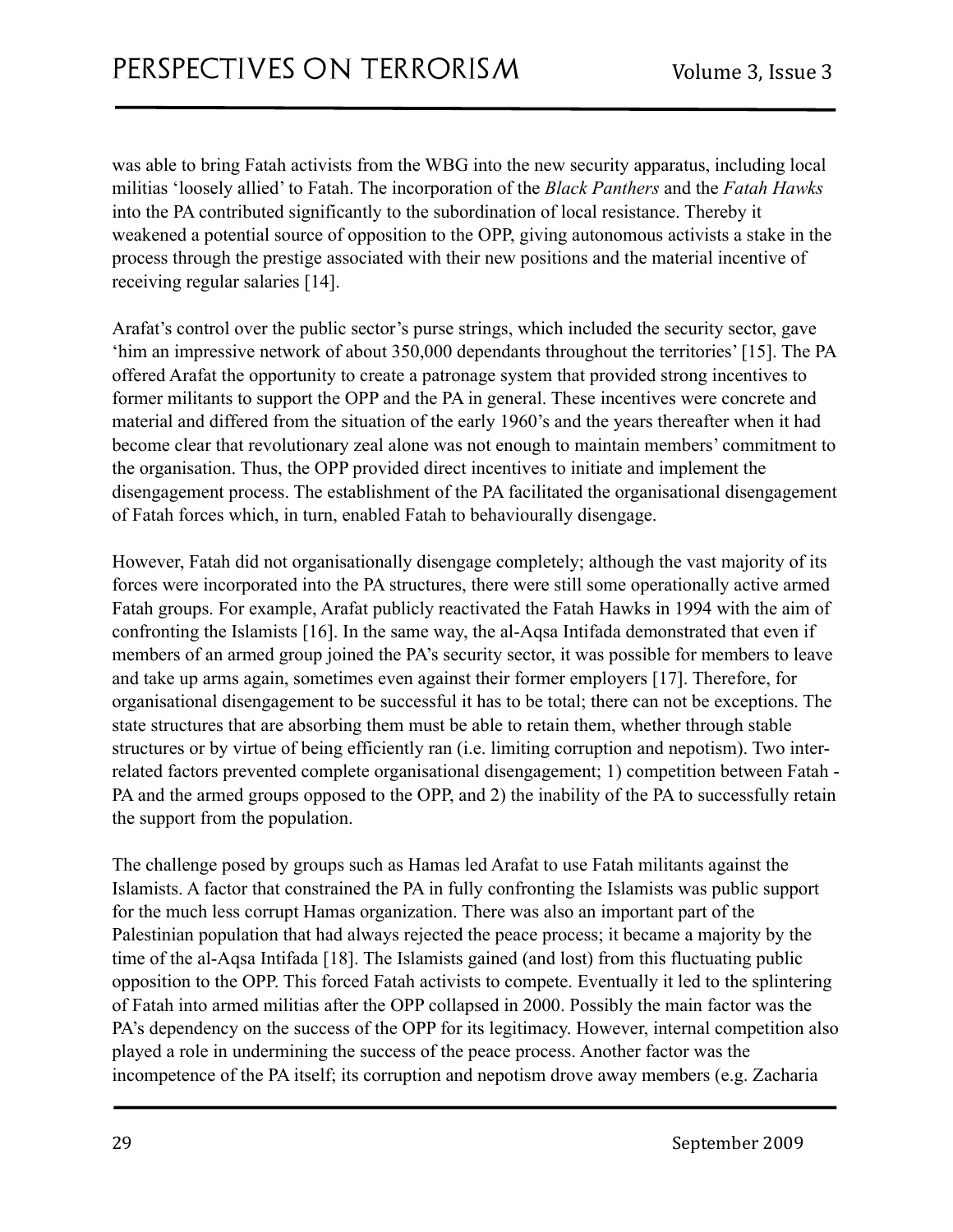was able to bring Fatah activists from the WBG into the new security apparatus, including local militias 'loosely allied' to Fatah. The incorporation of the *Black Panthers* and the *Fatah Hawks* into the PA contributed significantly to the subordination of local resistance. Thereby it weakened a potential source of opposition to the OPP, giving autonomous activists a stake in the process through the prestige associated with their new positions and the material incentive of receiving regular salaries [14].

Arafat's control over the public sector's purse strings, which included the security sector, gave 'him an impressive network of about 350,000 dependants throughout the territories' [15]. The PA offered Arafat the opportunity to create a patronage system that provided strong incentives to former militants to support the OPP and the PA in general. These incentives were concrete and material and differed from the situation of the early 1960's and the years thereafter when it had become clear that revolutionary zeal alone was not enough to maintain members' commitment to the organisation. Thus, the OPP provided direct incentives to initiate and implement the disengagement process. The establishment of the PA facilitated the organisational disengagement of Fatah forces which, in turn, enabled Fatah to behaviourally disengage.

However, Fatah did not organisationally disengage completely; although the vast majority of its forces were incorporated into the PA structures, there were still some operationally active armed Fatah groups. For example, Arafat publicly reactivated the Fatah Hawks in 1994 with the aim of confronting the Islamists [16]. In the same way, the al-Aqsa Intifada demonstrated that even if members of an armed group joined the PA's security sector, it was possible for members to leave and take up arms again, sometimes even against their former employers [17]. Therefore, for organisational disengagement to be successful it has to be total; there can not be exceptions. The state structures that are absorbing them must be able to retain them, whether through stable structures or by virtue of being efficiently ran (i.e. limiting corruption and nepotism). Two inter-related factors prevented complete organisational disengagement; 1) competition between Fatah - PA and the armed groups opposed to the OPP, and 2) the inability of the PA to successfully retain the support from the population.

The challenge posed by groups such as Hamas led Arafat to use Fatah militants against the Islamists. A factor that constrained the PA in fully confronting the Islamists was public support for the much less corrupt Hamas organization. There was also an important part of the Palestinian population that had always rejected the peace process; it became a majority by the time of the al-Aqsa Intifada [18]. The Islamists gained (and lost) from this fluctuating public opposition to the OPP. This forced Fatah activists to compete. Eventually it led to the splintering of Fatah into armed militias after the OPP collapsed in 2000. Possibly the main factor was the PA's dependency on the success of the OPP for its legitimacy. However, internal competition also played a role in undermining the success of the peace process. Another factor was the incompetence of the PA itself; its corruption and nepotism drove away members (e.g. Zacharia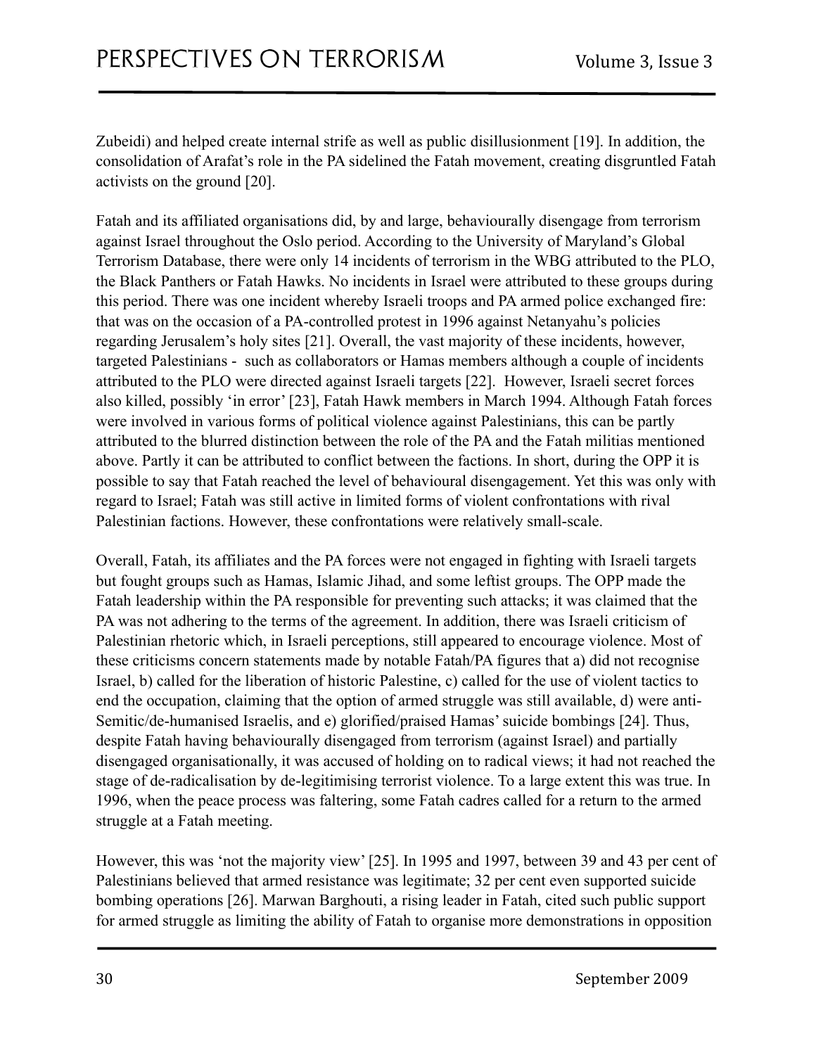Zubeidi) and helped create internal strife as well as public disillusionment [19]. In addition, the consolidation of Arafat's role in the PA sidelined the Fatah movement, creating disgruntled Fatah activists on the ground [20].

Fatah and its affiliated organisations did, by and large, behaviourally disengage from terrorism against Israel throughout the Oslo period. According to the University of Maryland's Global Terrorism Database, there were only 14 incidents of terrorism in the WBG attributed to the PLO, the Black Panthers or Fatah Hawks. No incidents in Israel were attributed to these groups during this period. There was one incident whereby Israeli troops and PA armed police exchanged fire: that was on the occasion of a PA-controlled protest in 1996 against Netanyahu's policies regarding Jerusalem's holy sites [21]. Overall, the vast majority of these incidents, however, targeted Palestinians - such as collaborators or Hamas members although a couple of incidents attributed to the PLO were directed against Israeli targets [22]. However, Israeli secret forces also killed, possibly 'in error' [23], Fatah Hawk members in March 1994. Although Fatah forces were involved in various forms of political violence against Palestinians, this can be partly attributed to the blurred distinction between the role of the PA and the Fatah militias mentioned above. Partly it can be attributed to conflict between the factions. In short, during the OPP it is possible to say that Fatah reached the level of behavioural disengagement. Yet this was only with regard to Israel; Fatah was still active in limited forms of violent confrontations with rival Palestinian factions. However, these confrontations were relatively small-scale.

Overall, Fatah, its affiliates and the PA forces were not engaged in fighting with Israeli targets but fought groups such as Hamas, Islamic Jihad, and some leftist groups. The OPP made the Fatah leadership within the PA responsible for preventing such attacks; it was claimed that the PA was not adhering to the terms of the agreement. In addition, there was Israeli criticism of Palestinian rhetoric which, in Israeli perceptions, still appeared to encourage violence. Most of these criticisms concern statements made by notable Fatah/PA figures that a) did not recognise Israel, b) called for the liberation of historic Palestine, c) called for the use of violent tactics to end the occupation, claiming that the option of armed struggle was still available, d) were anti-Semitic/de-humanised Israelis, and e) glorified/praised Hamas' suicide bombings [24]. Thus, despite Fatah having behaviourally disengaged from terrorism (against Israel) and partially disengaged organisationally, it was accused of holding on to radical views; it had not reached the stage of de-radicalisation by de-legitimising terrorist violence. To a large extent this was true. In 1996, when the peace process was faltering, some Fatah cadres called for a return to the armed struggle at a Fatah meeting.

However, this was 'not the majority view' [25]. In 1995 and 1997, between 39 and 43 per cent of Palestinians believed that armed resistance was legitimate; 32 per cent even supported suicide bombing operations [26]. Marwan Barghouti, a rising leader in Fatah, cited such public support for armed struggle as limiting the ability of Fatah to organise more demonstrations in opposition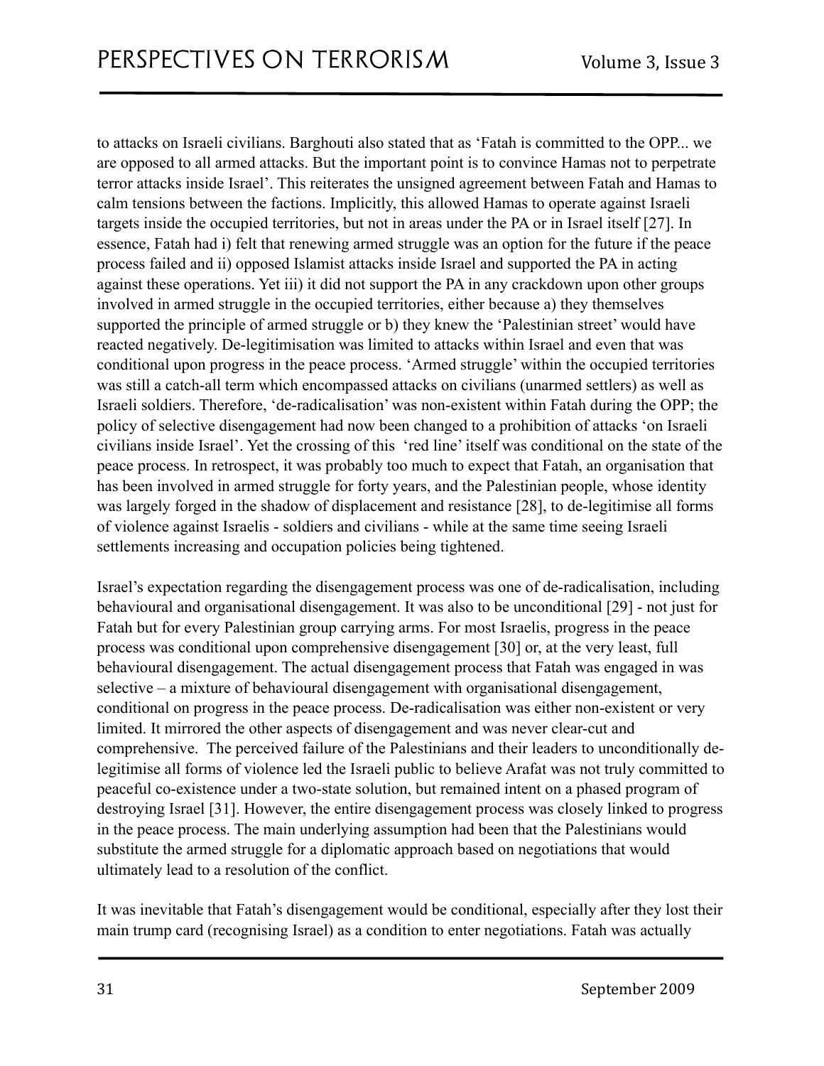to attacks on Israeli civilians. Barghouti also stated that as 'Fatah is committed to the OPP... we are opposed to all armed attacks. But the important point is to convince Hamas not to perpetrate terror attacks inside Israel'. This reiterates the unsigned agreement between Fatah and Hamas to calm tensions between the factions. Implicitly, this allowed Hamas to operate against Israeli targets inside the occupied territories, but not in areas under the PA or in Israel itself [27]. In essence, Fatah had i) felt that renewing armed struggle was an option for the future if the peace process failed and ii) opposed Islamist attacks inside Israel and supported the PA in acting against these operations. Yet iii) it did not support the PA in any crackdown upon other groups involved in armed struggle in the occupied territories, either because a) they themselves supported the principle of armed struggle or b) they knew the 'Palestinian street' would have reacted negatively. De-legitimisation was limited to attacks within Israel and even that was conditional upon progress in the peace process. 'Armed struggle' within the occupied territories was still a catch-all term which encompassed attacks on civilians (unarmed settlers) as well as Israeli soldiers. Therefore, 'de-radicalisation' was non-existent within Fatah during the OPP; the policy of selective disengagement had now been changed to a prohibition of attacks 'on Israeli civilians inside Israel'. Yet the crossing of this 'red line' itself was conditional on the state of the peace process. In retrospect, it was probably too much to expect that Fatah, an organisation that has been involved in armed struggle for forty years, and the Palestinian people, whose identity was largely forged in the shadow of displacement and resistance [28], to de-legitimise all forms of violence against Israelis - soldiers and civilians - while at the same time seeing Israeli settlements increasing and occupation policies being tightened.

Israel's expectation regarding the disengagement process was one of de-radicalisation, including behavioural and organisational disengagement. It was also to be unconditional [29] - not just for Fatah but for every Palestinian group carrying arms. For most Israelis, progress in the peace process was conditional upon comprehensive disengagement [30] or, at the very least, full behavioural disengagement. The actual disengagement process that Fatah was engaged in was selective – a mixture of behavioural disengagement with organisational disengagement, conditional on progress in the peace process. De-radicalisation was either non-existent or very limited. It mirrored the other aspects of disengagement and was never clear-cut and comprehensive. The perceived failure of the Palestinians and their leaders to unconditionally de-legitimise all forms of violence led the Israeli public to believe Arafat was not truly committed to peaceful co-existence under a two-state solution, but remained intent on a phased program of destroying Israel [31]. However, the entire disengagement process was closely linked to progress in the peace process. The main underlying assumption had been that the Palestinians would substitute the armed struggle for a diplomatic approach based on negotiations that would ultimately lead to a resolution of the conflict.

It was inevitable that Fatah's disengagement would be conditional, especially after they lost their main trump card (recognising Israel) as a condition to enter negotiations. Fatah was actually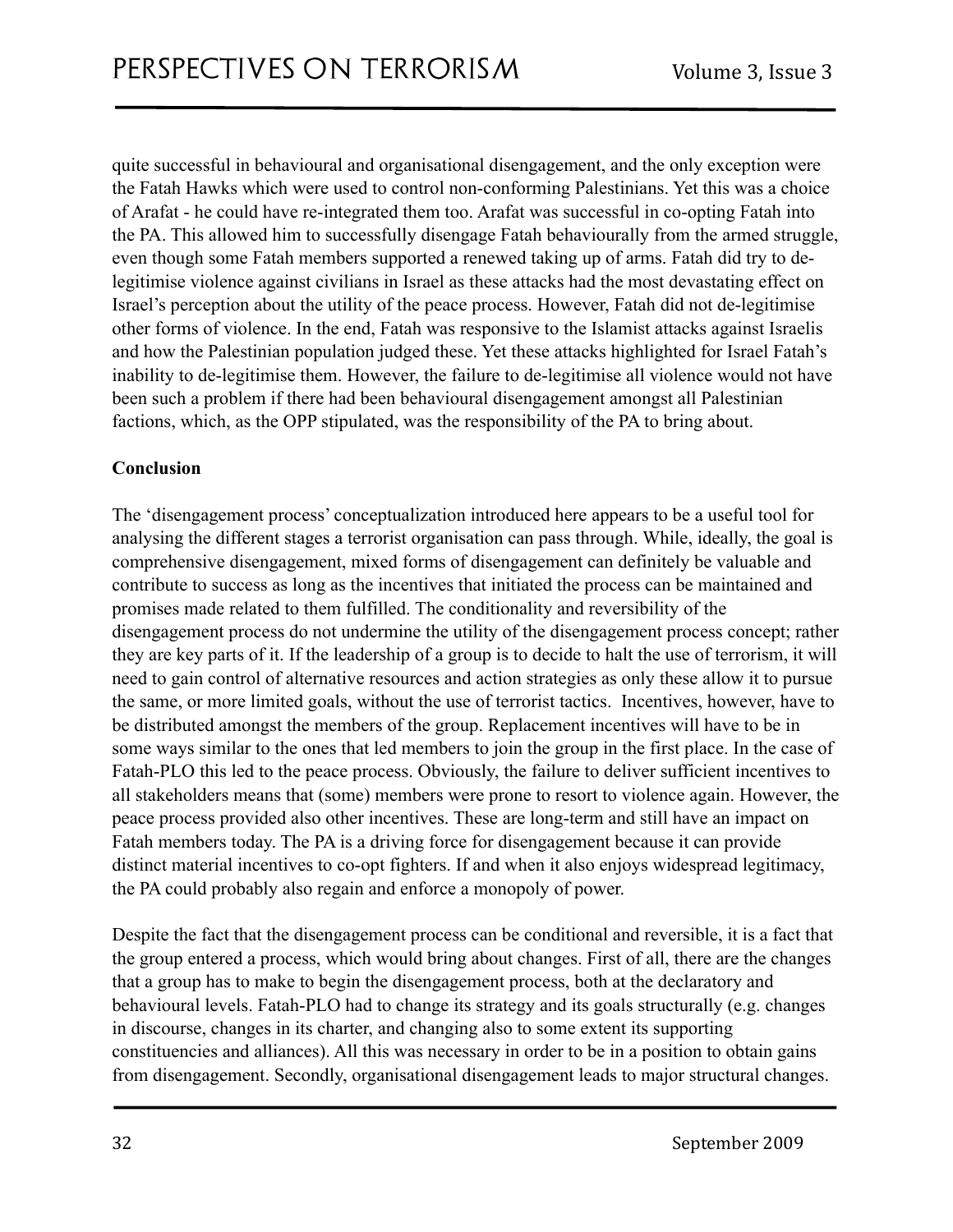quite successful in behavioural and organisational disengagement, and the only exception were the Fatah Hawks which were used to control non-conforming Palestinians. Yet this was a choice of Arafat - he could have re-integrated them too. Arafat was successful in co-opting Fatah into the PA. This allowed him to successfully disengage Fatah behaviourally from the armed struggle, even though some Fatah members supported a renewed taking up of arms. Fatah did try to de-legitimise violence against civilians in Israel as these attacks had the most devastating effect on Israel's perception about the utility of the peace process. However, Fatah did not de-legitimise other forms of violence. In the end, Fatah was responsive to the Islamist attacks against Israelis and how the Palestinian population judged these. Yet these attacks highlighted for Israel Fatah's inability to de-legitimise them. However, the failure to de-legitimise all violence would not have been such a problem if there had been behavioural disengagement amongst all Palestinian factions, which, as the OPP stipulated, was the responsibility of the PA to bring about.

**Conclusion**

The 'disengagement process' conceptualization introduced here appears to be a useful tool for analysing the different stages a terrorist organisation can pass through. While, ideally, the goal is comprehensive disengagement, mixed forms of disengagement can definitely be valuable and contribute to success as long as the incentives that initiated the process can be maintained and promises made related to them fulfilled. The conditionality and reversibility of the disengagement process do not undermine the utility of the disengagement process concept; rather they are key parts of it. If the leadership of a group is to decide to halt the use of terrorism, it will need to gain control of alternative resources and action strategies as only these allow it to pursue the same, or more limited goals, without the use of terrorist tactics. Incentives, however, have to be distributed amongst the members of the group. Replacement incentives will have to be in some ways similar to the ones that led members to join the group in the first place. In the case of Fatah-PLO this led to the peace process. Obviously, the failure to deliver sufficient incentives to all stakeholders means that (some) members were prone to resort to violence again. However, the peace process provided also other incentives. These are long-term and still have an impact on Fatah members today. The PA is a driving force for disengagement because it can provide distinct material incentives to co-opt fighters. If and when it also enjoys widespread legitimacy, the PA could probably also regain and enforce a monopoly of power.

Despite the fact that the disengagement process can be conditional and reversible, it is a fact that the group entered a process, which would bring about changes. First of all, there are the changes that a group has to make to begin the disengagement process, both at the declaratory and behavioural levels. Fatah-PLO had to change its strategy and its goals structurally (e.g. changes in discourse, changes in its charter, and changing also to some extent its supporting constituencies and alliances). All this was necessary in order to be in a position to obtain gains from disengagement. Secondly, organisational disengagement leads to major structural changes.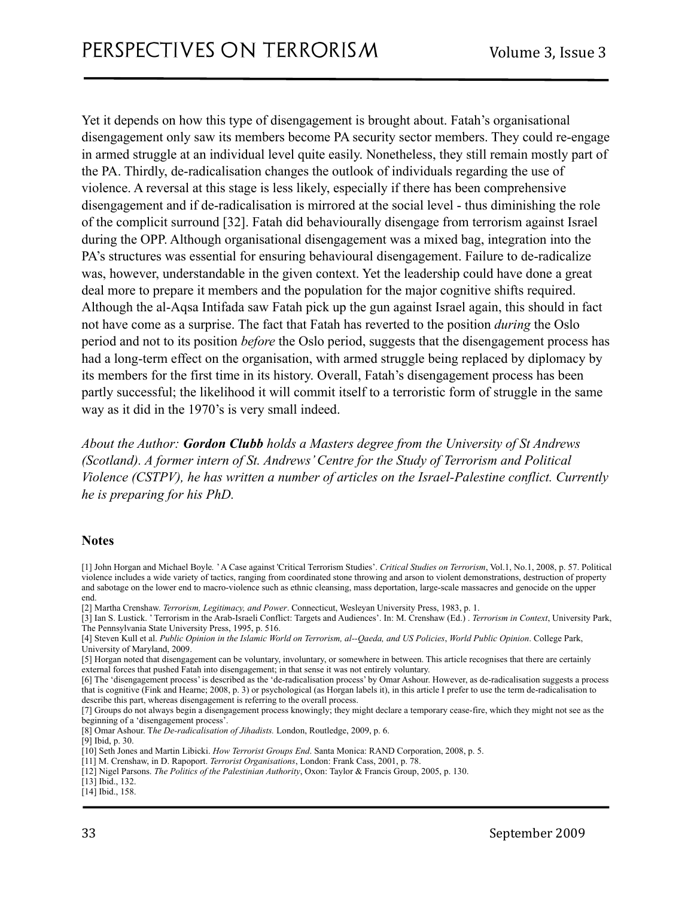Yet it depends on how this type of disengagement is brought about. Fatah's organisational disengagement only saw its members become PA security sector members. They could re-engage in armed struggle at an individual level quite easily. Nonetheless, they still remain mostly part of the PA. Thirdly, de-radicalisation changes the outlook of individuals regarding the use of violence. A reversal at this stage is less likely, especially if there has been comprehensive disengagement and if de-radicalisation is mirrored at the social level - thus diminishing the role of the complicit surround [32]. Fatah did behaviourally disengage from terrorism against Israel during the OPP. Although organisational disengagement was a mixed bag, integration into the PA's structures was essential for ensuring behavioural disengagement. Failure to de-radicalize was, however, understandable in the given context. Yet the leadership could have done a great deal more to prepare it members and the population for the major cognitive shifts required. Although the al-Aqsa Intifada saw Fatah pick up the gun against Israel again, this should in fact not have come as a surprise. The fact that Fatah has reverted to the position *during* the Oslo period and not to its position *before* the Oslo period, suggests that the disengagement process has had a long-term effect on the organisation, with armed struggle being replaced by diplomacy by its members for the first time in its history. Overall, Fatah's disengagement process has been partly successful; the likelihood it will commit itself to a terroristic form of struggle in the same way as it did in the 1970's is very small indeed.

*About the Author:* ***Gordon Clubb*** *holds a Masters degree from the University of St Andrews (Scotland). A former intern of St. Andrews' Centre for the Study of Terrorism and Political Violence (CSTPV), he has written a number of articles on the Israel-Palestine conflict. Currently he is preparing for his PhD.*

### Notes

[1] John Horgan and Michael Boyle. 'A Case against 'Critical Terrorism Studies'. *Critical Studies on Terrorism*, Vol.1, No.1, 2008, p. 57. Political violence includes a wide variety of tactics, ranging from coordinated stone throwing and arson to violent demonstrations, destruction of property and sabotage on the lower end to macro-violence such as ethnic cleansing, mass deportation, large-scale massacres and genocide on the upper end.

[2] Martha Crenshaw. *Terrorism, Legitimacy, and Power*. Connecticut, Wesleyan University Press, 1983, p. 1.

[3] Ian S. Lustick. 'Terrorism in the Arab-Israeli Conflict: Targets and Audiences'. In: M. Crenshaw (Ed.) . *Terrorism in Context*, University Park, The Pennsylvania State University Press, 1995, p. 516.

[4] Steven Kull et al. *Public Opinion in the Islamic World on Terrorism, al--Qaeda, and US Policies*, *World Public Opinion*. College Park, University of Maryland, 2009.

[5] Horgan noted that disengagement can be voluntary, involuntary, or somewhere in between. This article recognises that there are certainly external forces that pushed Fatah into disengagement; in that sense it was not entirely voluntary.

[6] The 'disengagement process' is described as the 'de-radicalisation process' by Omar Ashour. However, as de-radicalisation suggests a process that is cognitive (Fink and Hearne; 2008, p. 3) or psychological (as Horgan labels it), in this article I prefer to use the term de-radicalisation to describe this part, whereas disengagement is referring to the overall process.

[7] Groups do not always begin a disengagement process knowingly; they might declare a temporary cease-fire, which they might not see as the beginning of a 'disengagement process'.

[8] Omar Ashour. *The De-radicalisation of Jihadists.* London, Routledge, 2009, p. 6.

[9] Ibid, p. 30.

[10] Seth Jones and Martin Libicki. *How Terrorist Groups End*. Santa Monica: RAND Corporation, 2008, p. 5.

[11] M. Crenshaw, in D. Rapoport. *Terrorist Organisations*, London: Frank Cass, 2001, p. 78.

[12] Nigel Parsons. *The Politics of the Palestinian Authority*, Oxon: Taylor & Francis Group, 2005, p. 130.

[13] Ibid., 132.

[14] Ibid., 158.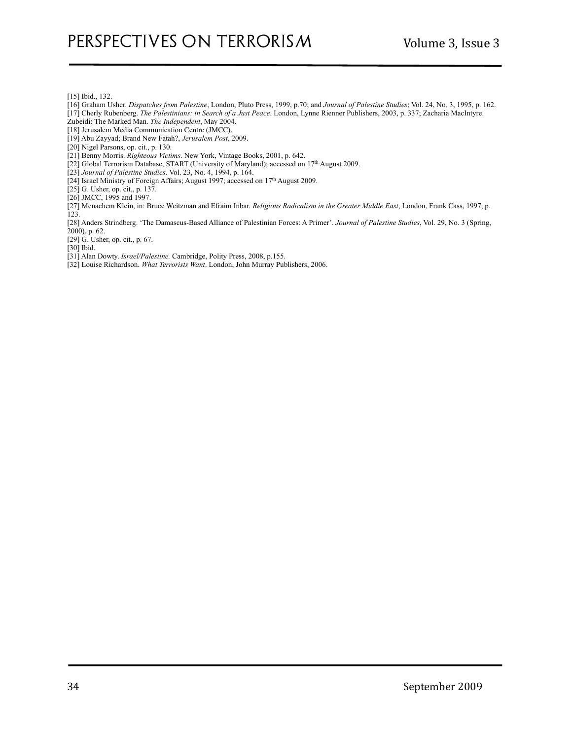[15] Ibid., 132.

[16] Graham Usher. *Dispatches from Palestine*, London, Pluto Press, 1999, p.70; and *Journal of Palestine Studies*; Vol. 24, No. 3, 1995, p. 162.

[17] Cherly Rubenberg. *The Palestinians: in Search of a Just Peace*. London, Lynne Rienner Publishers, 2003, p. 337; Zacharia MacIntyre. Zubeidi: The Marked Man. *The Independent*, May 2004.

[18] Jerusalem Media Communication Centre (JMCC).

[19] Abu Zayyad; Brand New Fatah?, *Jerusalem Post*, 2009.

[20] Nigel Parsons, op. cit., p. 130.

[21] Benny Morris. *Righteous Victims*. New York, Vintage Books, 2001, p. 642.

[22] Global Terrorism Database, START (University of Maryland); accessed on 17th August 2009.

[23] *Journal of Palestine Studies*. Vol. 23, No. 4, 1994, p. 164.

[24] Israel Ministry of Foreign Affairs; August 1997; accessed on 17th August 2009.

[25] G. Usher, op. cit., p. 137.

[26] JMCC, 1995 and 1997.

[27] Menachem Klein, in: Bruce Weitzman and Efraim Inbar. *Religious Radicalism in the Greater Middle East*, London, Frank Cass, 1997, p. 123.

[28] Anders Strindberg. 'The Damascus-Based Alliance of Palestinian Forces: A Primer'. *Journal of Palestine Studies*, Vol. 29, No. 3 (Spring, 2000), p. 62.

[29] G. Usher, op. cit., p. 67.

[30] Ibid.

[31] Alan Dowty. *Israel/Palestine.* Cambridge, Polity Press, 2008, p.155.

[32] Louise Richardson. *What Terrorists Want*. London, John Murray Publishers, 2006.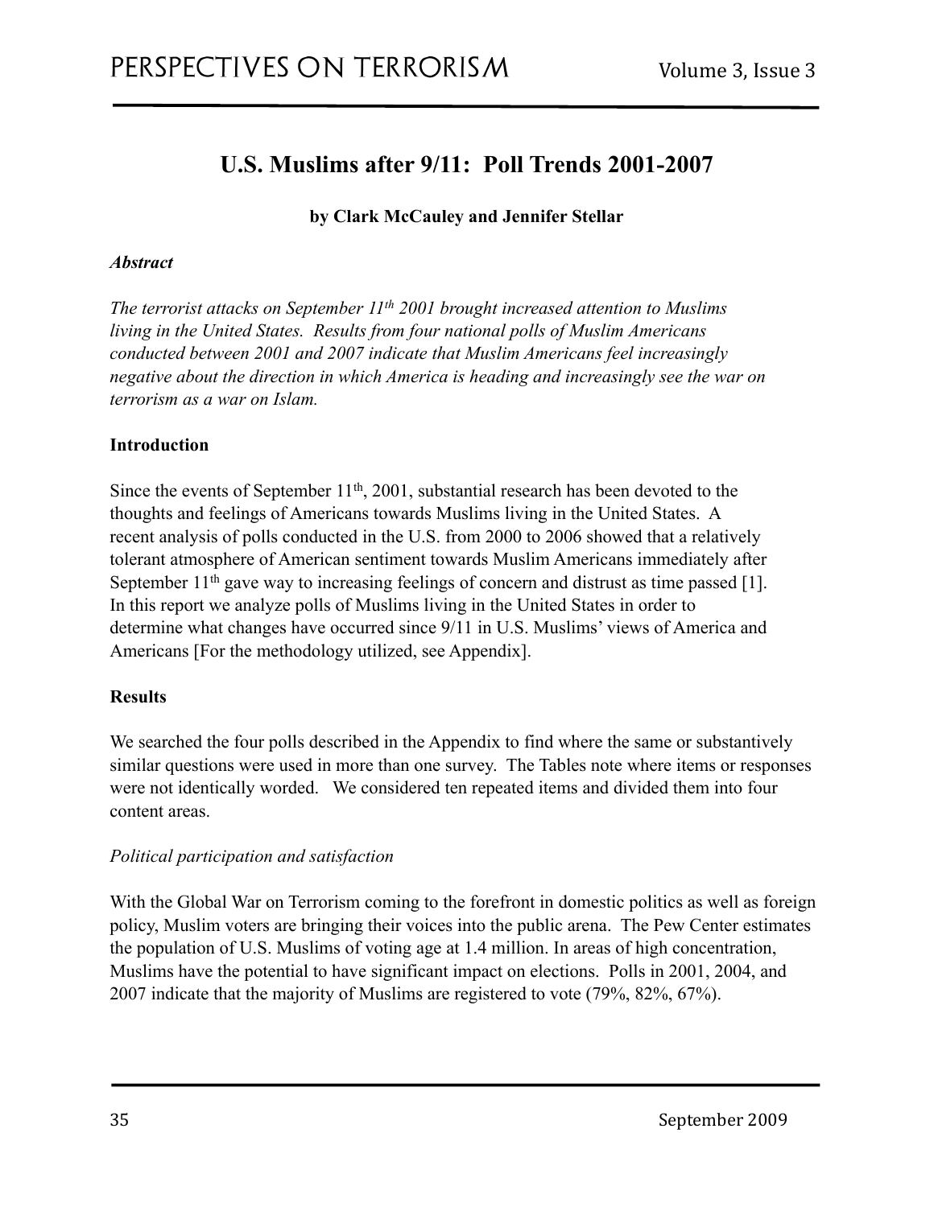# U.S. Muslims after 9/11: Poll Trends 2001-2007

**by Clark McCauley and Jennifer Stellar**

***Abstract***

*The terrorist attacks on September 11th 2001 brought increased attention to Muslims living in the United States. Results from four national polls of Muslim Americans conducted between 2001 and 2007 indicate that Muslim Americans feel increasingly negative about the direction in which America is heading and increasingly see the war on terrorism as a war on Islam.*

**Introduction**

Since the events of September 11th, 2001, substantial research has been devoted to the thoughts and feelings of Americans towards Muslims living in the United States. A recent analysis of polls conducted in the U.S. from 2000 to 2006 showed that a relatively tolerant atmosphere of American sentiment towards Muslim Americans immediately after September 11th gave way to increasing feelings of concern and distrust as time passed [1]. In this report we analyze polls of Muslims living in the United States in order to determine what changes have occurred since 9/11 in U.S. Muslims' views of America and Americans [For the methodology utilized, see Appendix].

**Results**

We searched the four polls described in the Appendix to find where the same or substantively similar questions were used in more than one survey. The Tables note where items or responses were not identically worded. We considered ten repeated items and divided them into four content areas.

*Political participation and satisfaction*

With the Global War on Terrorism coming to the forefront in domestic politics as well as foreign policy, Muslim voters are bringing their voices into the public arena. The Pew Center estimates the population of U.S. Muslims of voting age at 1.4 million. In areas of high concentration, Muslims have the potential to have significant impact on elections. Polls in 2001, 2004, and 2007 indicate that the majority of Muslims are registered to vote (79%, 82%, 67%).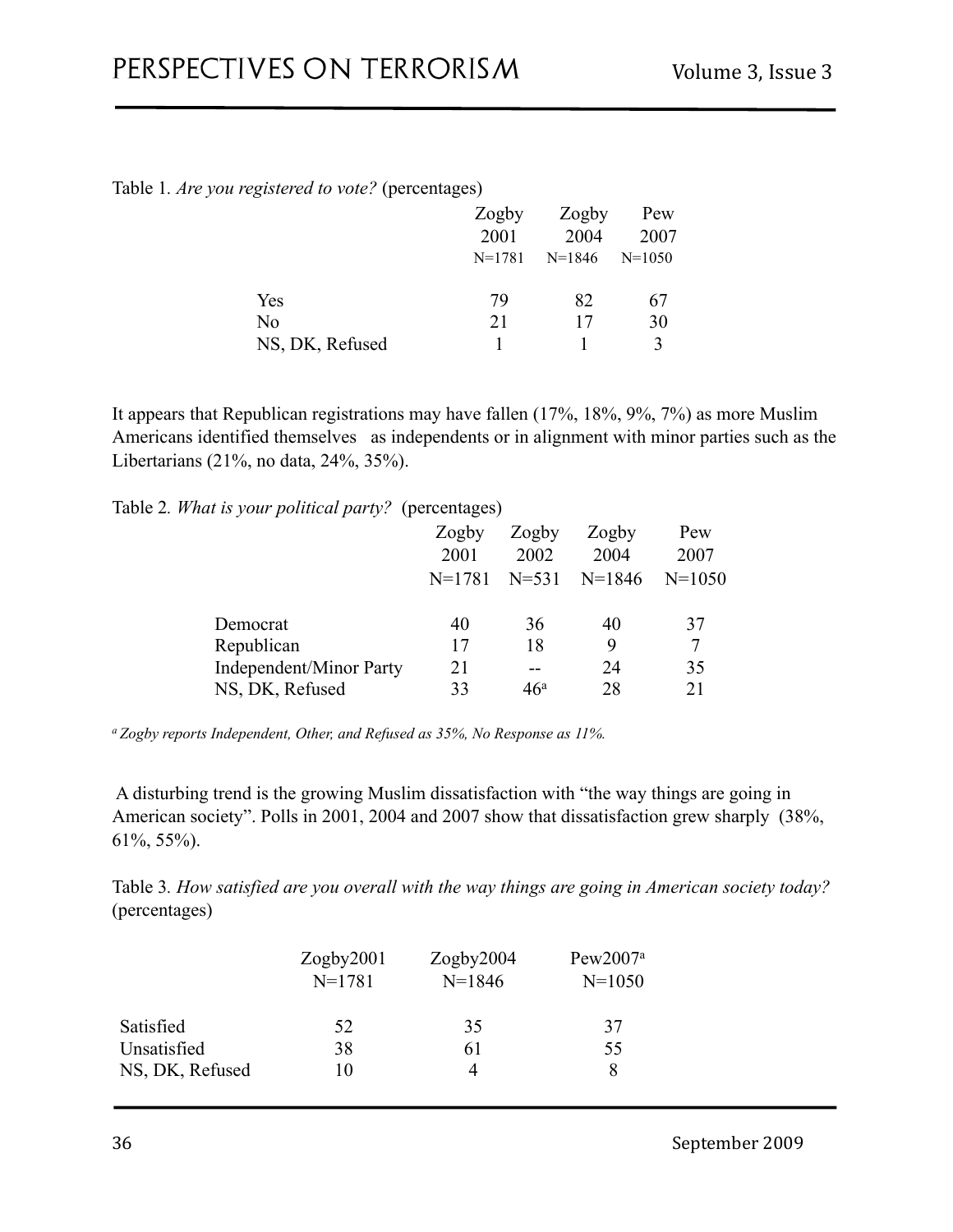Table 1. *Are you registered to vote?* (percentages)

| | Zogby 2001 N=1781 | Zogby 2004 N=1846 | Pew 2007 N=1050 |
|---|---|---|---|
| Yes | 79 | 82 | 67 |
| No | 21 | 17 | 30 |
| NS, DK, Refused | 1 | 1 | 3 |

It appears that Republican registrations may have fallen (17%, 18%, 9%, 7%) as more Muslim Americans identified themselves as independents or in alignment with minor parties such as the Libertarians (21%, no data, 24%, 35%).

Table 2. *What is your political party?* (percentages)

| | Zogby 2001 N=1781 | Zogby 2002 N=531 | Zogby 2004 N=1846 | Pew 2007 N=1050 |
|---|---|---|---|---|
| Democrat | 40 | 36 | 40 | 37 |
| Republican | 17 | 18 | 9 | 7 |
| Independent/Minor Party | 21 | -- | 24 | 35 |
| NS, DK, Refused | 33 | 46[a] | 28 | 21 |

[a] *Zogby reports Independent, Other, and Refused as 35%, No Response as 11%.*

A disturbing trend is the growing Muslim dissatisfaction with "the way things are going in American society". Polls in 2001, 2004 and 2007 show that dissatisfaction grew sharply (38%, 61%, 55%).

Table 3. *How satisfied are you overall with the way things are going in American society today?* (percentages)

| | Zogby2001 N=1781 | Zogby2004 N=1846 | Pew2007[a] N=1050 |
|---|---|---|---|
| Satisfied | 52 | 35 | 37 |
| Unsatisfied | 38 | 61 | 55 |
| NS, DK, Refused | 10 | 4 | 8 |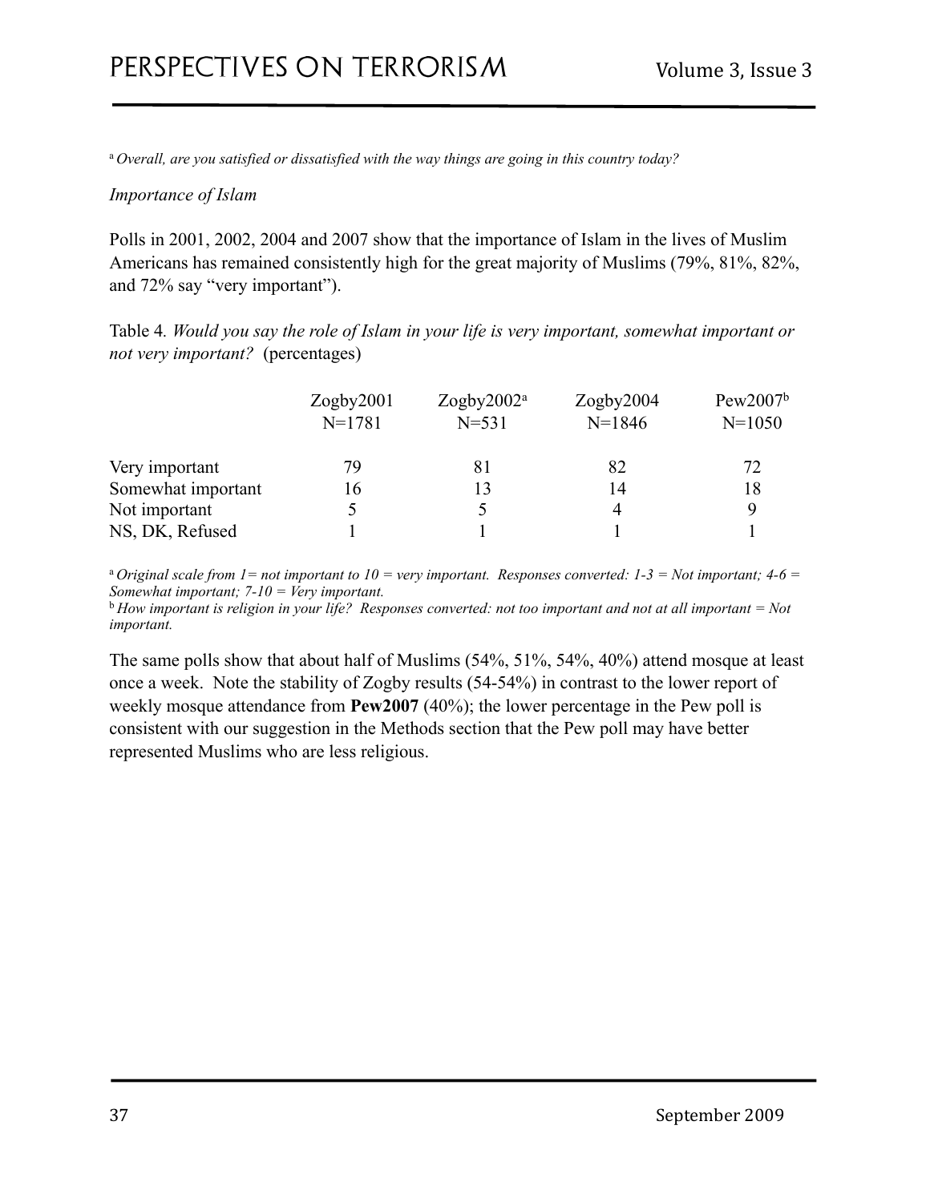[a] *Overall, are you satisfied or dissatisfied with the way things are going in this country today?*

*Importance of Islam*

Polls in 2001, 2002, 2004 and 2007 show that the importance of Islam in the lives of Muslim Americans has remained consistently high for the great majority of Muslims (79%, 81%, 82%, and 72% say "very important").

Table 4. *Would you say the role of Islam in your life is very important, somewhat important or not very important?* (percentages)

| | Zogby2001 N=1781 | Zogby2002[a] N=531 | Zogby2004 N=1846 | Pew2007[b] N=1050 |
|---|---|---|---|---|
| Very important | 79 | 81 | 82 | 72 |
| Somewhat important | 16 | 13 | 14 | 18 |
| Not important | 5 | 5 | 4 | 9 |
| NS, DK, Refused | 1 | 1 | 1 | 1 |

[a] *Original scale from 1= not important to 10 = very important. Responses converted: 1-3 = Not important; 4-6 = Somewhat important; 7-10 = Very important.*
[b] *How important is religion in your life? Responses converted: not too important and not at all important = Not important.*

The same polls show that about half of Muslims (54%, 51%, 54%, 40%) attend mosque at least once a week. Note the stability of Zogby results (54-54%) in contrast to the lower report of weekly mosque attendance from **Pew2007** (40%); the lower percentage in the Pew poll is consistent with our suggestion in the Methods section that the Pew poll may have better represented Muslims who are less religious.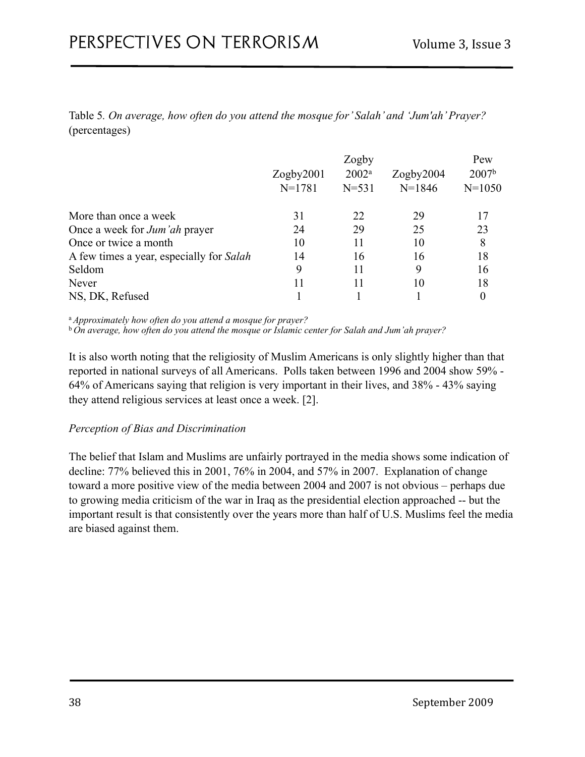Table 5. *On average, how often do you attend the mosque for' Salah' and 'Jum'ah' Prayer?* (percentages)

| | Zogby2001 N=1781 | Zogby 2002[a] N=531 | Zogby2004 N=1846 | Pew 2007[b] N=1050 |
|---|---|---|---|---|
| More than once a week | 31 | 22 | 29 | 17 |
| Once a week for *Jum'ah* prayer | 24 | 29 | 25 | 23 |
| Once or twice a month | 10 | 11 | 10 | 8 |
| A few times a year, especially for *Salah* | 14 | 16 | 16 | 18 |
| Seldom | 9 | 11 | 9 | 16 |
| Never | 11 | 11 | 10 | 18 |
| NS, DK, Refused | 1 | 1 | 1 | 0 |

[a] *Approximately how often do you attend a mosque for prayer?*
[b] *On average, how often do you attend the mosque or Islamic center for Salah and Jum'ah prayer?*

It is also worth noting that the religiosity of Muslim Americans is only slightly higher than that reported in national surveys of all Americans. Polls taken between 1996 and 2004 show 59% - 64% of Americans saying that religion is very important in their lives, and 38% - 43% saying they attend religious services at least once a week. [2].

*Perception of Bias and Discrimination*

The belief that Islam and Muslims are unfairly portrayed in the media shows some indication of decline: 77% believed this in 2001, 76% in 2004, and 57% in 2007. Explanation of change toward a more positive view of the media between 2004 and 2007 is not obvious – perhaps due to growing media criticism of the war in Iraq as the presidential election approached -- but the important result is that consistently over the years more than half of U.S. Muslims feel the media are biased against them.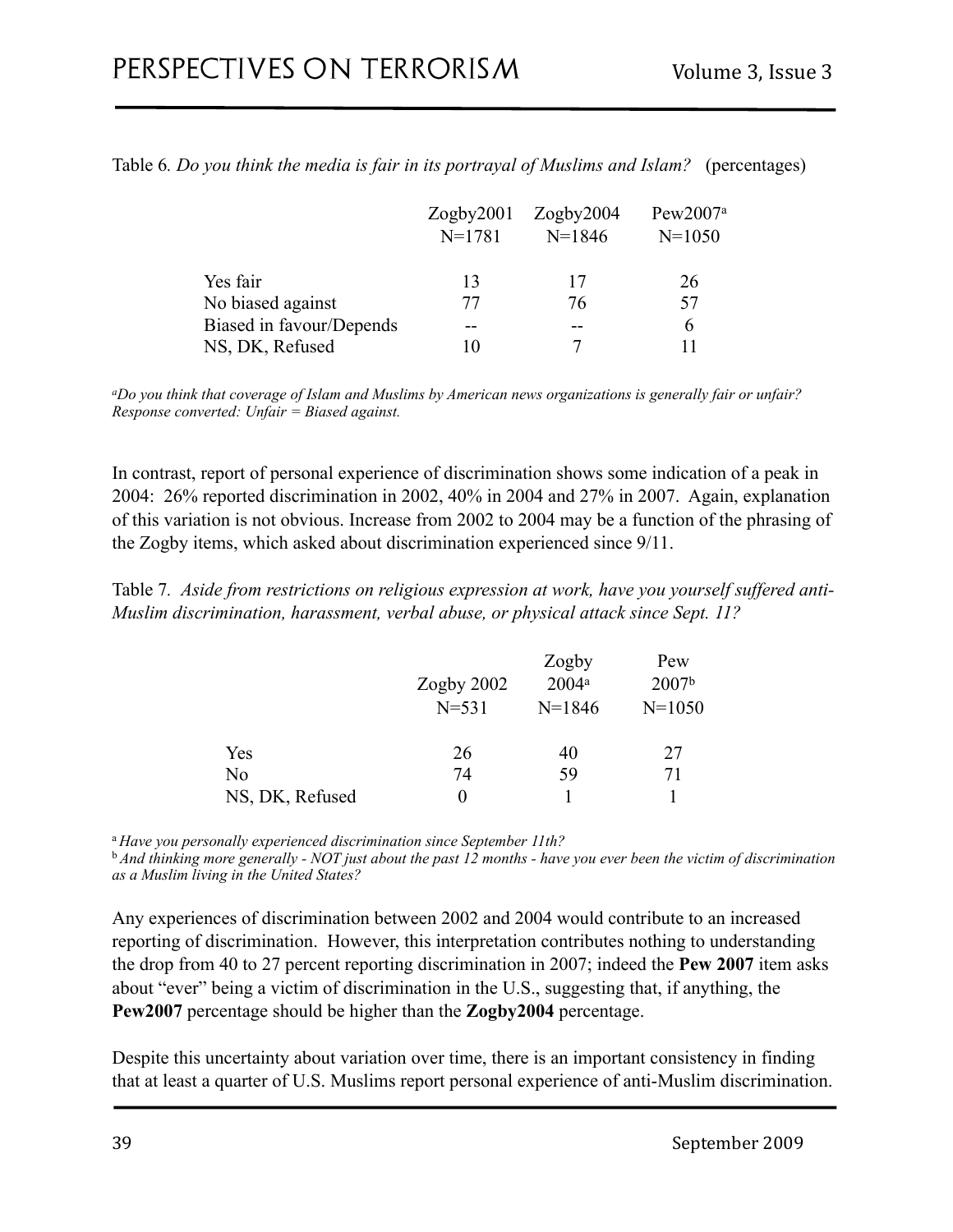Table 6. *Do you think the media is fair in its portrayal of Muslims and Islam?* (percentages)

| | Zogby2001 N=1781 | Zogby2004 N=1846 | Pew2007[a] N=1050 |
|---|---|---|---|
| Yes fair | 13 | 17 | 26 |
| No biased against | 77 | 76 | 57 |
| Biased in favour/Depends | -- | -- | 6 |
| NS, DK, Refused | 10 | 7 | 11 |

[a]*Do you think that coverage of Islam and Muslims by American news organizations is generally fair or unfair? Response converted: Unfair = Biased against.*

In contrast, report of personal experience of discrimination shows some indication of a peak in 2004: 26% reported discrimination in 2002, 40% in 2004 and 27% in 2007. Again, explanation of this variation is not obvious. Increase from 2002 to 2004 may be a function of the phrasing of the Zogby items, which asked about discrimination experienced since 9/11.

Table 7. *Aside from restrictions on religious expression at work, have you yourself suffered anti-Muslim discrimination, harassment, verbal abuse, or physical attack since Sept. 11?*

| | Zogby 2002 N=531 | Zogby 2004[a] N=1846 | Pew 2007[b] N=1050 |
|---|---|---|---|
| Yes | 26 | 40 | 27 |
| No | 74 | 59 | 71 |
| NS, DK, Refused | 0 | 1 | 1 |

[a] *Have you personally experienced discrimination since September 11th?*
[b] *And thinking more generally - NOT just about the past 12 months - have you ever been the victim of discrimination as a Muslim living in the United States?*

Any experiences of discrimination between 2002 and 2004 would contribute to an increased reporting of discrimination. However, this interpretation contributes nothing to understanding the drop from 40 to 27 percent reporting discrimination in 2007; indeed the **Pew 2007** item asks about "ever" being a victim of discrimination in the U.S., suggesting that, if anything, the **Pew2007** percentage should be higher than the **Zogby2004** percentage.

Despite this uncertainty about variation over time, there is an important consistency in finding that at least a quarter of U.S. Muslims report personal experience of anti-Muslim discrimination.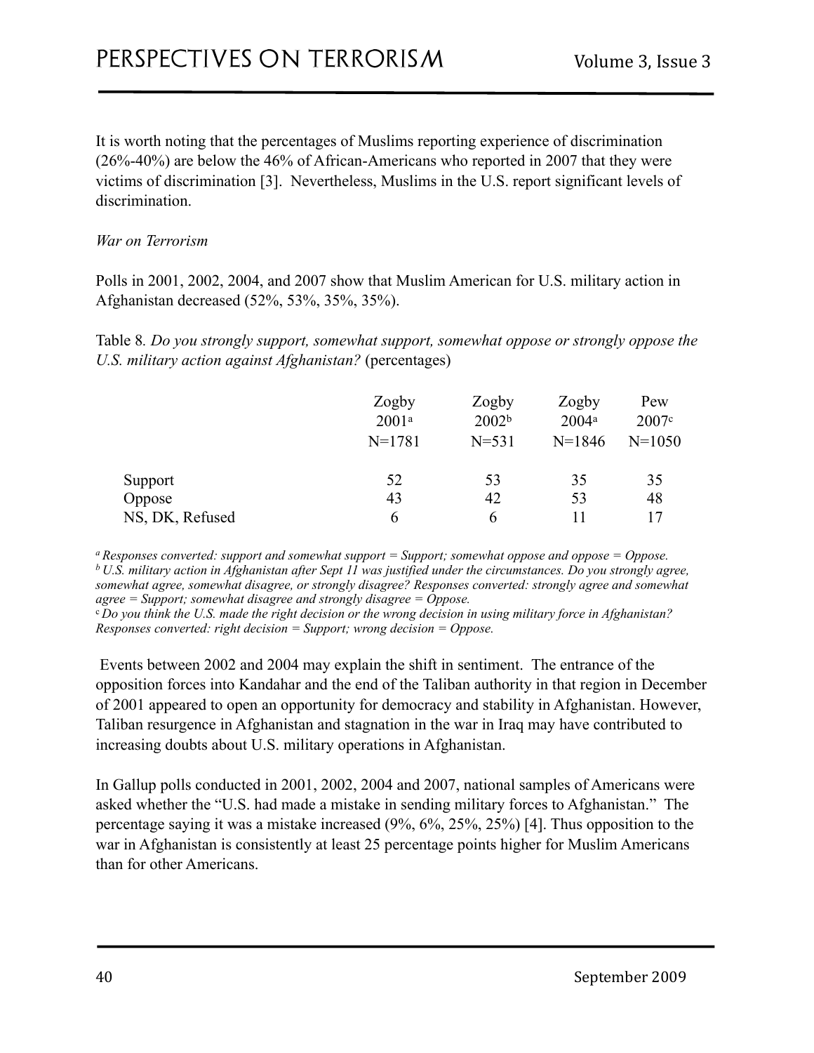It is worth noting that the percentages of Muslims reporting experience of discrimination (26%-40%) are below the 46% of African-Americans who reported in 2007 that they were victims of discrimination [3]. Nevertheless, Muslims in the U.S. report significant levels of discrimination.

*War on Terrorism*

Polls in 2001, 2002, 2004, and 2007 show that Muslim American for U.S. military action in Afghanistan decreased (52%, 53%, 35%, 35%).

Table 8. *Do you strongly support, somewhat support, somewhat oppose or strongly oppose the U.S. military action against Afghanistan?* (percentages)

| | Zogby 2001[a] N=1781 | Zogby 2002[b] N=531 | Zogby 2004[a] N=1846 | Pew 2007[c] N=1050 |
|---|---|---|---|---|
| Support | 52 | 53 | 35 | 35 |
| Oppose | 43 | 42 | 53 | 48 |
| NS, DK, Refused | 6 | 6 | 11 | 17 |

[a] *Responses converted: support and somewhat support = Support; somewhat oppose and oppose = Oppose.*
[b] *U.S. military action in Afghanistan after Sept 11 was justified under the circumstances. Do you strongly agree, somewhat agree, somewhat disagree, or strongly disagree? Responses converted: strongly agree and somewhat agree = Support; somewhat disagree and strongly disagree = Oppose.*
[c] *Do you think the U.S. made the right decision or the wrong decision in using military force in Afghanistan? Responses converted: right decision = Support; wrong decision = Oppose.*

Events between 2002 and 2004 may explain the shift in sentiment. The entrance of the opposition forces into Kandahar and the end of the Taliban authority in that region in December of 2001 appeared to open an opportunity for democracy and stability in Afghanistan. However, Taliban resurgence in Afghanistan and stagnation in the war in Iraq may have contributed to increasing doubts about U.S. military operations in Afghanistan.

In Gallup polls conducted in 2001, 2002, 2004 and 2007, national samples of Americans were asked whether the "U.S. had made a mistake in sending military forces to Afghanistan." The percentage saying it was a mistake increased (9%, 6%, 25%, 25%) [4]. Thus opposition to the war in Afghanistan is consistently at least 25 percentage points higher for Muslim Americans than for other Americans.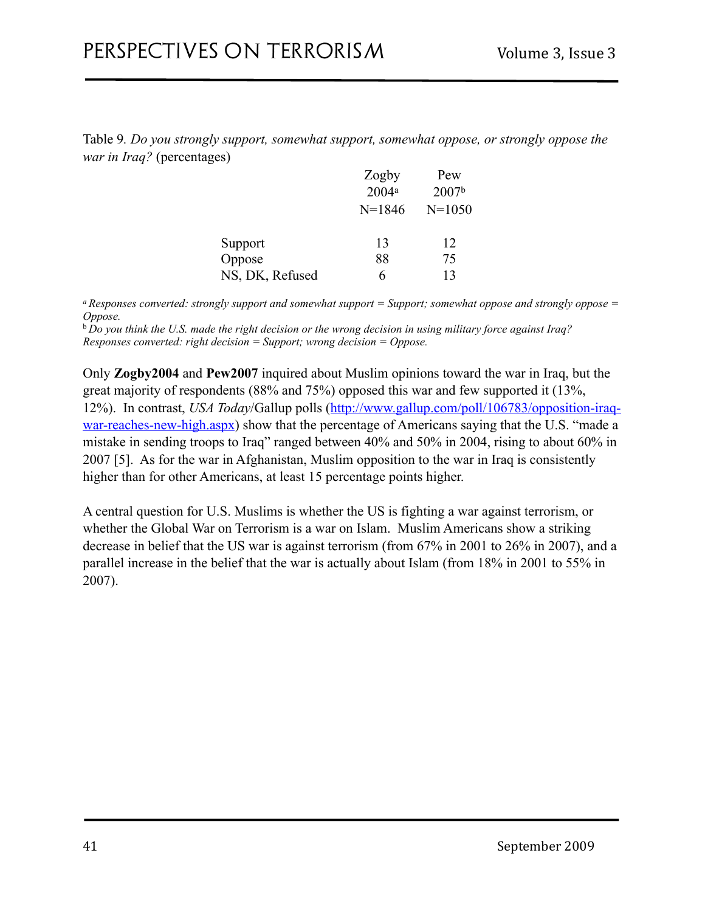Table 9. *Do you strongly support, somewhat support, somewhat oppose, or strongly oppose the war in Iraq?* (percentages)

| | Zogby 2004[a] N=1846 | Pew 2007[b] N=1050 |
|---|---|---|
| Support | 13 | 12 |
| Oppose | 88 | 75 |
| NS, DK, Refused | 6 | 13 |

[a] *Responses converted: strongly support and somewhat support = Support; somewhat oppose and strongly oppose = Oppose.*

[b] *Do you think the U.S. made the right decision or the wrong decision in using military force against Iraq? Responses converted: right decision = Support; wrong decision = Oppose.*

Only **Zogby2004** and **Pew2007** inquired about Muslim opinions toward the war in Iraq, but the great majority of respondents (88% and 75%) opposed this war and few supported it (13%, 12%). In contrast, *USA Today*/Gallup polls ([http://www.gallup.com/poll/106783/opposition-iraq-war-reaches-new-high.aspx](http://www.gallup.com/poll/106783/opposition-iraq-war-reaches-new-high.aspx)) show that the percentage of Americans saying that the U.S. "made a mistake in sending troops to Iraq" ranged between 40% and 50% in 2004, rising to about 60% in 2007 [5]. As for the war in Afghanistan, Muslim opposition to the war in Iraq is consistently higher than for other Americans, at least 15 percentage points higher.

A central question for U.S. Muslims is whether the US is fighting a war against terrorism, or whether the Global War on Terrorism is a war on Islam. Muslim Americans show a striking decrease in belief that the US war is against terrorism (from 67% in 2001 to 26% in 2007), and a parallel increase in the belief that the war is actually about Islam (from 18% in 2001 to 55% in 2007).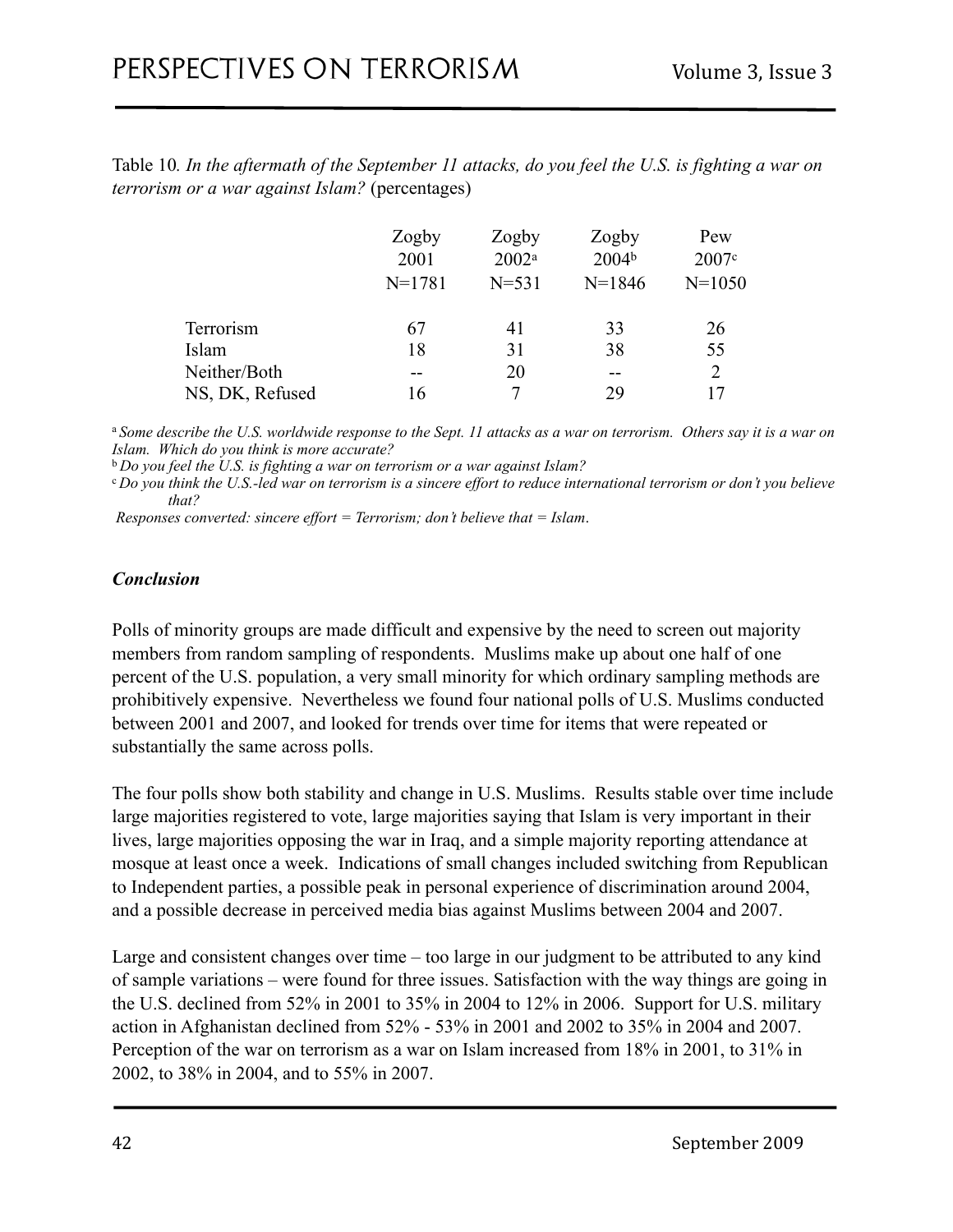Table 10. *In the aftermath of the September 11 attacks, do you feel the U.S. is fighting a war on terrorism or a war against Islam?* (percentages)

| | Zogby 2001 N=1781 | Zogby 2002[a] N=531 | Zogby 2004[b] N=1846 | Pew 2007[c] N=1050 |
|---|---|---|---|---|
| Terrorism | 67 | 41 | 33 | 26 |
| Islam | 18 | 31 | 38 | 55 |
| Neither/Both | -- | 20 | -- | 2 |
| NS, DK, Refused | 16 | 7 | 29 | 17 |

[a] *Some describe the U.S. worldwide response to the Sept. 11 attacks as a war on terrorism. Others say it is a war on Islam. Which do you think is more accurate?*

[b] *Do you feel the U.S. is fighting a war on terrorism or a war against Islam?*

[c] *Do you think the U.S.-led war on terrorism is a sincere effort to reduce international terrorism or don't you believe that?*

*Responses converted: sincere effort = Terrorism; don't believe that = Islam.*

### *Conclusion*

Polls of minority groups are made difficult and expensive by the need to screen out majority members from random sampling of respondents. Muslims make up about one half of one percent of the U.S. population, a very small minority for which ordinary sampling methods are prohibitively expensive. Nevertheless we found four national polls of U.S. Muslims conducted between 2001 and 2007, and looked for trends over time for items that were repeated or substantially the same across polls.

The four polls show both stability and change in U.S. Muslims. Results stable over time include large majorities registered to vote, large majorities saying that Islam is very important in their lives, large majorities opposing the war in Iraq, and a simple majority reporting attendance at mosque at least once a week. Indications of small changes included switching from Republican to Independent parties, a possible peak in personal experience of discrimination around 2004, and a possible decrease in perceived media bias against Muslims between 2004 and 2007.

Large and consistent changes over time – too large in our judgment to be attributed to any kind of sample variations – were found for three issues. Satisfaction with the way things are going in the U.S. declined from 52% in 2001 to 35% in 2004 to 12% in 2006. Support for U.S. military action in Afghanistan declined from 52% - 53% in 2001 and 2002 to 35% in 2004 and 2007. Perception of the war on terrorism as a war on Islam increased from 18% in 2001, to 31% in 2002, to 38% in 2004, and to 55% in 2007.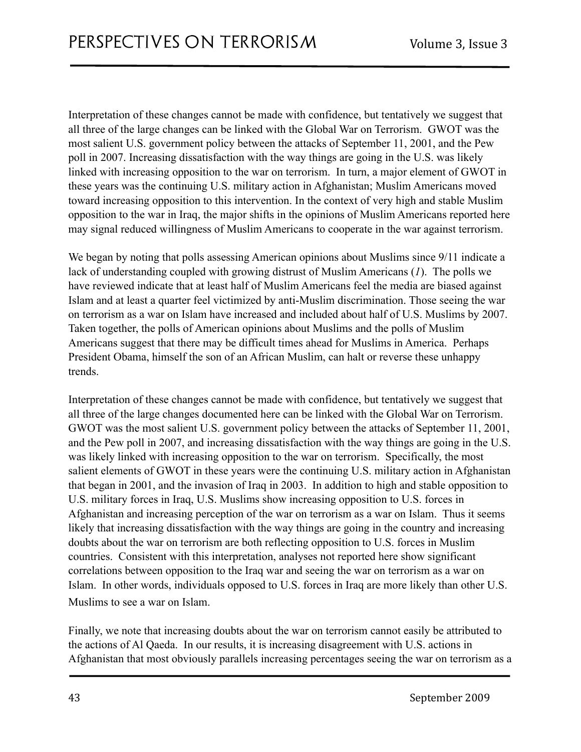Interpretation of these changes cannot be made with confidence, but tentatively we suggest that all three of the large changes can be linked with the Global War on Terrorism. GWOT was the most salient U.S. government policy between the attacks of September 11, 2001, and the Pew poll in 2007. Increasing dissatisfaction with the way things are going in the U.S. was likely linked with increasing opposition to the war on terrorism. In turn, a major element of GWOT in these years was the continuing U.S. military action in Afghanistan; Muslim Americans moved toward increasing opposition to this intervention. In the context of very high and stable Muslim opposition to the war in Iraq, the major shifts in the opinions of Muslim Americans reported here may signal reduced willingness of Muslim Americans to cooperate in the war against terrorism.

We began by noting that polls assessing American opinions about Muslims since 9/11 indicate a lack of understanding coupled with growing distrust of Muslim Americans (*1*). The polls we have reviewed indicate that at least half of Muslim Americans feel the media are biased against Islam and at least a quarter feel victimized by anti-Muslim discrimination. Those seeing the war on terrorism as a war on Islam have increased and included about half of U.S. Muslims by 2007. Taken together, the polls of American opinions about Muslims and the polls of Muslim Americans suggest that there may be difficult times ahead for Muslims in America. Perhaps President Obama, himself the son of an African Muslim, can halt or reverse these unhappy trends.

Interpretation of these changes cannot be made with confidence, but tentatively we suggest that all three of the large changes documented here can be linked with the Global War on Terrorism. GWOT was the most salient U.S. government policy between the attacks of September 11, 2001, and the Pew poll in 2007, and increasing dissatisfaction with the way things are going in the U.S. was likely linked with increasing opposition to the war on terrorism. Specifically, the most salient elements of GWOT in these years were the continuing U.S. military action in Afghanistan that began in 2001, and the invasion of Iraq in 2003. In addition to high and stable opposition to U.S. military forces in Iraq, U.S. Muslims show increasing opposition to U.S. forces in Afghanistan and increasing perception of the war on terrorism as a war on Islam. Thus it seems likely that increasing dissatisfaction with the way things are going in the country and increasing doubts about the war on terrorism are both reflecting opposition to U.S. forces in Muslim countries. Consistent with this interpretation, analyses not reported here show significant correlations between opposition to the Iraq war and seeing the war on terrorism as a war on Islam. In other words, individuals opposed to U.S. forces in Iraq are more likely than other U.S. Muslims to see a war on Islam.

Finally, we note that increasing doubts about the war on terrorism cannot easily be attributed to the actions of Al Qaeda. In our results, it is increasing disagreement with U.S. actions in Afghanistan that most obviously parallels increasing percentages seeing the war on terrorism as a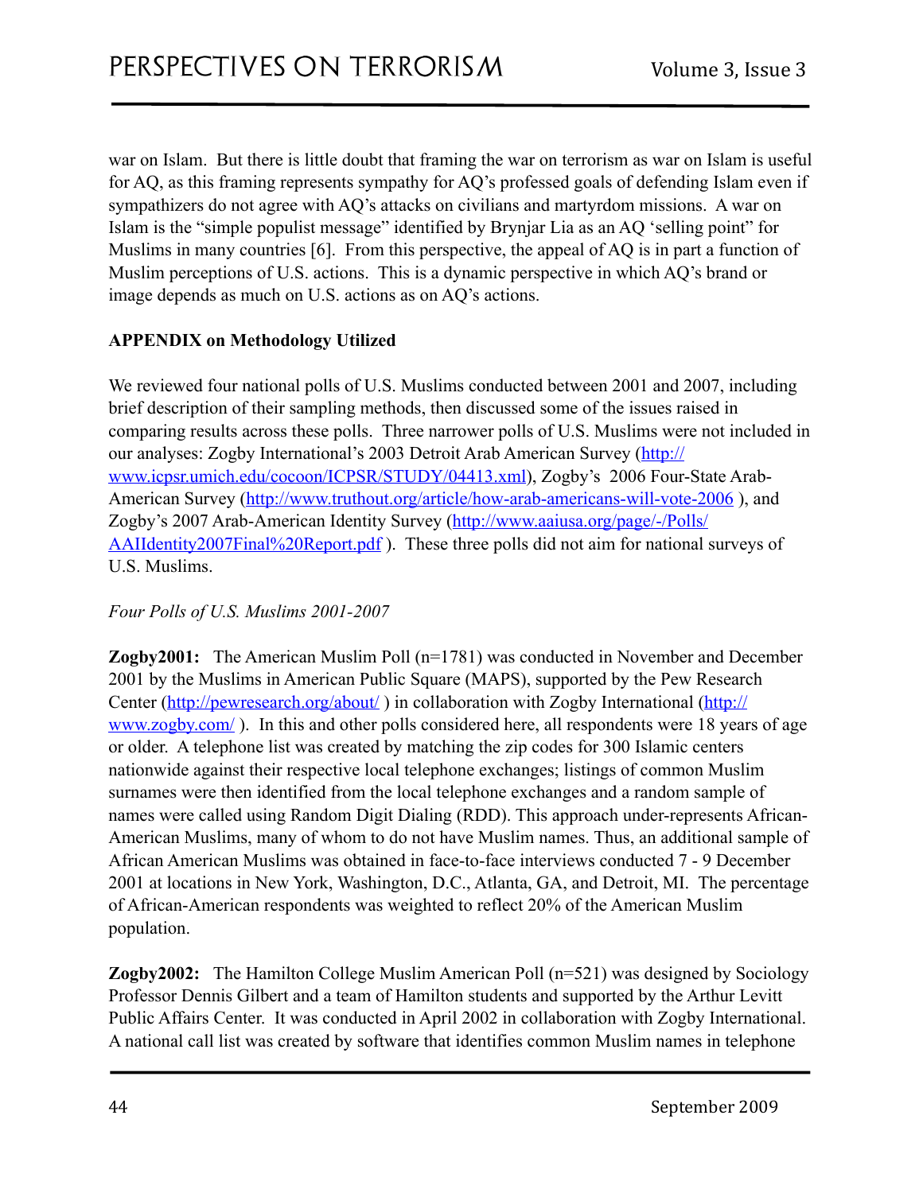war on Islam. But there is little doubt that framing the war on terrorism as war on Islam is useful for AQ, as this framing represents sympathy for AQ's professed goals of defending Islam even if sympathizers do not agree with AQ's attacks on civilians and martyrdom missions. A war on Islam is the "simple populist message" identified by Brynjar Lia as an AQ 'selling point" for Muslims in many countries [6]. From this perspective, the appeal of AQ is in part a function of Muslim perceptions of U.S. actions. This is a dynamic perspective in which AQ's brand or image depends as much on U.S. actions as on AQ's actions.

**APPENDIX on Methodology Utilized**

We reviewed four national polls of U.S. Muslims conducted between 2001 and 2007, including brief description of their sampling methods, then discussed some of the issues raised in comparing results across these polls. Three narrower polls of U.S. Muslims were not included in our analyses: Zogby International's 2003 Detroit Arab American Survey (http://www.icpsr.umich.edu/cocoon/ICPSR/STUDY/04413.xml), Zogby's 2006 Four-State Arab-American Survey (http://www.truthout.org/article/how-arab-americans-will-vote-2006 ), and Zogby's 2007 Arab-American Identity Survey (http://www.aaiusa.org/page/-/Polls/AAIIdentity2007Final%20Report.pdf ). These three polls did not aim for national surveys of U.S. Muslims.

*Four Polls of U.S. Muslims 2001-2007*

**Zogby2001:** The American Muslim Poll (n=1781) was conducted in November and December 2001 by the Muslims in American Public Square (MAPS), supported by the Pew Research Center (http://pewresearch.org/about/ ) in collaboration with Zogby International (http://www.zogby.com/ ). In this and other polls considered here, all respondents were 18 years of age or older. A telephone list was created by matching the zip codes for 300 Islamic centers nationwide against their respective local telephone exchanges; listings of common Muslim surnames were then identified from the local telephone exchanges and a random sample of names were called using Random Digit Dialing (RDD). This approach under-represents African-American Muslims, many of whom to do not have Muslim names. Thus, an additional sample of African American Muslims was obtained in face-to-face interviews conducted 7 - 9 December 2001 at locations in New York, Washington, D.C., Atlanta, GA, and Detroit, MI. The percentage of African-American respondents was weighted to reflect 20% of the American Muslim population.

**Zogby2002:** The Hamilton College Muslim American Poll (n=521) was designed by Sociology Professor Dennis Gilbert and a team of Hamilton students and supported by the Arthur Levitt Public Affairs Center. It was conducted in April 2002 in collaboration with Zogby International. A national call list was created by software that identifies common Muslim names in telephone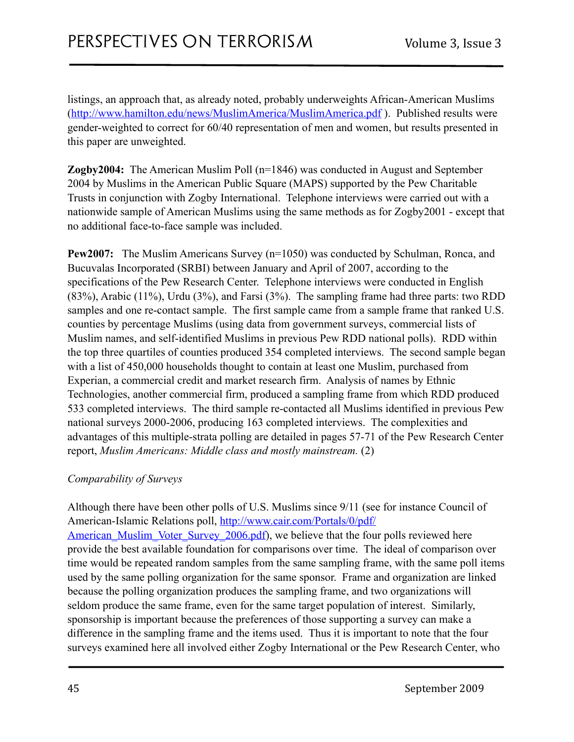listings, an approach that, as already noted, probably underweights African-American Muslims (http://www.hamilton.edu/news/MuslimAmerica/MuslimAmerica.pdf ). Published results were gender-weighted to correct for 60/40 representation of men and women, but results presented in this paper are unweighted.

**Zogby2004:** The American Muslim Poll (n=1846) was conducted in August and September 2004 by Muslims in the American Public Square (MAPS) supported by the Pew Charitable Trusts in conjunction with Zogby International. Telephone interviews were carried out with a nationwide sample of American Muslims using the same methods as for Zogby2001 - except that no additional face-to-face sample was included.

**Pew2007:** The Muslim Americans Survey (n=1050) was conducted by Schulman, Ronca, and Bucuvalas Incorporated (SRBI) between January and April of 2007, according to the specifications of the Pew Research Center. Telephone interviews were conducted in English (83%), Arabic (11%), Urdu (3%), and Farsi (3%). The sampling frame had three parts: two RDD samples and one re-contact sample. The first sample came from a sample frame that ranked U.S. counties by percentage Muslims (using data from government surveys, commercial lists of Muslim names, and self-identified Muslims in previous Pew RDD national polls). RDD within the top three quartiles of counties produced 354 completed interviews. The second sample began with a list of 450,000 households thought to contain at least one Muslim, purchased from Experian, a commercial credit and market research firm. Analysis of names by Ethnic Technologies, another commercial firm, produced a sampling frame from which RDD produced 533 completed interviews. The third sample re-contacted all Muslims identified in previous Pew national surveys 2000-2006, producing 163 completed interviews. The complexities and advantages of this multiple-strata polling are detailed in pages 57-71 of the Pew Research Center report, *Muslim Americans: Middle class and mostly mainstream.* (2)

*Comparability of Surveys*

Although there have been other polls of U.S. Muslims since 9/11 (see for instance Council of American-Islamic Relations poll, http://www.cair.com/Portals/0/pdf/American_Muslim_Voter_Survey_2006.pdf), we believe that the four polls reviewed here provide the best available foundation for comparisons over time. The ideal of comparison over time would be repeated random samples from the same sampling frame, with the same poll items used by the same polling organization for the same sponsor. Frame and organization are linked because the polling organization produces the sampling frame, and two organizations will seldom produce the same frame, even for the same target population of interest. Similarly, sponsorship is important because the preferences of those supporting a survey can make a difference in the sampling frame and the items used. Thus it is important to note that the four surveys examined here all involved either Zogby International or the Pew Research Center, who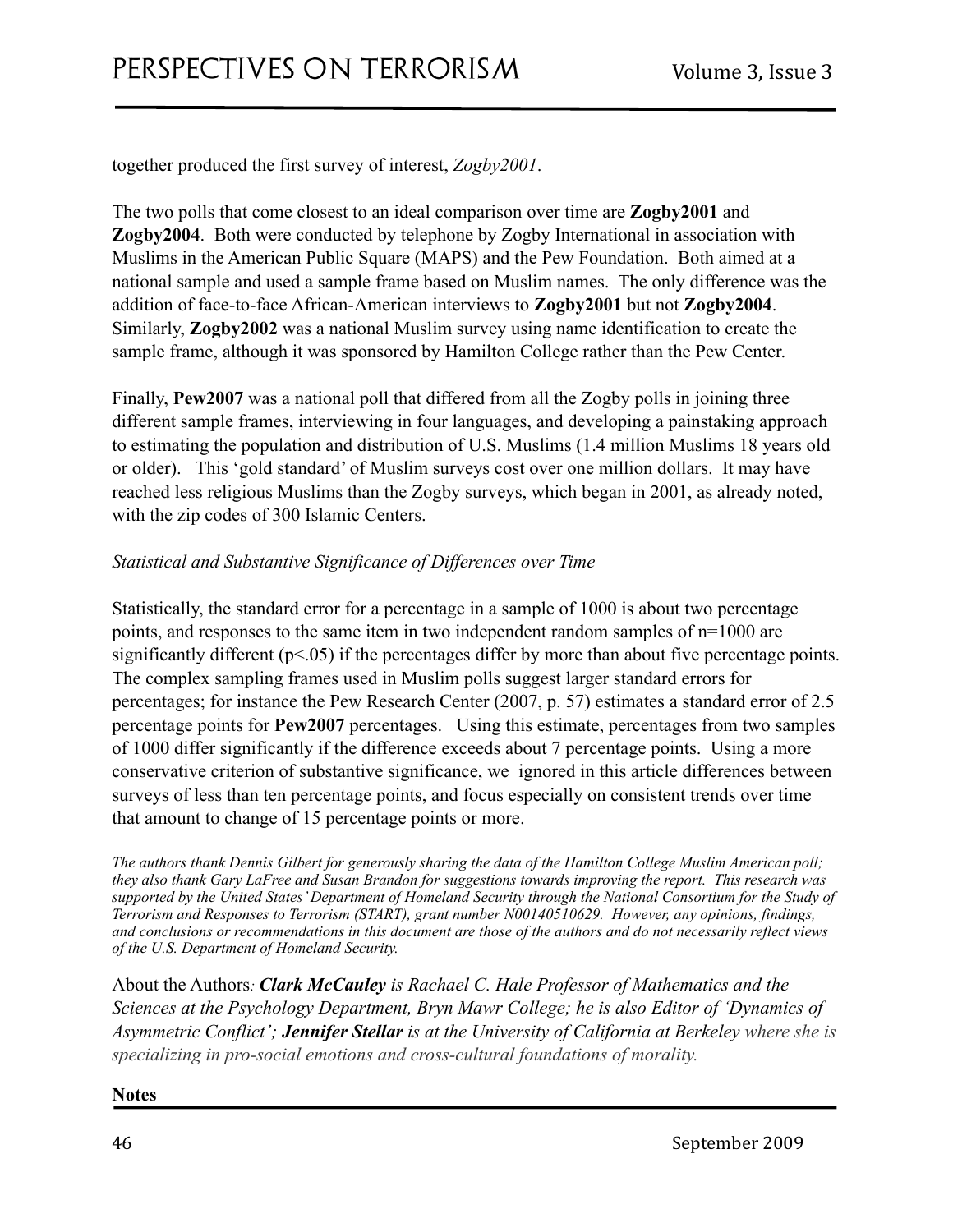together produced the first survey of interest, *Zogby2001*.

The two polls that come closest to an ideal comparison over time are **Zogby2001** and **Zogby2004**. Both were conducted by telephone by Zogby International in association with Muslims in the American Public Square (MAPS) and the Pew Foundation. Both aimed at a national sample and used a sample frame based on Muslim names. The only difference was the addition of face-to-face African-American interviews to **Zogby2001** but not **Zogby2004**. Similarly, **Zogby2002** was a national Muslim survey using name identification to create the sample frame, although it was sponsored by Hamilton College rather than the Pew Center.

Finally, **Pew2007** was a national poll that differed from all the Zogby polls in joining three different sample frames, interviewing in four languages, and developing a painstaking approach to estimating the population and distribution of U.S. Muslims (1.4 million Muslims 18 years old or older). This 'gold standard' of Muslim surveys cost over one million dollars. It may have reached less religious Muslims than the Zogby surveys, which began in 2001, as already noted, with the zip codes of 300 Islamic Centers.

*Statistical and Substantive Significance of Differences over Time*

Statistically, the standard error for a percentage in a sample of 1000 is about two percentage points, and responses to the same item in two independent random samples of n=1000 are significantly different ($p<.05$) if the percentages differ by more than about five percentage points. The complex sampling frames used in Muslim polls suggest larger standard errors for percentages; for instance the Pew Research Center (2007, p. 57) estimates a standard error of 2.5 percentage points for **Pew2007** percentages. Using this estimate, percentages from two samples of 1000 differ significantly if the difference exceeds about 7 percentage points. Using a more conservative criterion of substantive significance, we ignored in this article differences between surveys of less than ten percentage points, and focus especially on consistent trends over time that amount to change of 15 percentage points or more.

*The authors thank Dennis Gilbert for generously sharing the data of the Hamilton College Muslim American poll; they also thank Gary LaFree and Susan Brandon for suggestions towards improving the report. This research was supported by the United States' Department of Homeland Security through the National Consortium for the Study of Terrorism and Responses to Terrorism (START), grant number N00140510629. However, any opinions, findings, and conclusions or recommendations in this document are those of the authors and do not necessarily reflect views of the U.S. Department of Homeland Security.*

About the Authors*: **Clark McCauley** is Rachael C. Hale Professor of Mathematics and the Sciences at the Psychology Department, Bryn Mawr College; he is also Editor of 'Dynamics of Asymmetric Conflict'; **Jennifer Stellar** is at the University of California at Berkeley where she is specializing in pro-social emotions and cross-cultural foundations of morality.*

**Notes**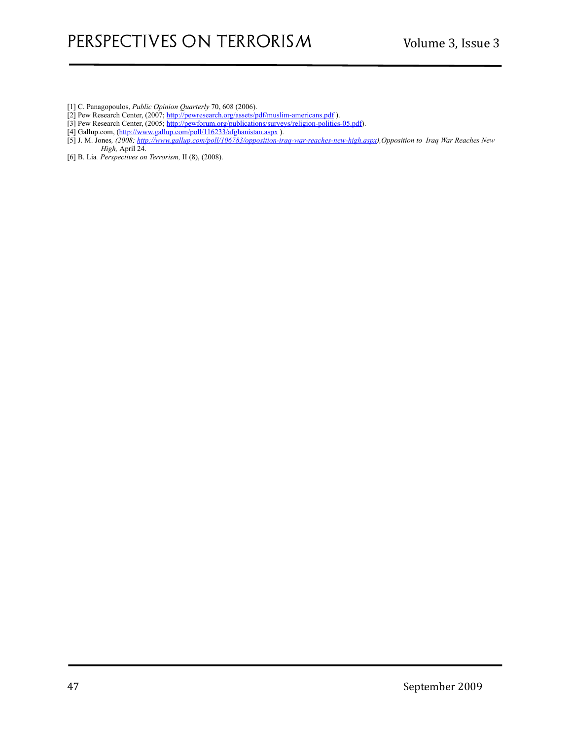[1] C. Panagopoulos, *Public Opinion Quarterly* 70, 608 (2006).
[2] Pew Research Center, (2007; http://pewresearch.org/assets/pdf/muslim-americans.pdf ).
[3] Pew Research Center, (2005; http://pewforum.org/publications/surveys/religion-politics-05.pdf).
[4] Gallup.com, (http://www.gallup.com/poll/116233/afghanistan.aspx ).
[5] J. M. Jones, *(2008; http://www.gallup.com/poll/106783/opposition-iraq-war-reaches-new-high.aspx),Opposition to Iraq War Reaches New High,* April 24.
[6] B. Lia. *Perspectives on Terrorism,* II (8), (2008).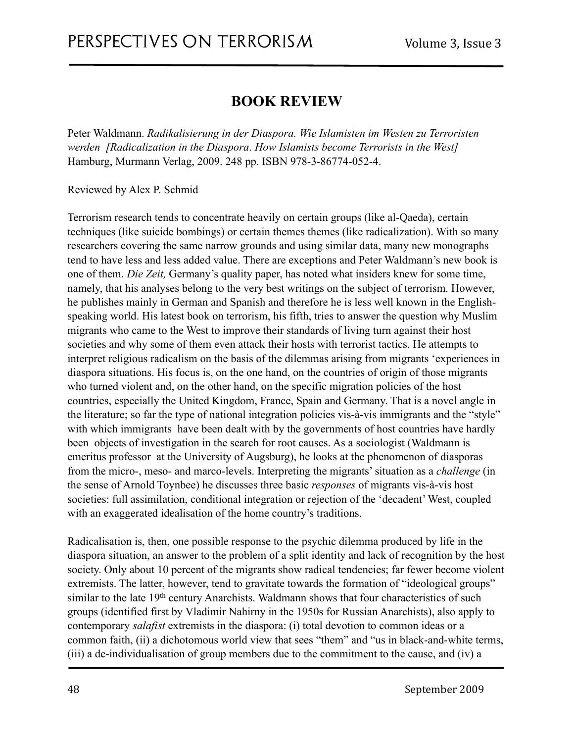## BOOK REVIEW

Peter Waldmann. *Radikalisierung in der Diaspora. Wie Islamisten im Westen zu Terroristen werden [Radicalization in the Diaspora. How Islamists become Terrorists in the West]* Hamburg, Murmann Verlag, 2009. 248 pp. ISBN 978-3-86774-052-4.

Reviewed by Alex P. Schmid

Terrorism research tends to concentrate heavily on certain groups (like al-Qaeda), certain techniques (like suicide bombings) or certain themes themes (like radicalization). With so many researchers covering the same narrow grounds and using similar data, many new monographs tend to have less and less added value. There are exceptions and Peter Waldmann's new book is one of them. *Die Zeit,* Germany's quality paper, has noted what insiders knew for some time, namely, that his analyses belong to the very best writings on the subject of terrorism. However, he publishes mainly in German and Spanish and therefore he is less well known in the English-speaking world. His latest book on terrorism, his fifth, tries to answer the question why Muslim migrants who came to the West to improve their standards of living turn against their host societies and why some of them even attack their hosts with terrorist tactics. He attempts to interpret religious radicalism on the basis of the dilemmas arising from migrants 'experiences in diaspora situations. His focus is, on the one hand, on the countries of origin of those migrants who turned violent and, on the other hand, on the specific migration policies of the host countries, especially the United Kingdom, France, Spain and Germany. That is a novel angle in the literature; so far the type of national integration policies vis-à-vis immigrants and the "style" with which immigrants have been dealt with by the governments of host countries have hardly been objects of investigation in the search for root causes. As a sociologist (Waldmann is emeritus professor at the University of Augsburg), he looks at the phenomenon of diasporas from the micro-, meso- and marco-levels. Interpreting the migrants' situation as a *challenge* (in the sense of Arnold Toynbee) he discusses three basic *responses* of migrants vis-à-vis host societies: full assimilation, conditional integration or rejection of the 'decadent' West, coupled with an exaggerated idealisation of the home country's traditions.

Radicalisation is, then, one possible response to the psychic dilemma produced by life in the diaspora situation, an answer to the problem of a split identity and lack of recognition by the host society. Only about 10 percent of the migrants show radical tendencies; far fewer become violent extremists. The latter, however, tend to gravitate towards the formation of "ideological groups" similar to the late 19th century Anarchists. Waldmann shows that four characteristics of such groups (identified first by Vladimir Nahirny in the 1950s for Russian Anarchists), also apply to contemporary *salafist* extremists in the diaspora: (i) total devotion to common ideas or a common faith, (ii) a dichotomous world view that sees "them" and "us in black-and-white terms, (iii) a de-individualisation of group members due to the commitment to the cause, and (iv) a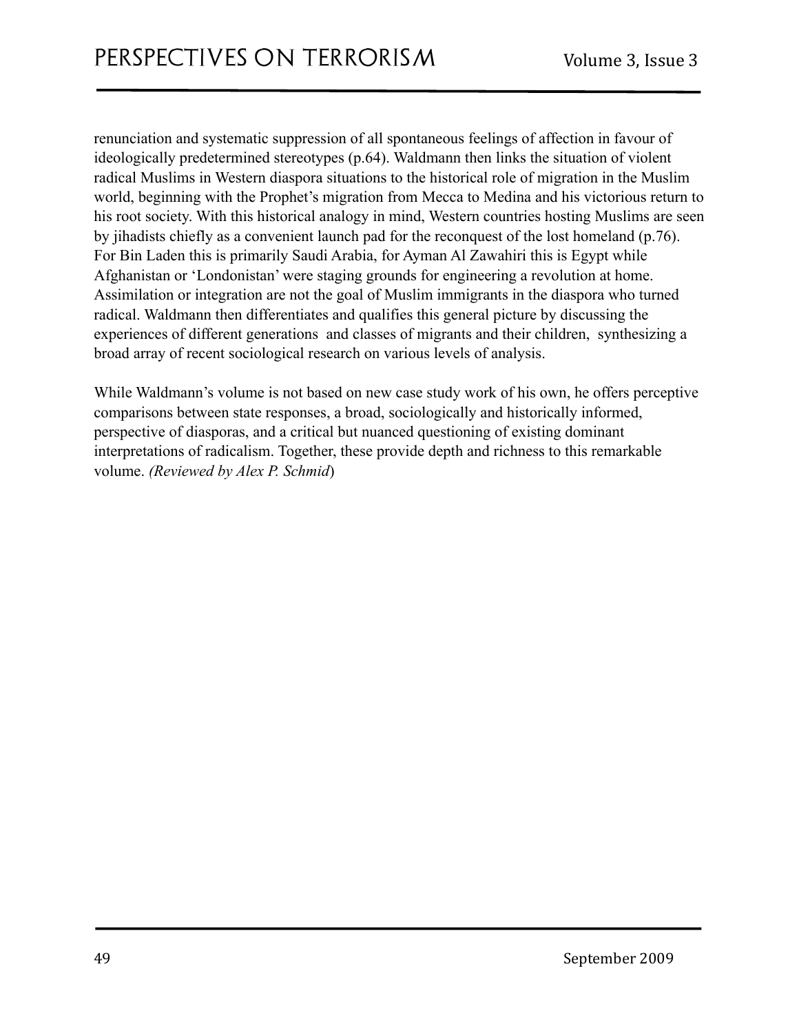renunciation and systematic suppression of all spontaneous feelings of affection in favour of ideologically predetermined stereotypes (p.64). Waldmann then links the situation of violent radical Muslims in Western diaspora situations to the historical role of migration in the Muslim world, beginning with the Prophet's migration from Mecca to Medina and his victorious return to his root society. With this historical analogy in mind, Western countries hosting Muslims are seen by jihadists chiefly as a convenient launch pad for the reconquest of the lost homeland (p.76). For Bin Laden this is primarily Saudi Arabia, for Ayman Al Zawahiri this is Egypt while Afghanistan or 'Londonistan' were staging grounds for engineering a revolution at home. Assimilation or integration are not the goal of Muslim immigrants in the diaspora who turned radical. Waldmann then differentiates and qualifies this general picture by discussing the experiences of different generations and classes of migrants and their children, synthesizing a broad array of recent sociological research on various levels of analysis.

While Waldmann's volume is not based on new case study work of his own, he offers perceptive comparisons between state responses, a broad, sociologically and historically informed, perspective of diasporas, and a critical but nuanced questioning of existing dominant interpretations of radicalism. Together, these provide depth and richness to this remarkable volume. *(Reviewed by Alex P. Schmid*)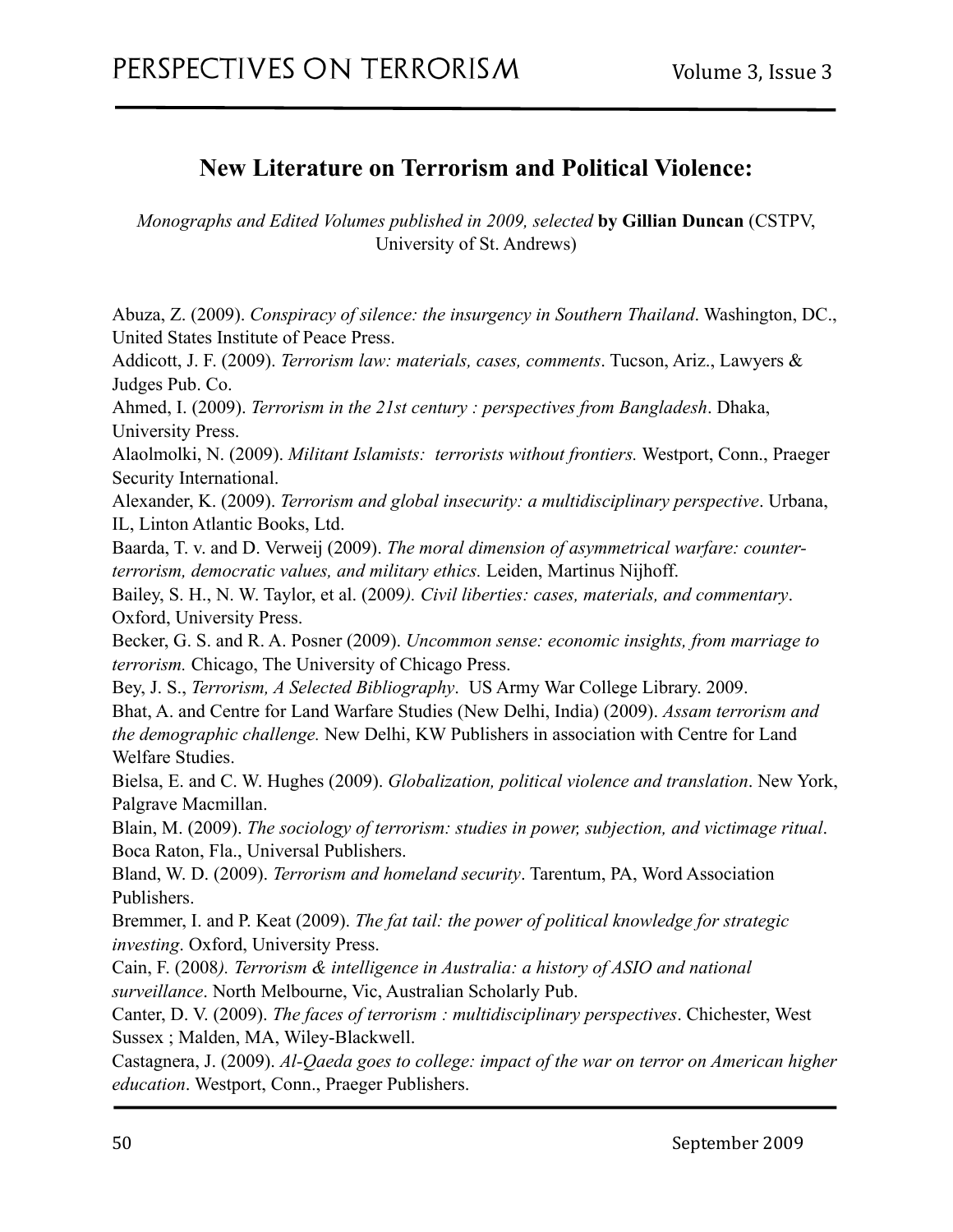## New Literature on Terrorism and Political Violence:

*Monographs and Edited Volumes published in 2009, selected* **by Gillian Duncan** (CSTPV, University of St. Andrews)

Abuza, Z. (2009). *Conspiracy of silence: the insurgency in Southern Thailand*. Washington, DC., United States Institute of Peace Press.

Addicott, J. F. (2009). *Terrorism law: materials, cases, comments*. Tucson, Ariz., Lawyers & Judges Pub. Co.

Ahmed, I. (2009). *Terrorism in the 21st century : perspectives from Bangladesh*. Dhaka, University Press.

Alaolmolki, N. (2009). *Militant Islamists: terrorists without frontiers.* Westport, Conn., Praeger Security International.

Alexander, K. (2009). *Terrorism and global insecurity: a multidisciplinary perspective*. Urbana, IL, Linton Atlantic Books, Ltd.

Baarda, T. v. and D. Verweij (2009). *The moral dimension of asymmetrical warfare: counter-terrorism, democratic values, and military ethics.* Leiden, Martinus Nijhoff.

Bailey, S. H., N. W. Taylor, et al. (2009*). Civil liberties: cases, materials, and commentary*. Oxford, University Press.

Becker, G. S. and R. A. Posner (2009). *Uncommon sense: economic insights, from marriage to terrorism.* Chicago, The University of Chicago Press.

Bey, J. S., *Terrorism, A Selected Bibliography*. US Army War College Library. 2009.

Bhat, A. and Centre for Land Warfare Studies (New Delhi, India) (2009). *Assam terrorism and the demographic challenge.* New Delhi, KW Publishers in association with Centre for Land Welfare Studies.

Bielsa, E. and C. W. Hughes (2009). *Globalization, political violence and translation*. New York, Palgrave Macmillan.

Blain, M. (2009). *The sociology of terrorism: studies in power, subjection, and victimage ritual*. Boca Raton, Fla., Universal Publishers.

Bland, W. D. (2009). *Terrorism and homeland security*. Tarentum, PA, Word Association Publishers.

Bremmer, I. and P. Keat (2009). *The fat tail: the power of political knowledge for strategic investing*. Oxford, University Press.

Cain, F. (2008*). Terrorism & intelligence in Australia: a history of ASIO and national surveillance*. North Melbourne, Vic, Australian Scholarly Pub.

Canter, D. V. (2009). *The faces of terrorism : multidisciplinary perspectives*. Chichester, West Sussex ; Malden, MA, Wiley-Blackwell.

Castagnera, J. (2009). *Al-Qaeda goes to college: impact of the war on terror on American higher education*. Westport, Conn., Praeger Publishers.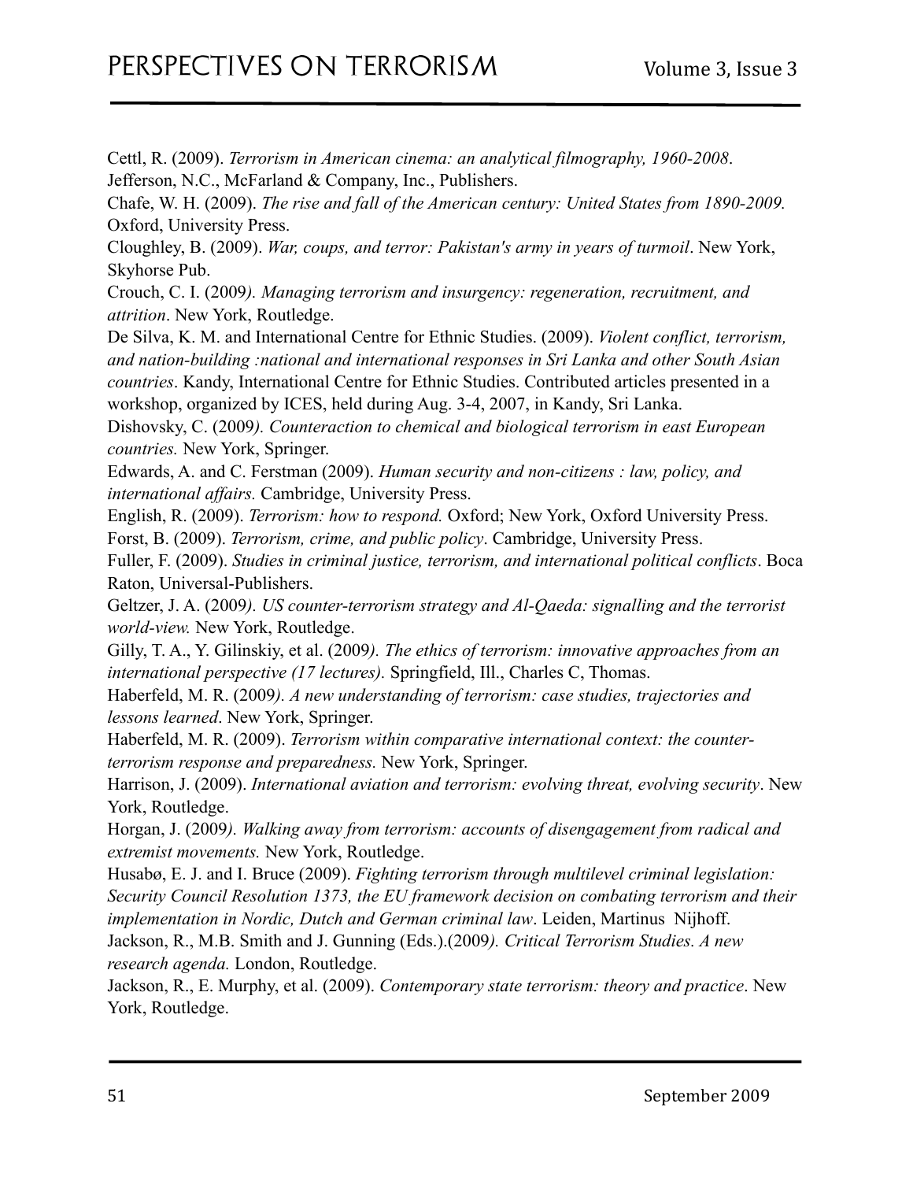Cettl, R. (2009). *Terrorism in American cinema: an analytical filmography, 1960-2008*. Jefferson, N.C., McFarland & Company, Inc., Publishers.

Chafe, W. H. (2009). *The rise and fall of the American century: United States from 1890-2009.* Oxford, University Press.

Cloughley, B. (2009). *War, coups, and terror: Pakistan's army in years of turmoil*. New York, Skyhorse Pub.

Crouch, C. I. (2009*). Managing terrorism and insurgency: regeneration, recruitment, and attrition*. New York, Routledge.

De Silva, K. M. and International Centre for Ethnic Studies. (2009). *Violent conflict, terrorism, and nation-building :national and international responses in Sri Lanka and other South Asian countries*. Kandy, International Centre for Ethnic Studies. Contributed articles presented in a workshop, organized by ICES, held during Aug. 3-4, 2007, in Kandy, Sri Lanka.

Dishovsky, C. (2009*). Counteraction to chemical and biological terrorism in east European countries.* New York, Springer.

Edwards, A. and C. Ferstman (2009). *Human security and non-citizens : law, policy, and international affairs.* Cambridge, University Press.

English, R. (2009). *Terrorism: how to respond.* Oxford; New York, Oxford University Press.

Forst, B. (2009). *Terrorism, crime, and public policy*. Cambridge, University Press.

Fuller, F. (2009). *Studies in criminal justice, terrorism, and international political conflicts*. Boca Raton, Universal-Publishers.

Geltzer, J. A. (2009*). US counter-terrorism strategy and Al-Qaeda: signalling and the terrorist world-view.* New York, Routledge.

Gilly, T. A., Y. Gilinskiy, et al. (2009*). The ethics of terrorism: innovative approaches from an international perspective (17 lectures).* Springfield, Ill., Charles C, Thomas.

Haberfeld, M. R. (2009*). A new understanding of terrorism: case studies, trajectories and lessons learned*. New York, Springer.

Haberfeld, M. R. (2009). *Terrorism within comparative international context: the counter-terrorism response and preparedness.* New York, Springer.

Harrison, J. (2009). *International aviation and terrorism: evolving threat, evolving security*. New York, Routledge.

Horgan, J. (2009*). Walking away from terrorism: accounts of disengagement from radical and extremist movements.* New York, Routledge.

Husabø, E. J. and I. Bruce (2009). *Fighting terrorism through multilevel criminal legislation: Security Council Resolution 1373, the EU framework decision on combating terrorism and their implementation in Nordic, Dutch and German criminal law*. Leiden, Martinus Nijhoff.

Jackson, R., M.B. Smith and J. Gunning (Eds.).(2009*). Critical Terrorism Studies. A new research agenda.* London, Routledge.

Jackson, R., E. Murphy, et al. (2009). *Contemporary state terrorism: theory and practice*. New York, Routledge.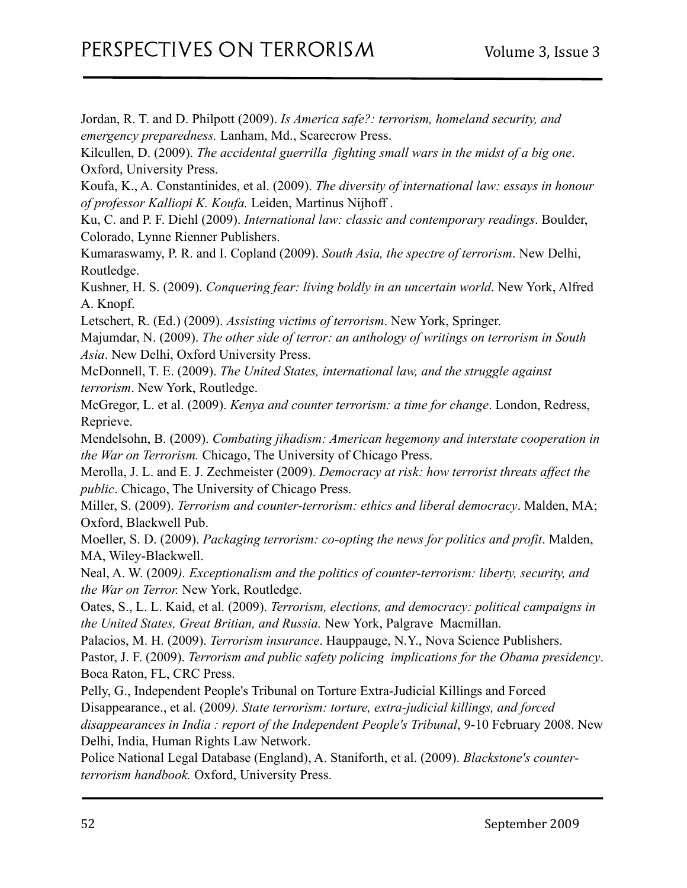Jordan, R. T. and D. Philpott (2009). *Is America safe?: terrorism, homeland security, and emergency preparedness.* Lanham, Md., Scarecrow Press.

Kilcullen, D. (2009). *The accidental guerrilla fighting small wars in the midst of a big one*. Oxford, University Press.

Koufa, K., A. Constantinides, et al. (2009). *The diversity of international law: essays in honour of professor Kalliopi K. Koufa.* Leiden, Martinus Nijhoff .

Ku, C. and P. F. Diehl (2009). *International law: classic and contemporary readings*. Boulder, Colorado, Lynne Rienner Publishers.

Kumaraswamy, P. R. and I. Copland (2009). *South Asia, the spectre of terrorism*. New Delhi, Routledge.

Kushner, H. S. (2009). *Conquering fear: living boldly in an uncertain world*. New York, Alfred A. Knopf.

Letschert, R. (Ed.) (2009). *Assisting victims of terrorism*. New York, Springer.

Majumdar, N. (2009). *The other side of terror: an anthology of writings on terrorism in South Asia*. New Delhi, Oxford University Press.

McDonnell, T. E. (2009). *The United States, international law, and the struggle against terrorism*. New York, Routledge.

McGregor, L. et al. (2009). *Kenya and counter terrorism: a time for change*. London, Redress, Reprieve.

Mendelsohn, B. (2009). *Combating jihadism: American hegemony and interstate cooperation in the War on Terrorism.* Chicago, The University of Chicago Press.

Merolla, J. L. and E. J. Zechmeister (2009). *Democracy at risk: how terrorist threats affect the public*. Chicago, The University of Chicago Press.

Miller, S. (2009). *Terrorism and counter-terrorism: ethics and liberal democracy*. Malden, MA; Oxford, Blackwell Pub.

Moeller, S. D. (2009). *Packaging terrorism: co-opting the news for politics and profit*. Malden, MA, Wiley-Blackwell.

Neal, A. W. (2009*). Exceptionalism and the politics of counter-terrorism: liberty, security, and the War on Terror.* New York, Routledge.

Oates, S., L. L. Kaid, et al. (2009). *Terrorism, elections, and democracy: political campaigns in the United States, Great Britian, and Russia.* New York, Palgrave Macmillan.

Palacios, M. H. (2009). *Terrorism insurance*. Hauppauge, N.Y., Nova Science Publishers.

Pastor, J. F. (2009). *Terrorism and public safety policing implications for the Obama presidency*. Boca Raton, FL, CRC Press.

Pelly, G., Independent People's Tribunal on Torture Extra-Judicial Killings and Forced Disappearance., et al. (2009*). State terrorism: torture, extra-judicial killings, and forced disappearances in India : report of the Independent People's Tribunal*, 9-10 February 2008. New Delhi, India, Human Rights Law Network.

Police National Legal Database (England), A. Staniforth, et al. (2009). *Blackstone's counter-terrorism handbook.* Oxford, University Press.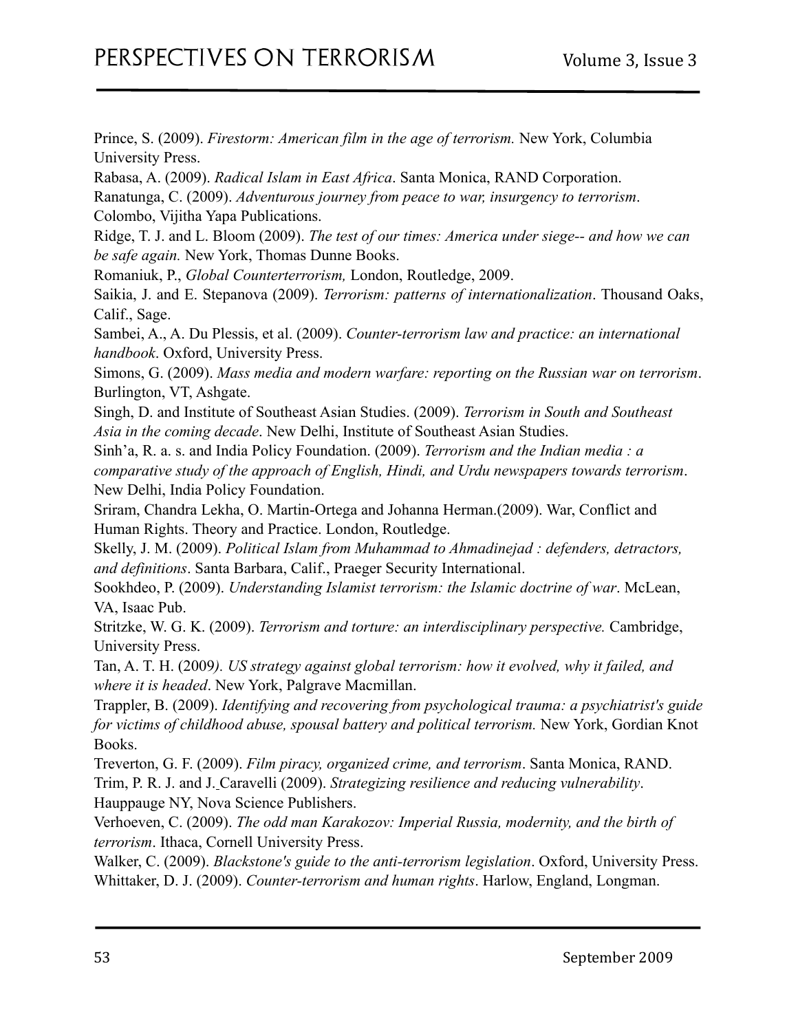Prince, S. (2009). *Firestorm: American film in the age of terrorism.* New York, Columbia University Press.

Rabasa, A. (2009). *Radical Islam in East Africa*. Santa Monica, RAND Corporation.

Ranatunga, C. (2009). *Adventurous journey from peace to war, insurgency to terrorism*. Colombo, Vijitha Yapa Publications.

Ridge, T. J. and L. Bloom (2009). *The test of our times: America under siege-- and how we can be safe again.* New York, Thomas Dunne Books.

Romaniuk, P., *Global Counterterrorism,* London, Routledge, 2009.

Saikia, J. and E. Stepanova (2009). *Terrorism: patterns of internationalization*. Thousand Oaks, Calif., Sage.

Sambei, A., A. Du Plessis, et al. (2009). *Counter-terrorism law and practice: an international handbook*. Oxford, University Press.

Simons, G. (2009). *Mass media and modern warfare: reporting on the Russian war on terrorism*. Burlington, VT, Ashgate.

Singh, D. and Institute of Southeast Asian Studies. (2009). *Terrorism in South and Southeast Asia in the coming decade*. New Delhi, Institute of Southeast Asian Studies.

Sinh'a, R. a. s. and India Policy Foundation. (2009). *Terrorism and the Indian media : a comparative study of the approach of English, Hindi, and Urdu newspapers towards terrorism*. New Delhi, India Policy Foundation.

Sriram, Chandra Lekha, O. Martin-Ortega and Johanna Herman.(2009). War, Conflict and Human Rights. Theory and Practice. London, Routledge.

Skelly, J. M. (2009). *Political Islam from Muhammad to Ahmadinejad : defenders, detractors, and definitions*. Santa Barbara, Calif., Praeger Security International.

Sookhdeo, P. (2009). *Understanding Islamist terrorism: the Islamic doctrine of war*. McLean, VA, Isaac Pub.

Stritzke, W. G. K. (2009). *Terrorism and torture: an interdisciplinary perspective.* Cambridge, University Press.

Tan, A. T. H. (2009*). US strategy against global terrorism: how it evolved, why it failed, and where it is headed*. New York, Palgrave Macmillan.

Trappler, B. (2009). *Identifying and recovering from psychological trauma: a psychiatrist's guide for victims of childhood abuse, spousal battery and political terrorism.* New York, Gordian Knot Books.

Treverton, G. F. (2009). *Film piracy, organized crime, and terrorism*. Santa Monica, RAND.

Trim, P. R. J. and J. Caravelli (2009). *Strategizing resilience and reducing vulnerability*. Hauppauge NY, Nova Science Publishers.

Verhoeven, C. (2009). *The odd man Karakozov: Imperial Russia, modernity, and the birth of terrorism*. Ithaca, Cornell University Press.

Walker, C. (2009). *Blackstone's guide to the anti-terrorism legislation*. Oxford, University Press.

Whittaker, D. J. (2009). *Counter-terrorism and human rights*. Harlow, England, Longman.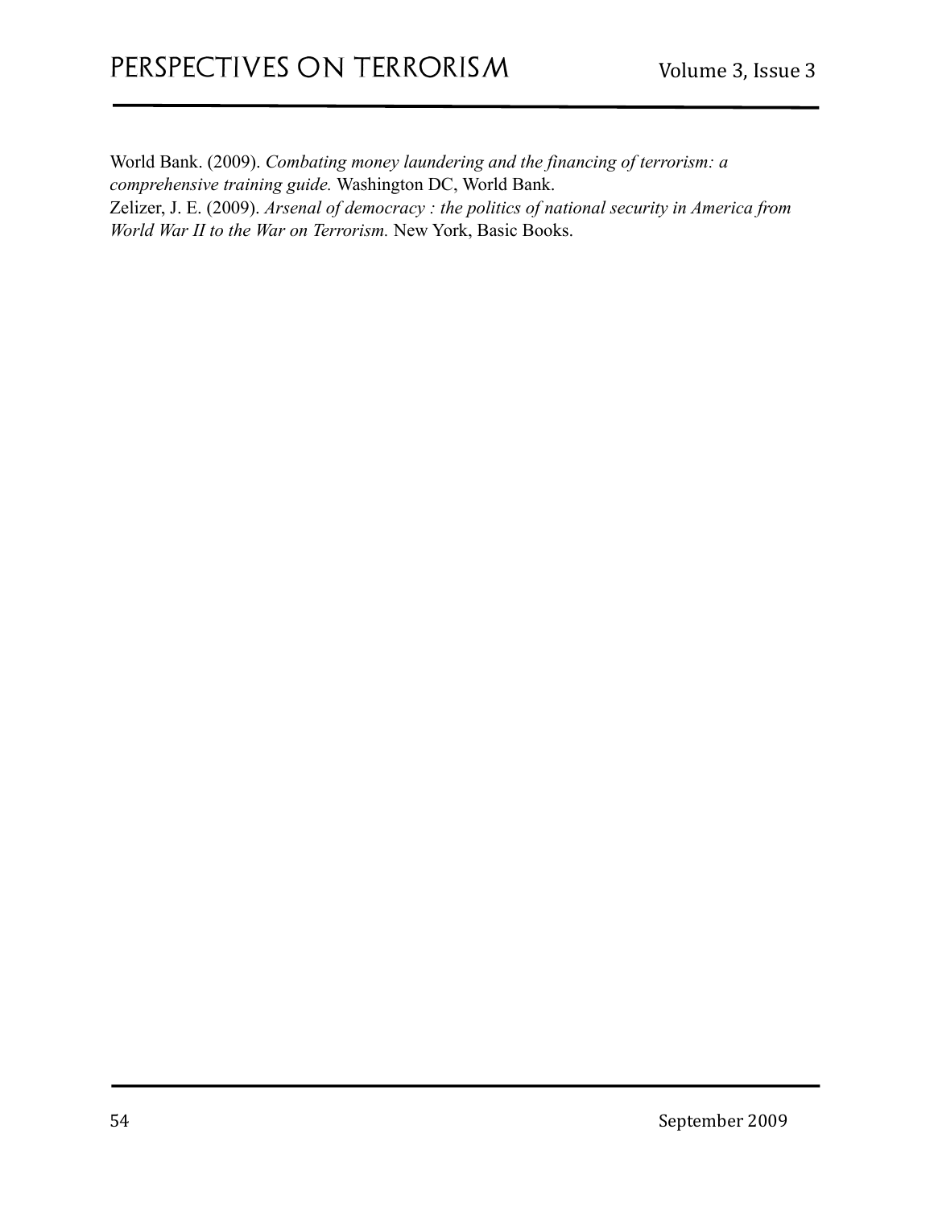World Bank. (2009). *Combating money laundering and the financing of terrorism: a comprehensive training guide.* Washington DC, World Bank.

Zelizer, J. E. (2009). *Arsenal of democracy : the politics of national security in America from World War II to the War on Terrorism.* New York, Basic Books.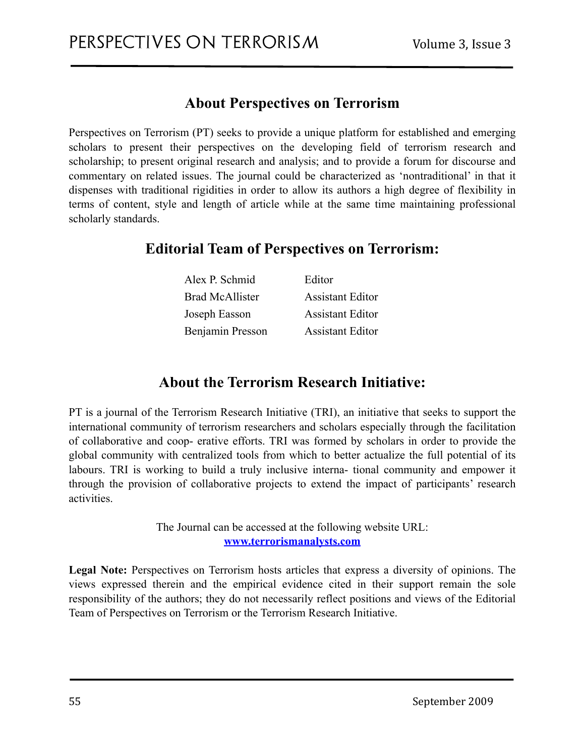## About Perspectives on Terrorism

Perspectives on Terrorism (PT) seeks to provide a unique platform for established and emerging scholars to present their perspectives on the developing field of terrorism research and scholarship; to present original research and analysis; and to provide a forum for discourse and commentary on related issues. The journal could be characterized as 'nontraditional' in that it dispenses with traditional rigidities in order to allow its authors a high degree of flexibility in terms of content, style and length of article while at the same time maintaining professional scholarly standards.

## Editorial Team of Perspectives on Terrorism:

| | |
|---|---|
| Alex P. Schmid | Editor |
| Brad McAllister | Assistant Editor |
| Joseph Easson | Assistant Editor |
| Benjamin Presson | Assistant Editor |

## About the Terrorism Research Initiative:

PT is a journal of the Terrorism Research Initiative (TRI), an initiative that seeks to support the international community of terrorism researchers and scholars especially through the facilitation of collaborative and coop- erative efforts. TRI was formed by scholars in order to provide the global community with centralized tools from which to better actualize the full potential of its labours. TRI is working to build a truly inclusive interna- tional community and empower it through the provision of collaborative projects to extend the impact of participants' research activities.

The Journal can be accessed at the following website URL:
**www.terrorismanalysts.com**

**Legal Note:** Perspectives on Terrorism hosts articles that express a diversity of opinions. The views expressed therein and the empirical evidence cited in their support remain the sole responsibility of the authors; they do not necessarily reflect positions and views of the Editorial Team of Perspectives on Terrorism or the Terrorism Research Initiative.